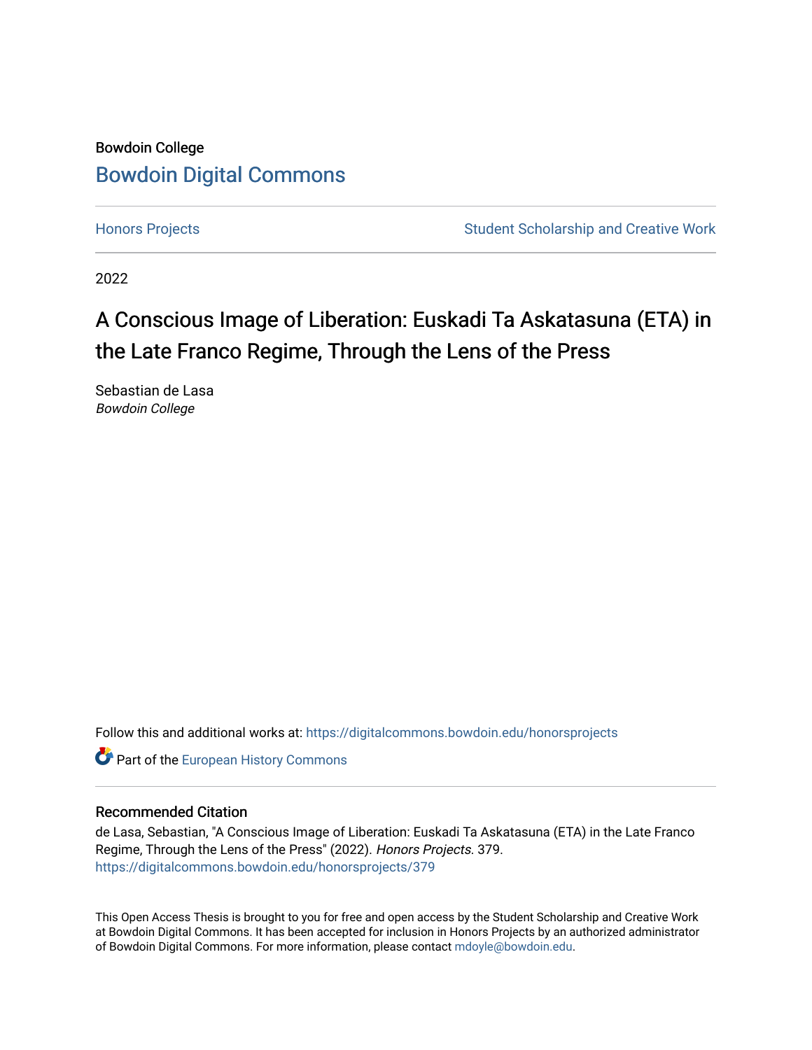Bowdoin College

# Bowdoin Digital Commons

Honors Projects | Student Scholarship and Creative Work

2022

# A Conscious Image of Liberation: Euskadi Ta Askatasuna (ETA) in the Late Franco Regime, Through the Lens of the Press

Sebastian de Lasa
*Bowdoin College*

Follow this and additional works at: https://digitalcommons.bowdoin.edu/honorsprojects

Part of the European History Commons

### Recommended Citation

de Lasa, Sebastian, "A Conscious Image of Liberation: Euskadi Ta Askatasuna (ETA) in the Late Franco Regime, Through the Lens of the Press" (2022). *Honors Projects*. 379.
https://digitalcommons.bowdoin.edu/honorsprojects/379

This Open Access Thesis is brought to you for free and open access by the Student Scholarship and Creative Work at Bowdoin Digital Commons. It has been accepted for inclusion in Honors Projects by an authorized administrator of Bowdoin Digital Commons. For more information, please contact mdoyle@bowdoin.edu.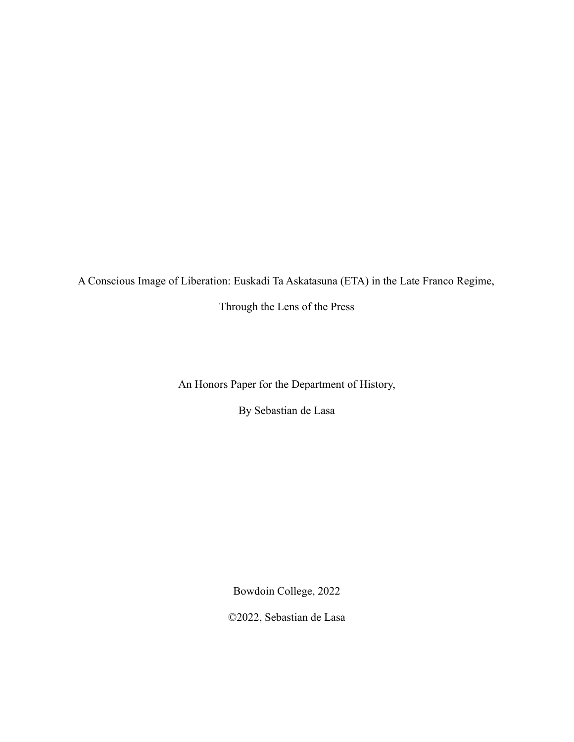A Conscious Image of Liberation: Euskadi Ta Askatasuna (ETA) in the Late Franco Regime,

Through the Lens of the Press

An Honors Paper for the Department of History,

By Sebastian de Lasa

Bowdoin College, 2022

©2022, Sebastian de Lasa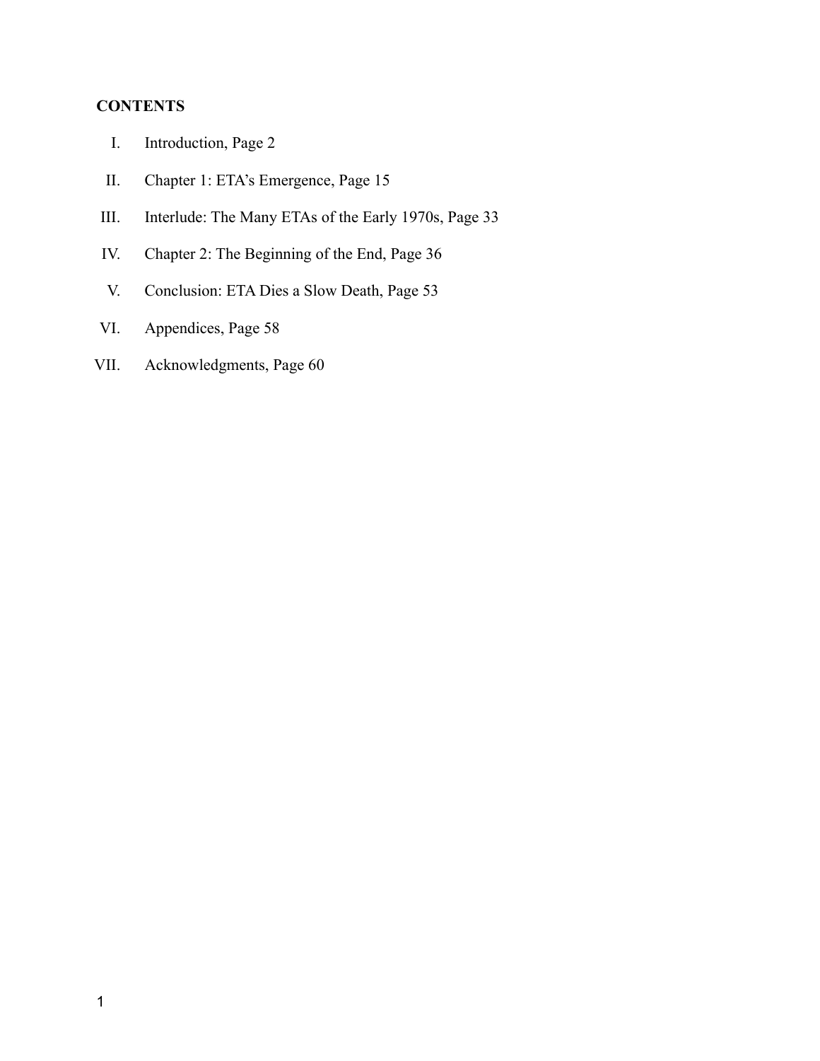**CONTENTS**

I. Introduction, Page 2

II. Chapter 1: ETA's Emergence, Page 15

III. Interlude: The Many ETAs of the Early 1970s, Page 33

IV. Chapter 2: The Beginning of the End, Page 36

V. Conclusion: ETA Dies a Slow Death, Page 53

VI. Appendices, Page 58

VII. Acknowledgments, Page 60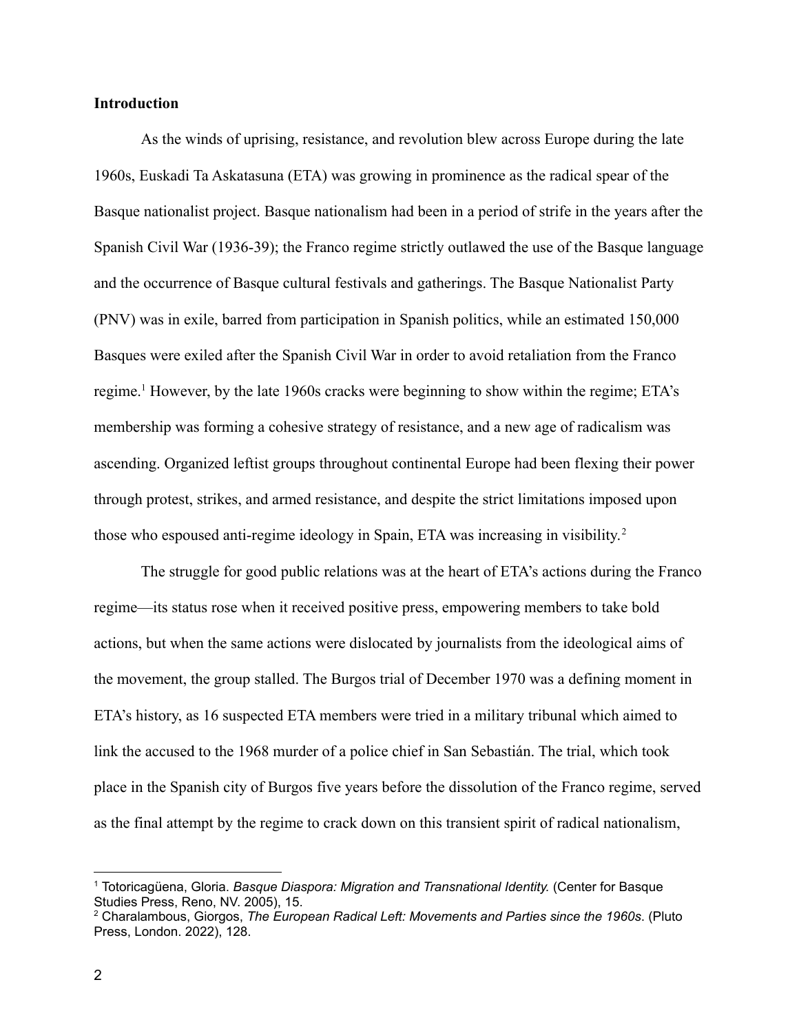**Introduction**

As the winds of uprising, resistance, and revolution blew across Europe during the late 1960s, Euskadi Ta Askatasuna (ETA) was growing in prominence as the radical spear of the Basque nationalist project. Basque nationalism had been in a period of strife in the years after the Spanish Civil War (1936-39); the Franco regime strictly outlawed the use of the Basque language and the occurrence of Basque cultural festivals and gatherings. The Basque Nationalist Party (PNV) was in exile, barred from participation in Spanish politics, while an estimated 150,000 Basques were exiled after the Spanish Civil War in order to avoid retaliation from the Franco regime.[1] However, by the late 1960s cracks were beginning to show within the regime; ETA's membership was forming a cohesive strategy of resistance, and a new age of radicalism was ascending. Organized leftist groups throughout continental Europe had been flexing their power through protest, strikes, and armed resistance, and despite the strict limitations imposed upon those who espoused anti-regime ideology in Spain, ETA was increasing in visibility.[2]

The struggle for good public relations was at the heart of ETA's actions during the Franco regime—its status rose when it received positive press, empowering members to take bold actions, but when the same actions were dislocated by journalists from the ideological aims of the movement, the group stalled. The Burgos trial of December 1970 was a defining moment in ETA's history, as 16 suspected ETA members were tried in a military tribunal which aimed to link the accused to the 1968 murder of a police chief in San Sebastián. The trial, which took place in the Spanish city of Burgos five years before the dissolution of the Franco regime, served as the final attempt by the regime to crack down on this transient spirit of radical nationalism,

---

[1] Totoricagüena, Gloria. *Basque Diaspora: Migration and Transnational Identity.* (Center for Basque Studies Press, Reno, NV. 2005), 15.

[2] Charalambous, Giorgos, *The European Radical Left: Movements and Parties since the 1960s*. (Pluto Press, London. 2022), 128.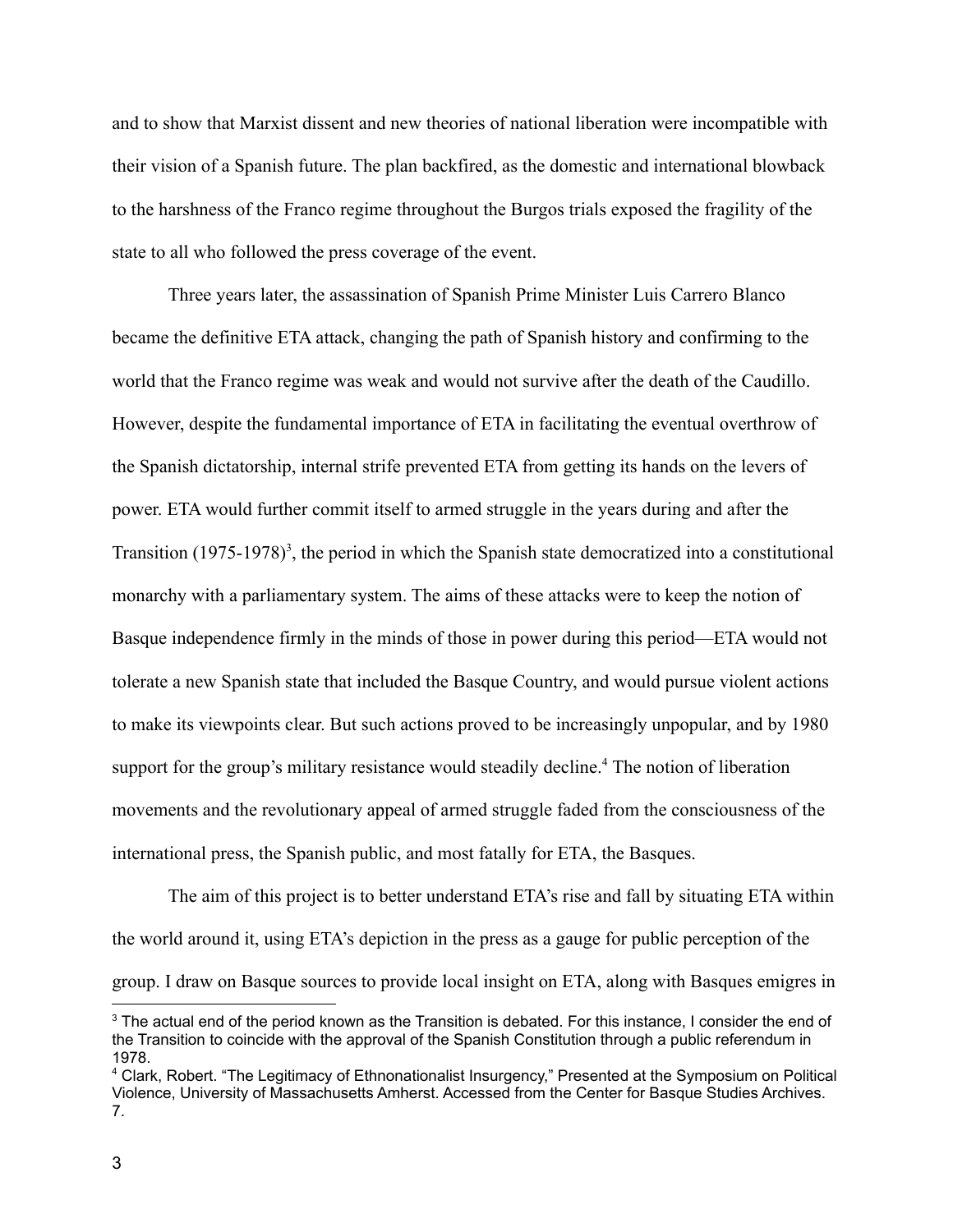and to show that Marxist dissent and new theories of national liberation were incompatible with their vision of a Spanish future. The plan backfired, as the domestic and international blowback to the harshness of the Franco regime throughout the Burgos trials exposed the fragility of the state to all who followed the press coverage of the event.

Three years later, the assassination of Spanish Prime Minister Luis Carrero Blanco became the definitive ETA attack, changing the path of Spanish history and confirming to the world that the Franco regime was weak and would not survive after the death of the Caudillo. However, despite the fundamental importance of ETA in facilitating the eventual overthrow of the Spanish dictatorship, internal strife prevented ETA from getting its hands on the levers of power. ETA would further commit itself to armed struggle in the years during and after the Transition (1975-1978)[3], the period in which the Spanish state democratized into a constitutional monarchy with a parliamentary system. The aims of these attacks were to keep the notion of Basque independence firmly in the minds of those in power during this period—ETA would not tolerate a new Spanish state that included the Basque Country, and would pursue violent actions to make its viewpoints clear. But such actions proved to be increasingly unpopular, and by 1980 support for the group's military resistance would steadily decline.[4] The notion of liberation movements and the revolutionary appeal of armed struggle faded from the consciousness of the international press, the Spanish public, and most fatally for ETA, the Basques.

The aim of this project is to better understand ETA's rise and fall by situating ETA within the world around it, using ETA's depiction in the press as a gauge for public perception of the group. I draw on Basque sources to provide local insight on ETA, along with Basques emigres in

---

[3] The actual end of the period known as the Transition is debated. For this instance, I consider the end of the Transition to coincide with the approval of the Spanish Constitution through a public referendum in 1978.

[4] Clark, Robert. "The Legitimacy of Ethnonationalist Insurgency," Presented at the Symposium on Political Violence, University of Massachusetts Amherst. Accessed from the Center for Basque Studies Archives. 7.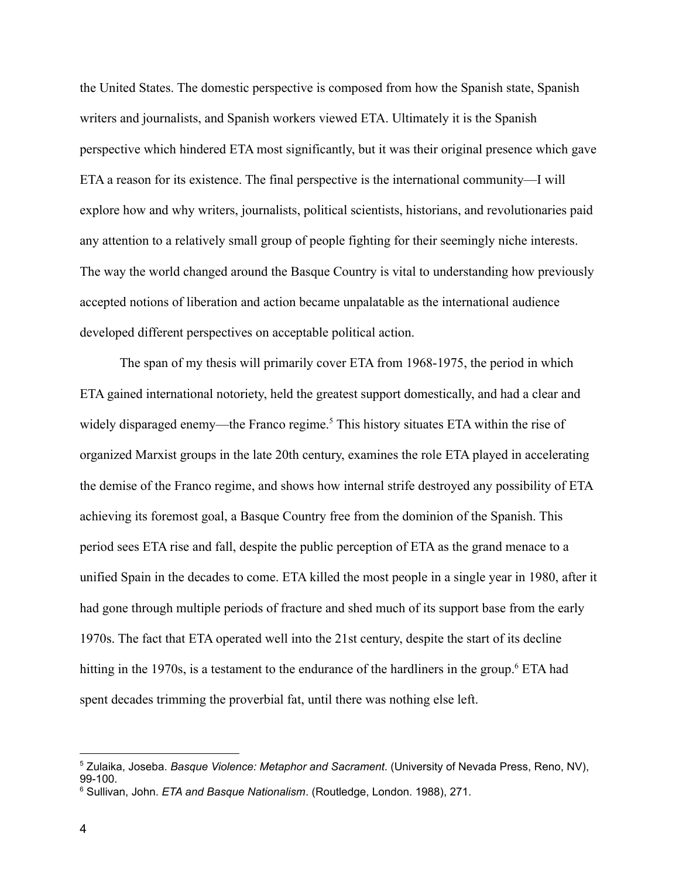the United States. The domestic perspective is composed from how the Spanish state, Spanish writers and journalists, and Spanish workers viewed ETA. Ultimately it is the Spanish perspective which hindered ETA most significantly, but it was their original presence which gave ETA a reason for its existence. The final perspective is the international community—I will explore how and why writers, journalists, political scientists, historians, and revolutionaries paid any attention to a relatively small group of people fighting for their seemingly niche interests. The way the world changed around the Basque Country is vital to understanding how previously accepted notions of liberation and action became unpalatable as the international audience developed different perspectives on acceptable political action.

The span of my thesis will primarily cover ETA from 1968-1975, the period in which ETA gained international notoriety, held the greatest support domestically, and had a clear and widely disparaged enemy—the Franco regime.[5] This history situates ETA within the rise of organized Marxist groups in the late 20th century, examines the role ETA played in accelerating the demise of the Franco regime, and shows how internal strife destroyed any possibility of ETA achieving its foremost goal, a Basque Country free from the dominion of the Spanish. This period sees ETA rise and fall, despite the public perception of ETA as the grand menace to a unified Spain in the decades to come. ETA killed the most people in a single year in 1980, after it had gone through multiple periods of fracture and shed much of its support base from the early 1970s. The fact that ETA operated well into the 21st century, despite the start of its decline hitting in the 1970s, is a testament to the endurance of the hardliners in the group.[6] ETA had spent decades trimming the proverbial fat, until there was nothing else left.

---

[5] Zulaika, Joseba. *Basque Violence: Metaphor and Sacrament*. (University of Nevada Press, Reno, NV), 99-100.

[6] Sullivan, John. *ETA and Basque Nationalism*. (Routledge, London. 1988), 271.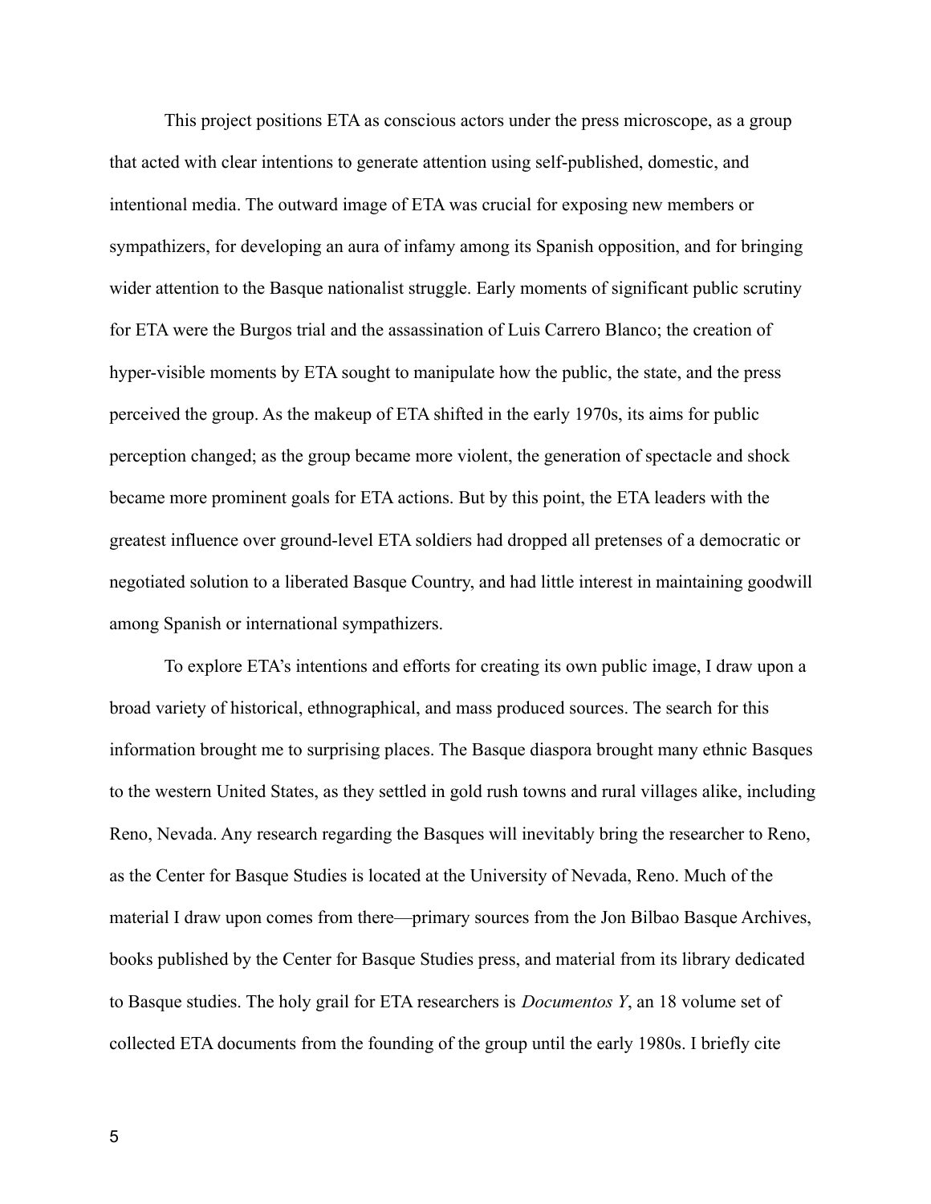This project positions ETA as conscious actors under the press microscope, as a group that acted with clear intentions to generate attention using self-published, domestic, and intentional media. The outward image of ETA was crucial for exposing new members or sympathizers, for developing an aura of infamy among its Spanish opposition, and for bringing wider attention to the Basque nationalist struggle. Early moments of significant public scrutiny for ETA were the Burgos trial and the assassination of Luis Carrero Blanco; the creation of hyper-visible moments by ETA sought to manipulate how the public, the state, and the press perceived the group. As the makeup of ETA shifted in the early 1970s, its aims for public perception changed; as the group became more violent, the generation of spectacle and shock became more prominent goals for ETA actions. But by this point, the ETA leaders with the greatest influence over ground-level ETA soldiers had dropped all pretenses of a democratic or negotiated solution to a liberated Basque Country, and had little interest in maintaining goodwill among Spanish or international sympathizers.

To explore ETA's intentions and efforts for creating its own public image, I draw upon a broad variety of historical, ethnographical, and mass produced sources. The search for this information brought me to surprising places. The Basque diaspora brought many ethnic Basques to the western United States, as they settled in gold rush towns and rural villages alike, including Reno, Nevada. Any research regarding the Basques will inevitably bring the researcher to Reno, as the Center for Basque Studies is located at the University of Nevada, Reno. Much of the material I draw upon comes from there—primary sources from the Jon Bilbao Basque Archives, books published by the Center for Basque Studies press, and material from its library dedicated to Basque studies. The holy grail for ETA researchers is *Documentos Y*, an 18 volume set of collected ETA documents from the founding of the group until the early 1980s. I briefly cite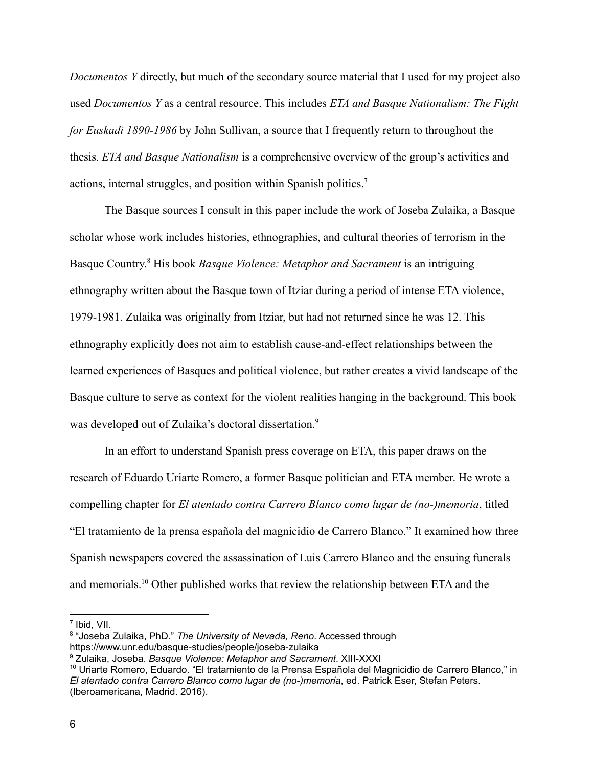*Documentos Y* directly, but much of the secondary source material that I used for my project also used *Documentos Y* as a central resource. This includes *ETA and Basque Nationalism: The Fight for Euskadi 1890-1986* by John Sullivan, a source that I frequently return to throughout the thesis. *ETA and Basque Nationalism* is a comprehensive overview of the group's activities and actions, internal struggles, and position within Spanish politics.[7]

The Basque sources I consult in this paper include the work of Joseba Zulaika, a Basque scholar whose work includes histories, ethnographies, and cultural theories of terrorism in the Basque Country.[8] His book *Basque Violence: Metaphor and Sacrament* is an intriguing ethnography written about the Basque town of Itziar during a period of intense ETA violence, 1979-1981. Zulaika was originally from Itziar, but had not returned since he was 12. This ethnography explicitly does not aim to establish cause-and-effect relationships between the learned experiences of Basques and political violence, but rather creates a vivid landscape of the Basque culture to serve as context for the violent realities hanging in the background. This book was developed out of Zulaika's doctoral dissertation.[9]

In an effort to understand Spanish press coverage on ETA, this paper draws on the research of Eduardo Uriarte Romero, a former Basque politician and ETA member. He wrote a compelling chapter for *El atentado contra Carrero Blanco como lugar de (no-)memoria*, titled "El tratamiento de la prensa española del magnicidio de Carrero Blanco." It examined how three Spanish newspapers covered the assassination of Luis Carrero Blanco and the ensuing funerals and memorials.[10] Other published works that review the relationship between ETA and the

---

[7] Ibid, VII.

[8] "Joseba Zulaika, PhD." *The University of Nevada, Reno*. Accessed through https://www.unr.edu/basque-studies/people/joseba-zulaika

[9] Zulaika, Joseba. *Basque Violence: Metaphor and Sacrament*. XIII-XXXI

[10] Uriarte Romero, Eduardo. "El tratamiento de la Prensa Española del Magnicidio de Carrero Blanco," in *El atentado contra Carrero Blanco como lugar de (no-)memoria*, ed. Patrick Eser, Stefan Peters. (Iberoamericana, Madrid. 2016).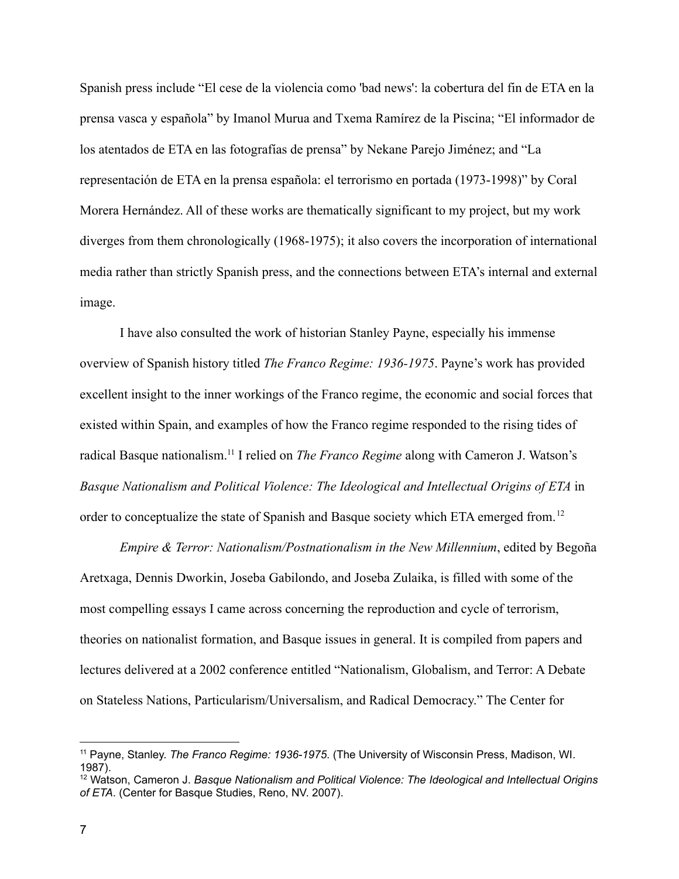Spanish press include "El cese de la violencia como 'bad news': la cobertura del fin de ETA en la prensa vasca y española" by Imanol Murua and Txema Ramírez de la Piscina; "El informador de los atentados de ETA en las fotografías de prensa" by Nekane Parejo Jiménez; and "La representación de ETA en la prensa española: el terrorismo en portada (1973-1998)" by Coral Morera Hernández. All of these works are thematically significant to my project, but my work diverges from them chronologically (1968-1975); it also covers the incorporation of international media rather than strictly Spanish press, and the connections between ETA's internal and external image.

I have also consulted the work of historian Stanley Payne, especially his immense overview of Spanish history titled *The Franco Regime: 1936-1975*. Payne's work has provided excellent insight to the inner workings of the Franco regime, the economic and social forces that existed within Spain, and examples of how the Franco regime responded to the rising tides of radical Basque nationalism.[11] I relied on *The Franco Regime* along with Cameron J. Watson's *Basque Nationalism and Political Violence: The Ideological and Intellectual Origins of ETA* in order to conceptualize the state of Spanish and Basque society which ETA emerged from.[12]

*Empire & Terror: Nationalism/Postnationalism in the New Millennium*, edited by Begoña Aretxaga, Dennis Dworkin, Joseba Gabilondo, and Joseba Zulaika, is filled with some of the most compelling essays I came across concerning the reproduction and cycle of terrorism, theories on nationalist formation, and Basque issues in general. It is compiled from papers and lectures delivered at a 2002 conference entitled "Nationalism, Globalism, and Terror: A Debate on Stateless Nations, Particularism/Universalism, and Radical Democracy." The Center for

---

[11] Payne, Stanley. *The Franco Regime: 1936-1975*. (The University of Wisconsin Press, Madison, WI. 1987).

[12] Watson, Cameron J. *Basque Nationalism and Political Violence: The Ideological and Intellectual Origins of ETA*. (Center for Basque Studies, Reno, NV. 2007).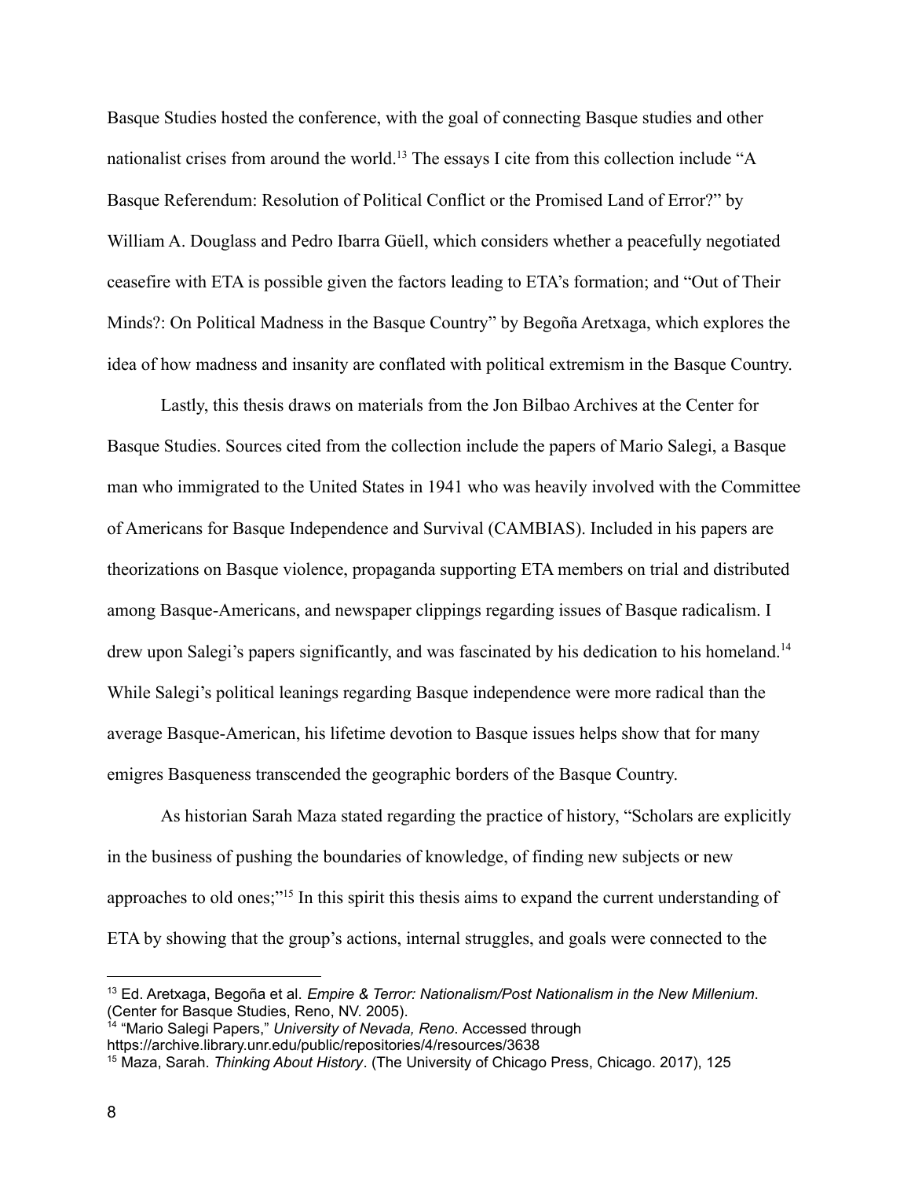Basque Studies hosted the conference, with the goal of connecting Basque studies and other nationalist crises from around the world.[13] The essays I cite from this collection include "A Basque Referendum: Resolution of Political Conflict or the Promised Land of Error?" by William A. Douglass and Pedro Ibarra Güell, which considers whether a peacefully negotiated ceasefire with ETA is possible given the factors leading to ETA's formation; and "Out of Their Minds?: On Political Madness in the Basque Country" by Begoña Aretxaga, which explores the idea of how madness and insanity are conflated with political extremism in the Basque Country.

Lastly, this thesis draws on materials from the Jon Bilbao Archives at the Center for Basque Studies. Sources cited from the collection include the papers of Mario Salegi, a Basque man who immigrated to the United States in 1941 who was heavily involved with the Committee of Americans for Basque Independence and Survival (CAMBIAS). Included in his papers are theorizations on Basque violence, propaganda supporting ETA members on trial and distributed among Basque-Americans, and newspaper clippings regarding issues of Basque radicalism. I drew upon Salegi's papers significantly, and was fascinated by his dedication to his homeland.[14] While Salegi's political leanings regarding Basque independence were more radical than the average Basque-American, his lifetime devotion to Basque issues helps show that for many emigres Basqueness transcended the geographic borders of the Basque Country.

As historian Sarah Maza stated regarding the practice of history, "Scholars are explicitly in the business of pushing the boundaries of knowledge, of finding new subjects or new approaches to old ones;"[15] In this spirit this thesis aims to expand the current understanding of ETA by showing that the group's actions, internal struggles, and goals were connected to the

---

[13] Ed. Aretxaga, Begoña et al. *Empire & Terror: Nationalism/Post Nationalism in the New Millenium*. (Center for Basque Studies, Reno, NV. 2005).

[14] "Mario Salegi Papers," *University of Nevada, Reno*. Accessed through https://archive.library.unr.edu/public/repositories/4/resources/3638

[15] Maza, Sarah. *Thinking About History*. (The University of Chicago Press, Chicago. 2017), 125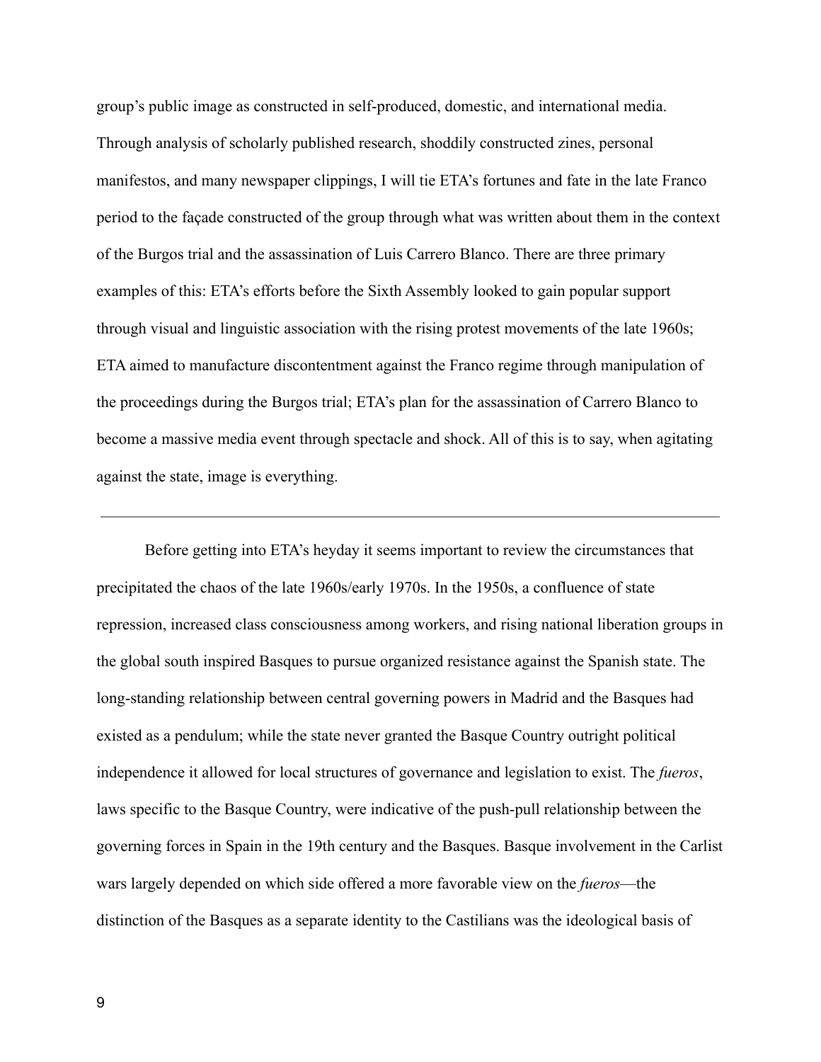group's public image as constructed in self-produced, domestic, and international media. Through analysis of scholarly published research, shoddily constructed zines, personal manifestos, and many newspaper clippings, I will tie ETA's fortunes and fate in the late Franco period to the façade constructed of the group through what was written about them in the context of the Burgos trial and the assassination of Luis Carrero Blanco. There are three primary examples of this: ETA's efforts before the Sixth Assembly looked to gain popular support through visual and linguistic association with the rising protest movements of the late 1960s; ETA aimed to manufacture discontentment against the Franco regime through manipulation of the proceedings during the Burgos trial; ETA's plan for the assassination of Carrero Blanco to become a massive media event through spectacle and shock. All of this is to say, when agitating against the state, image is everything.

---

Before getting into ETA's heyday it seems important to review the circumstances that precipitated the chaos of the late 1960s/early 1970s. In the 1950s, a confluence of state repression, increased class consciousness among workers, and rising national liberation groups in the global south inspired Basques to pursue organized resistance against the Spanish state. The long-standing relationship between central governing powers in Madrid and the Basques had existed as a pendulum; while the state never granted the Basque Country outright political independence it allowed for local structures of governance and legislation to exist. The *fueros*, laws specific to the Basque Country, were indicative of the push-pull relationship between the governing forces in Spain in the 19th century and the Basques. Basque involvement in the Carlist wars largely depended on which side offered a more favorable view on the *fueros*—the distinction of the Basques as a separate identity to the Castilians was the ideological basis of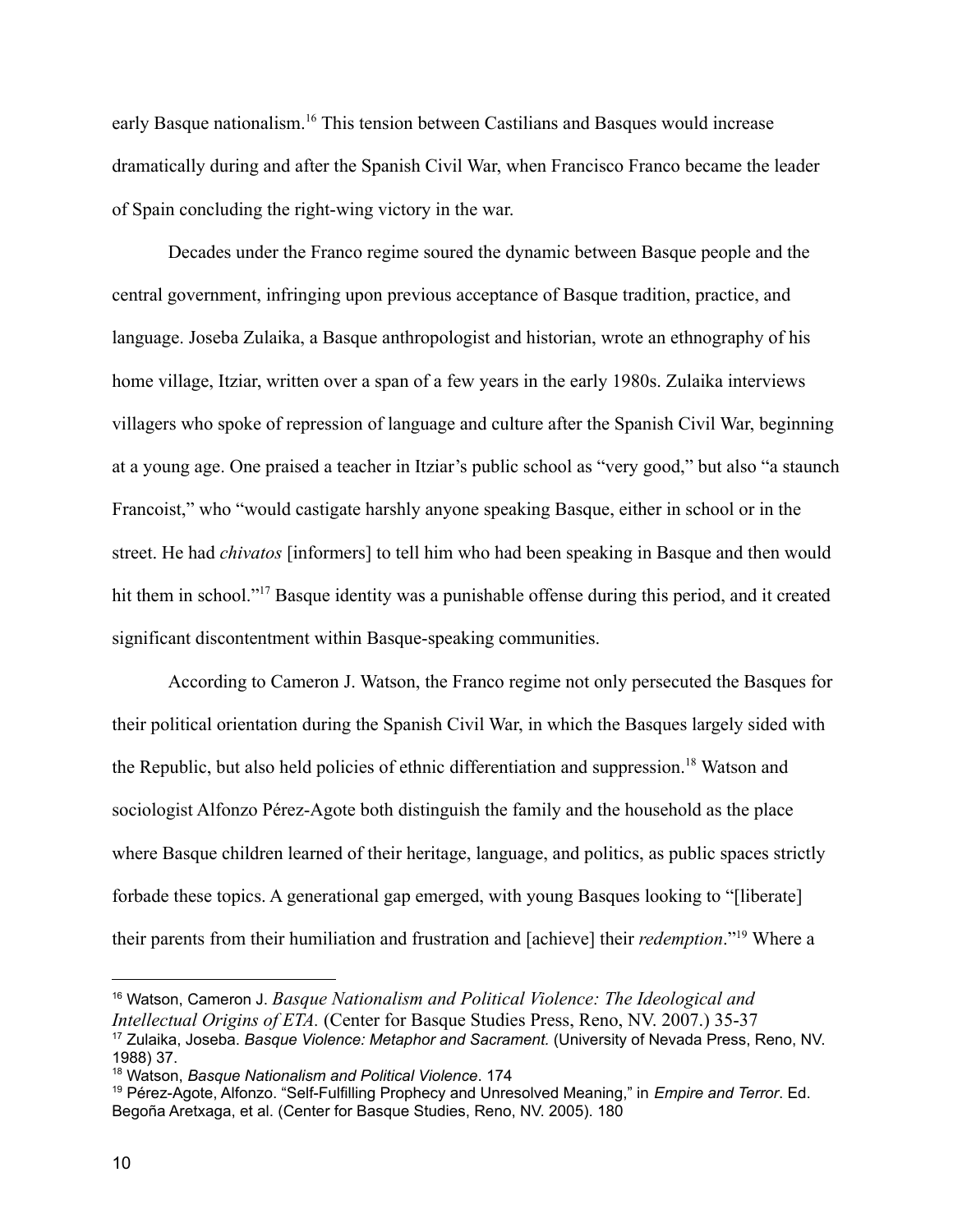early Basque nationalism.[16] This tension between Castilians and Basques would increase dramatically during and after the Spanish Civil War, when Francisco Franco became the leader of Spain concluding the right-wing victory in the war.

Decades under the Franco regime soured the dynamic between Basque people and the central government, infringing upon previous acceptance of Basque tradition, practice, and language. Joseba Zulaika, a Basque anthropologist and historian, wrote an ethnography of his home village, Itziar, written over a span of a few years in the early 1980s. Zulaika interviews villagers who spoke of repression of language and culture after the Spanish Civil War, beginning at a young age. One praised a teacher in Itziar's public school as "very good," but also "a staunch Francoist," who "would castigate harshly anyone speaking Basque, either in school or in the street. He had *chivatos* [informers] to tell him who had been speaking in Basque and then would hit them in school."[17] Basque identity was a punishable offense during this period, and it created significant discontentment within Basque-speaking communities.

According to Cameron J. Watson, the Franco regime not only persecuted the Basques for their political orientation during the Spanish Civil War, in which the Basques largely sided with the Republic, but also held policies of ethnic differentiation and suppression.[18] Watson and sociologist Alfonzo Pérez-Agote both distinguish the family and the household as the place where Basque children learned of their heritage, language, and politics, as public spaces strictly forbade these topics. A generational gap emerged, with young Basques looking to "[liberate] their parents from their humiliation and frustration and [achieve] their *redemption*."[19] Where a

---

[16] Watson, Cameron J. *Basque Nationalism and Political Violence: The Ideological and Intellectual Origins of ETA.* (Center for Basque Studies Press, Reno, NV. 2007.) 35-37

[17] Zulaika, Joseba. *Basque Violence: Metaphor and Sacrament.* (University of Nevada Press, Reno, NV. 1988) 37.

[18] Watson, *Basque Nationalism and Political Violence*. 174

[19] Pérez-Agote, Alfonzo. "Self-Fulfilling Prophecy and Unresolved Meaning," in *Empire and Terror*. Ed. Begoña Aretxaga, et al. (Center for Basque Studies, Reno, NV. 2005). 180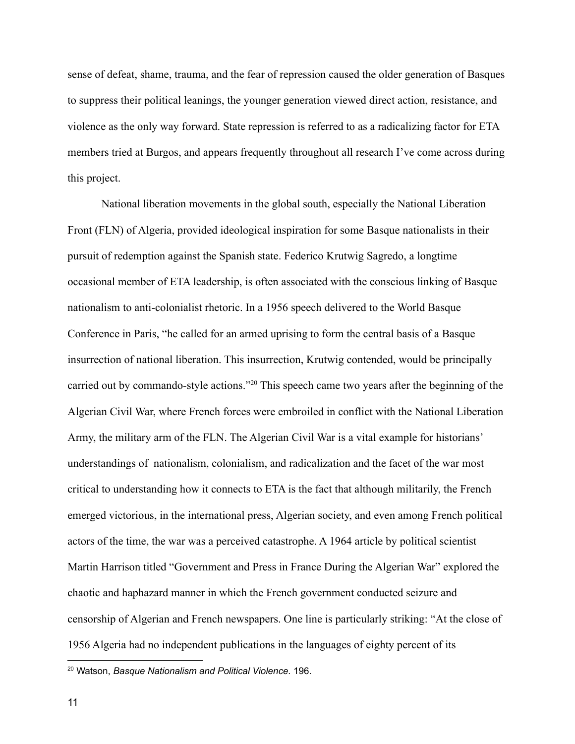sense of defeat, shame, trauma, and the fear of repression caused the older generation of Basques to suppress their political leanings, the younger generation viewed direct action, resistance, and violence as the only way forward. State repression is referred to as a radicalizing factor for ETA members tried at Burgos, and appears frequently throughout all research I've come across during this project.

National liberation movements in the global south, especially the National Liberation Front (FLN) of Algeria, provided ideological inspiration for some Basque nationalists in their pursuit of redemption against the Spanish state. Federico Krutwig Sagredo, a longtime occasional member of ETA leadership, is often associated with the conscious linking of Basque nationalism to anti-colonialist rhetoric. In a 1956 speech delivered to the World Basque Conference in Paris, "he called for an armed uprising to form the central basis of a Basque insurrection of national liberation. This insurrection, Krutwig contended, would be principally carried out by commando-style actions."[20] This speech came two years after the beginning of the Algerian Civil War, where French forces were embroiled in conflict with the National Liberation Army, the military arm of the FLN. The Algerian Civil War is a vital example for historians' understandings of nationalism, colonialism, and radicalization and the facet of the war most critical to understanding how it connects to ETA is the fact that although militarily, the French emerged victorious, in the international press, Algerian society, and even among French political actors of the time, the war was a perceived catastrophe. A 1964 article by political scientist Martin Harrison titled "Government and Press in France During the Algerian War" explored the chaotic and haphazard manner in which the French government conducted seizure and censorship of Algerian and French newspapers. One line is particularly striking: "At the close of 1956 Algeria had no independent publications in the languages of eighty percent of its

[20] Watson, *Basque Nationalism and Political Violence.* 196.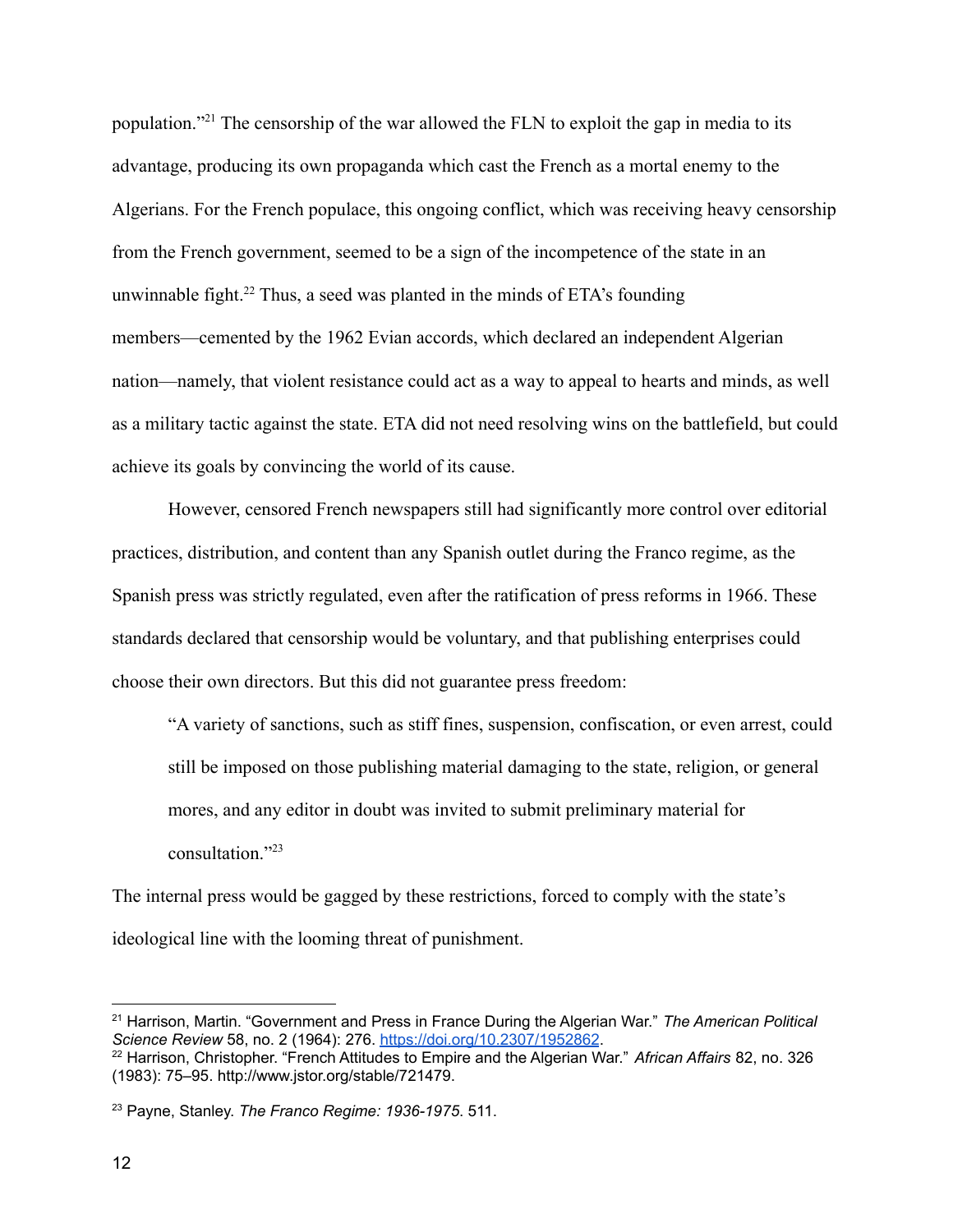population."[21] The censorship of the war allowed the FLN to exploit the gap in media to its advantage, producing its own propaganda which cast the French as a mortal enemy to the Algerians. For the French populace, this ongoing conflict, which was receiving heavy censorship from the French government, seemed to be a sign of the incompetence of the state in an unwinnable fight.[22] Thus, a seed was planted in the minds of ETA's founding members—cemented by the 1962 Evian accords, which declared an independent Algerian nation—namely, that violent resistance could act as a way to appeal to hearts and minds, as well as a military tactic against the state. ETA did not need resolving wins on the battlefield, but could achieve its goals by convincing the world of its cause.

However, censored French newspapers still had significantly more control over editorial practices, distribution, and content than any Spanish outlet during the Franco regime, as the Spanish press was strictly regulated, even after the ratification of press reforms in 1966. These standards declared that censorship would be voluntary, and that publishing enterprises could choose their own directors. But this did not guarantee press freedom:

> "A variety of sanctions, such as stiff fines, suspension, confiscation, or even arrest, could still be imposed on those publishing material damaging to the state, religion, or general mores, and any editor in doubt was invited to submit preliminary material for consultation."[23]

The internal press would be gagged by these restrictions, forced to comply with the state's ideological line with the looming threat of punishment.

---

[21] Harrison, Martin. "Government and Press in France During the Algerian War." *The American Political Science Review* 58, no. 2 (1964): 276. https://doi.org/10.2307/1952862.

[22] Harrison, Christopher. "French Attitudes to Empire and the Algerian War." *African Affairs* 82, no. 326 (1983): 75–95. http://www.jstor.org/stable/721479.

[23] Payne, Stanley. *The Franco Regime: 1936-1975*. 511.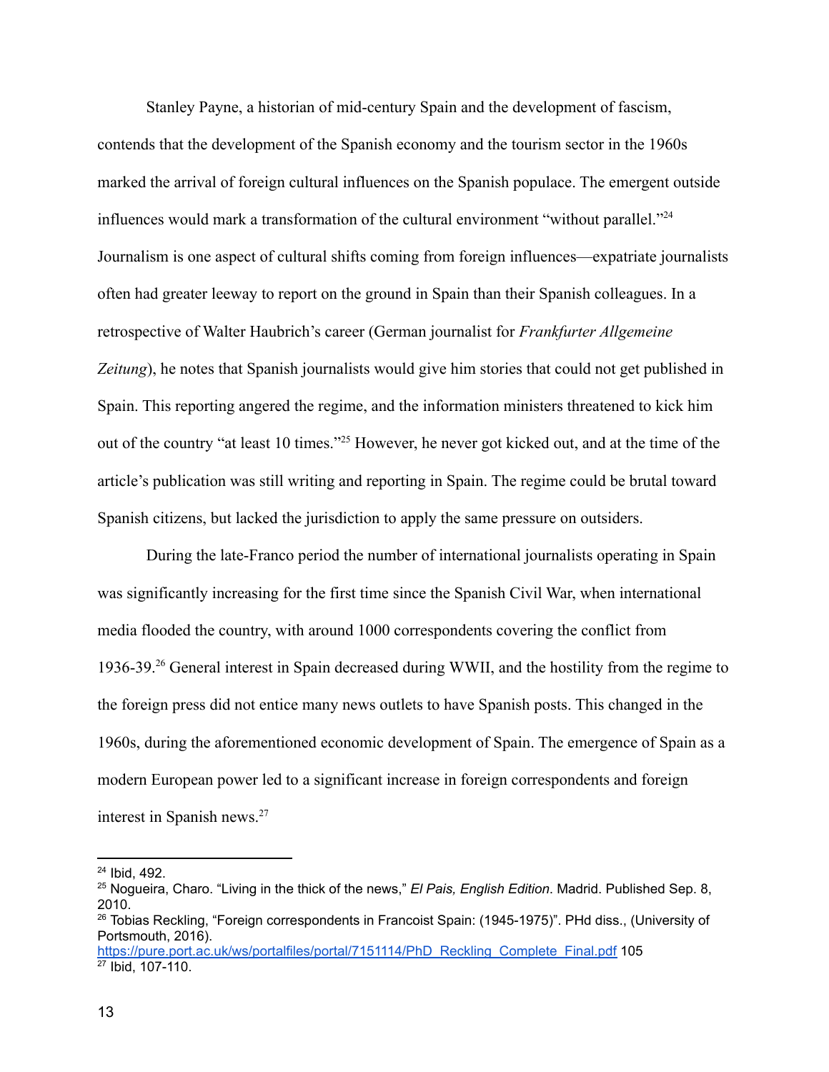Stanley Payne, a historian of mid-century Spain and the development of fascism, contends that the development of the Spanish economy and the tourism sector in the 1960s marked the arrival of foreign cultural influences on the Spanish populace. The emergent outside influences would mark a transformation of the cultural environment "without parallel."[24] Journalism is one aspect of cultural shifts coming from foreign influences—expatriate journalists often had greater leeway to report on the ground in Spain than their Spanish colleagues. In a retrospective of Walter Haubrich's career (German journalist for *Frankfurter Allgemeine Zeitung*), he notes that Spanish journalists would give him stories that could not get published in Spain. This reporting angered the regime, and the information ministers threatened to kick him out of the country "at least 10 times."[25] However, he never got kicked out, and at the time of the article's publication was still writing and reporting in Spain. The regime could be brutal toward Spanish citizens, but lacked the jurisdiction to apply the same pressure on outsiders.

During the late-Franco period the number of international journalists operating in Spain was significantly increasing for the first time since the Spanish Civil War, when international media flooded the country, with around 1000 correspondents covering the conflict from 1936-39.[26] General interest in Spain decreased during WWII, and the hostility from the regime to the foreign press did not entice many news outlets to have Spanish posts. This changed in the 1960s, during the aforementioned economic development of Spain. The emergence of Spain as a modern European power led to a significant increase in foreign correspondents and foreign interest in Spanish news.[27]

---

[24] Ibid, 492.

[25] Nogueira, Charo. "Living in the thick of the news," *El Pais, English Edition*. Madrid. Published Sep. 8, 2010.

[26] Tobias Reckling, "Foreign correspondents in Francoist Spain: (1945-1975)". PHd diss., (University of Portsmouth, 2016). https://pure.port.ac.uk/ws/portalfiles/portal/7151114/PhD_Reckling_Complete_Final.pdf 105

[27] Ibid, 107-110.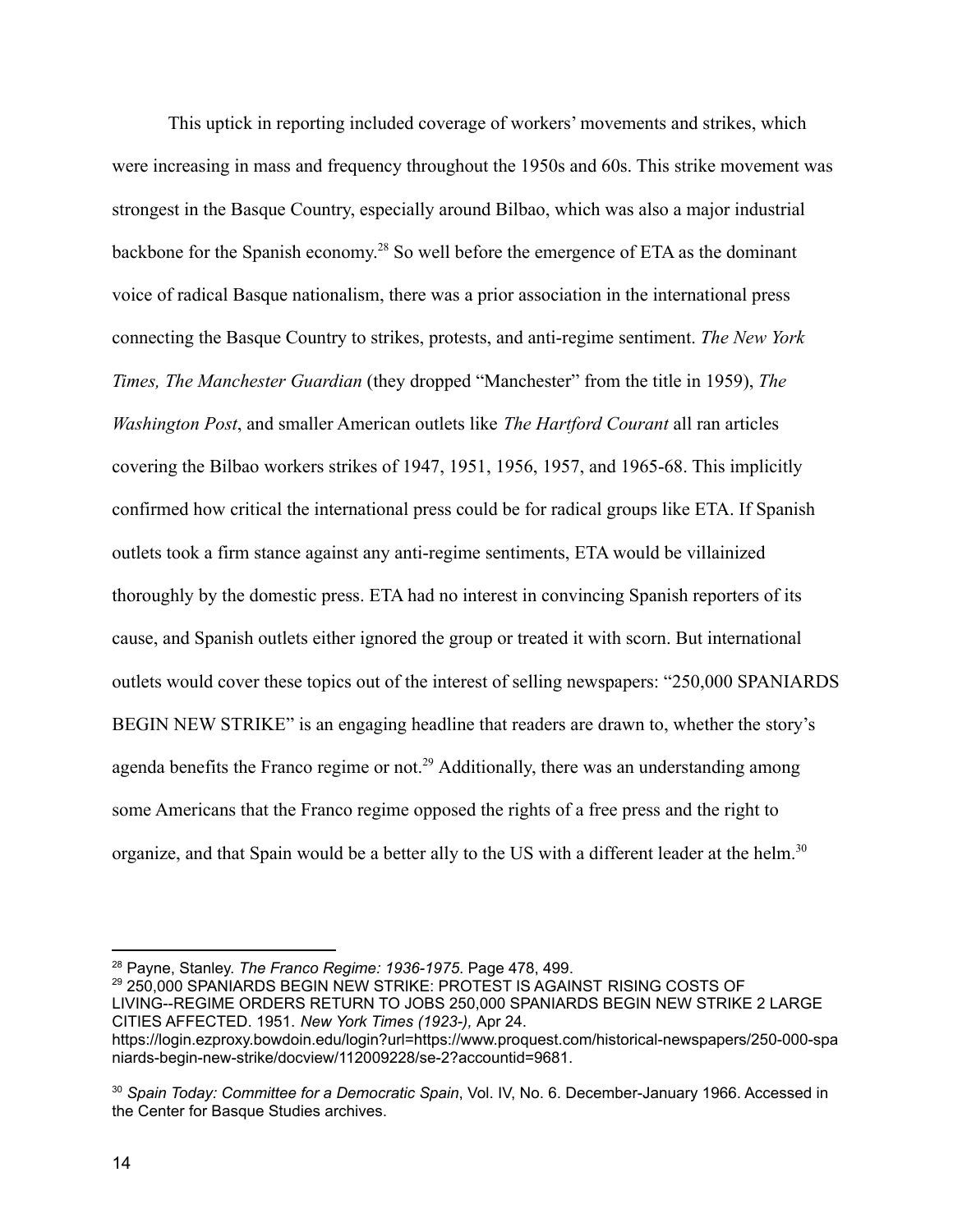This uptick in reporting included coverage of workers' movements and strikes, which were increasing in mass and frequency throughout the 1950s and 60s. This strike movement was strongest in the Basque Country, especially around Bilbao, which was also a major industrial backbone for the Spanish economy.[28] So well before the emergence of ETA as the dominant voice of radical Basque nationalism, there was a prior association in the international press connecting the Basque Country to strikes, protests, and anti-regime sentiment. *The New York Times, The Manchester Guardian* (they dropped "Manchester" from the title in 1959), *The Washington Post*, and smaller American outlets like *The Hartford Courant* all ran articles covering the Bilbao workers strikes of 1947, 1951, 1956, 1957, and 1965-68. This implicitly confirmed how critical the international press could be for radical groups like ETA. If Spanish outlets took a firm stance against any anti-regime sentiments, ETA would be villainized thoroughly by the domestic press. ETA had no interest in convincing Spanish reporters of its cause, and Spanish outlets either ignored the group or treated it with scorn. But international outlets would cover these topics out of the interest of selling newspapers: "250,000 SPANIARDS BEGIN NEW STRIKE" is an engaging headline that readers are drawn to, whether the story's agenda benefits the Franco regime or not.[29] Additionally, there was an understanding among some Americans that the Franco regime opposed the rights of a free press and the right to organize, and that Spain would be a better ally to the US with a different leader at the helm.[30]

---

[28] Payne, Stanley. *The Franco Regime: 1936-1975*. Page 478, 499.

[29] 250,000 SPANIARDS BEGIN NEW STRIKE: PROTEST IS AGAINST RISING COSTS OF LIVING--REGIME ORDERS RETURN TO JOBS 250,000 SPANIARDS BEGIN NEW STRIKE 2 LARGE CITIES AFFECTED. 1951. *New York Times (1923-)*, Apr 24. https://login.ezproxy.bowdoin.edu/login?url=https://www.proquest.com/historical-newspapers/250-000-spaniards-begin-new-strike/docview/112009228/se-2?accountid=9681.

[30] *Spain Today: Committee for a Democratic Spain*, Vol. IV, No. 6. December-January 1966. Accessed in the Center for Basque Studies archives.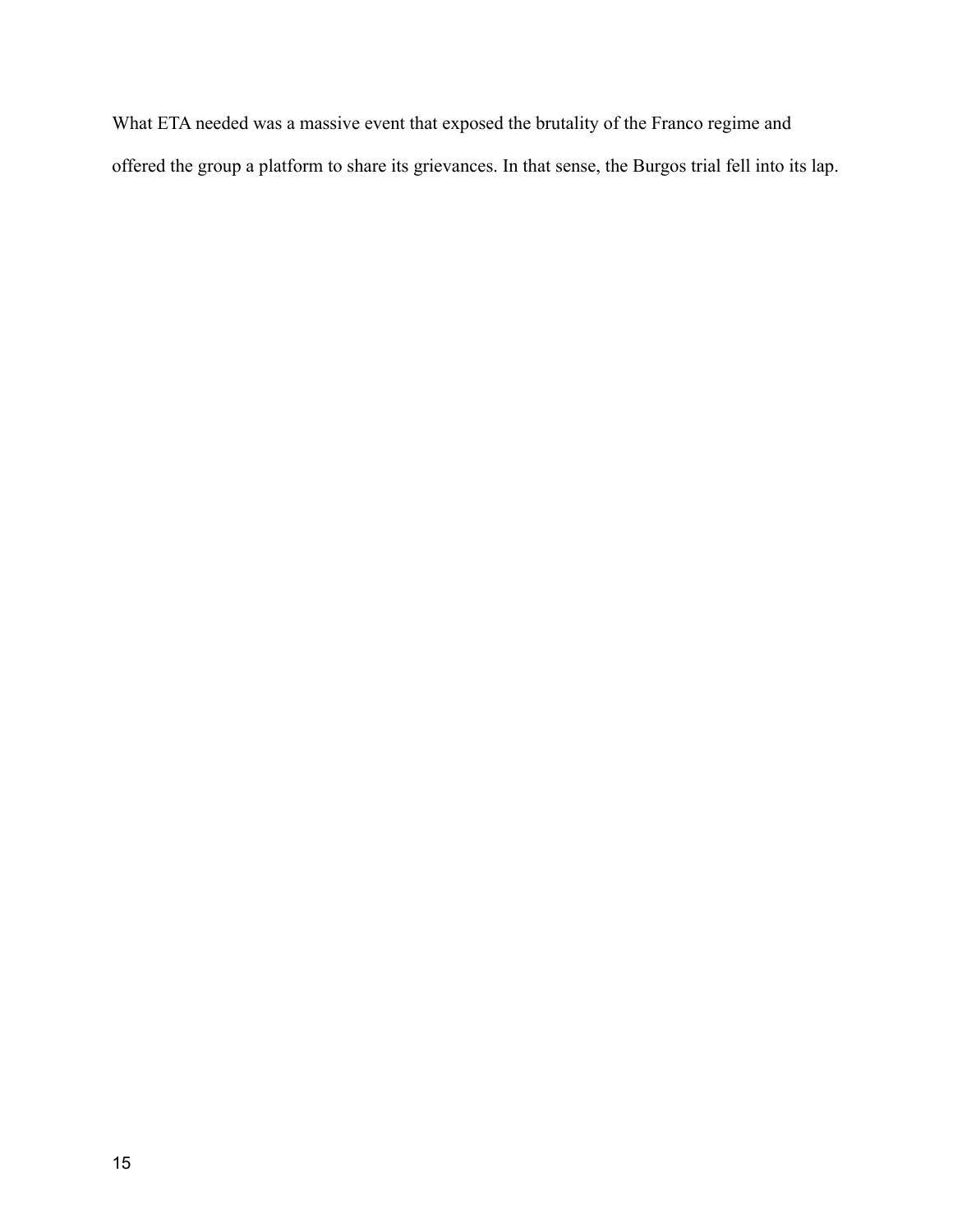What ETA needed was a massive event that exposed the brutality of the Franco regime and offered the group a platform to share its grievances. In that sense, the Burgos trial fell into its lap.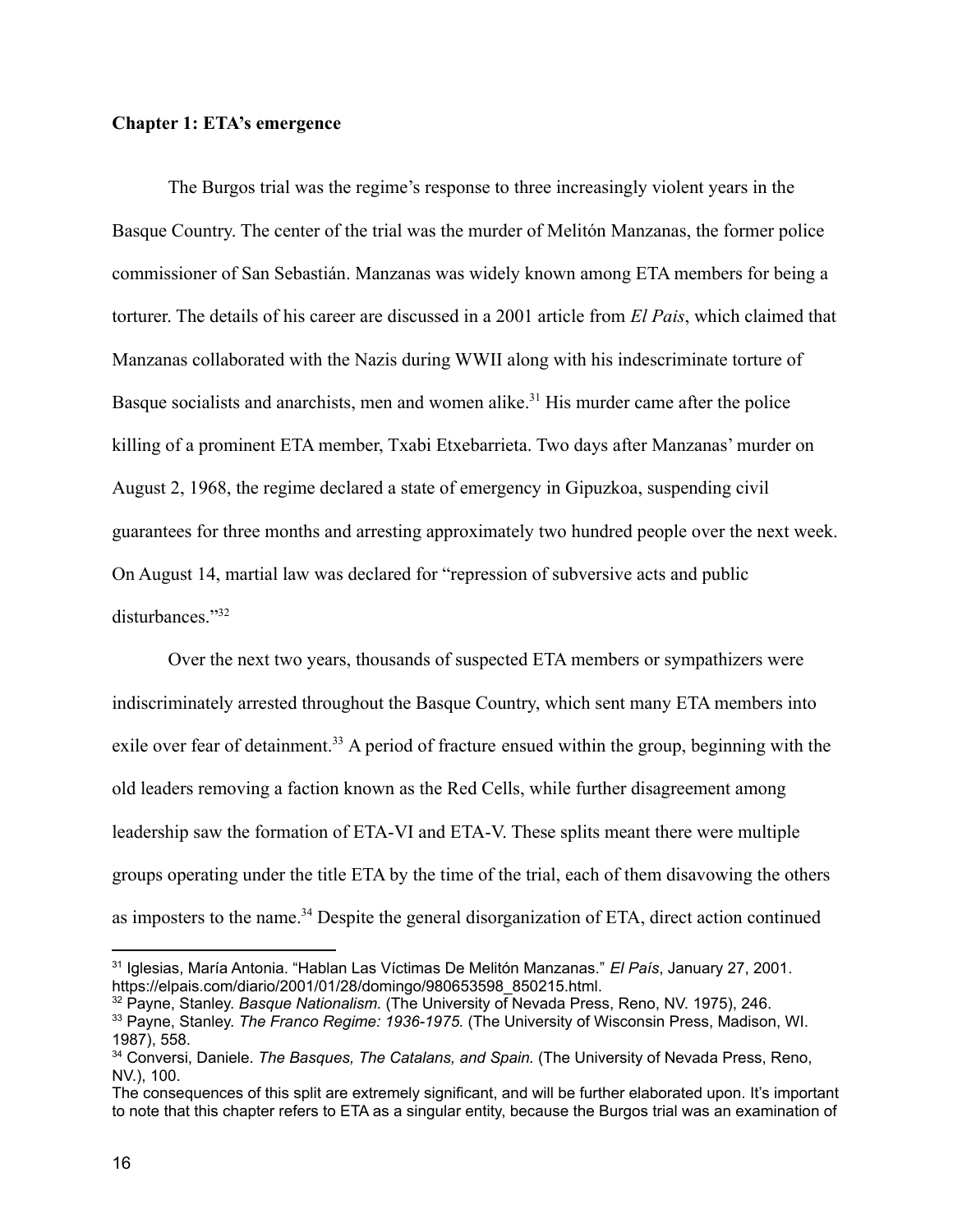**Chapter 1: ETA's emergence**

The Burgos trial was the regime's response to three increasingly violent years in the Basque Country. The center of the trial was the murder of Melitón Manzanas, the former police commissioner of San Sebastián. Manzanas was widely known among ETA members for being a torturer. The details of his career are discussed in a 2001 article from *El Pais*, which claimed that Manzanas collaborated with the Nazis during WWII along with his indescriminate torture of Basque socialists and anarchists, men and women alike.[31] His murder came after the police killing of a prominent ETA member, Txabi Etxebarrieta. Two days after Manzanas' murder on August 2, 1968, the regime declared a state of emergency in Gipuzkoa, suspending civil guarantees for three months and arresting approximately two hundred people over the next week. On August 14, martial law was declared for "repression of subversive acts and public disturbances."[32]

Over the next two years, thousands of suspected ETA members or sympathizers were indiscriminately arrested throughout the Basque Country, which sent many ETA members into exile over fear of detainment.[33] A period of fracture ensued within the group, beginning with the old leaders removing a faction known as the Red Cells, while further disagreement among leadership saw the formation of ETA-VI and ETA-V. These splits meant there were multiple groups operating under the title ETA by the time of the trial, each of them disavowing the others as imposters to the name.[34] Despite the general disorganization of ETA, direct action continued

---

[31] Iglesias, María Antonia. "Hablan Las Víctimas De Melitón Manzanas." *El País*, January 27, 2001. https://elpais.com/diario/2001/01/28/domingo/980653598_850215.html.

[32] Payne, Stanley. *Basque Nationalism.* (The University of Nevada Press, Reno, NV. 1975), 246.

[33] Payne, Stanley. *The Franco Regime: 1936-1975.* (The University of Wisconsin Press, Madison, WI. 1987), 558.

[34] Conversi, Daniele. *The Basques, The Catalans, and Spain.* (The University of Nevada Press, Reno, NV.), 100.

The consequences of this split are extremely significant, and will be further elaborated upon. It's important to note that this chapter refers to ETA as a singular entity, because the Burgos trial was an examination of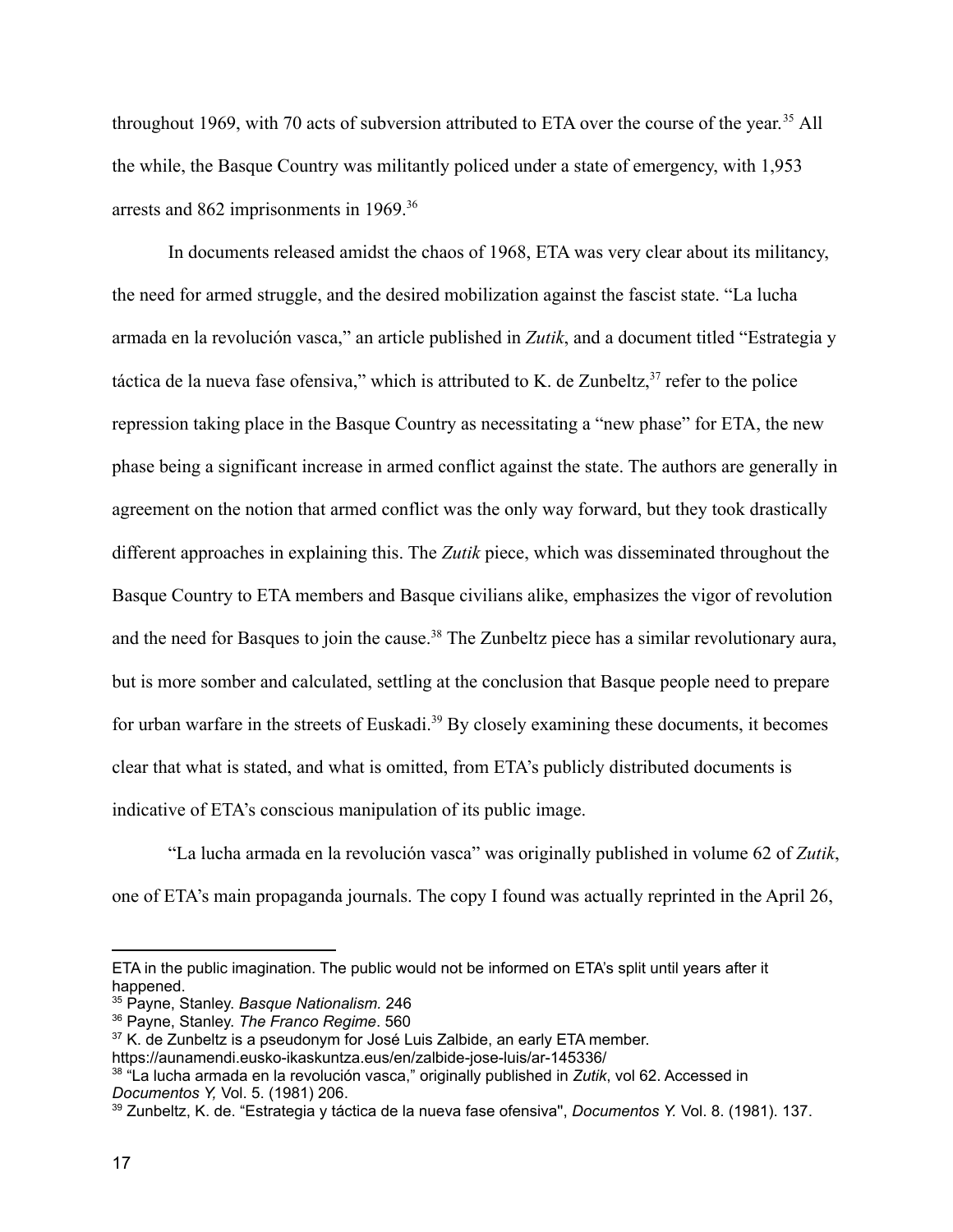throughout 1969, with 70 acts of subversion attributed to ETA over the course of the year.[35] All the while, the Basque Country was militantly policed under a state of emergency, with 1,953 arrests and 862 imprisonments in 1969.[36]

In documents released amidst the chaos of 1968, ETA was very clear about its militancy, the need for armed struggle, and the desired mobilization against the fascist state. "La lucha armada en la revolución vasca," an article published in *Zutik*, and a document titled "Estrategia y táctica de la nueva fase ofensiva," which is attributed to K. de Zunbeltz,[37] refer to the police repression taking place in the Basque Country as necessitating a "new phase" for ETA, the new phase being a significant increase in armed conflict against the state. The authors are generally in agreement on the notion that armed conflict was the only way forward, but they took drastically different approaches in explaining this. The *Zutik* piece, which was disseminated throughout the Basque Country to ETA members and Basque civilians alike, emphasizes the vigor of revolution and the need for Basques to join the cause.[38] The Zunbeltz piece has a similar revolutionary aura, but is more somber and calculated, settling at the conclusion that Basque people need to prepare for urban warfare in the streets of Euskadi.[39] By closely examining these documents, it becomes clear that what is stated, and what is omitted, from ETA's publicly distributed documents is indicative of ETA's conscious manipulation of its public image.

"La lucha armada en la revolución vasca" was originally published in volume 62 of *Zutik*, one of ETA's main propaganda journals. The copy I found was actually reprinted in the April 26,

---

ETA in the public imagination. The public would not be informed on ETA's split until years after it happened.

[35] Payne, Stanley. *Basque Nationalism.* 246

[36] Payne, Stanley. *The Franco Regime*. 560

[37] K. de Zunbeltz is a pseudonym for José Luis Zalbide, an early ETA member. https://aunamendi.eusko-ikaskuntza.eus/en/zalbide-jose-luis/ar-145336/

[38] "La lucha armada en la revolución vasca," originally published in *Zutik*, vol 62. Accessed in *Documentos Y,* Vol. 5. (1981) 206.

[39] Zunbeltz, K. de. "Estrategia y táctica de la nueva fase ofensiva", *Documentos Y.* Vol. 8. (1981). 137.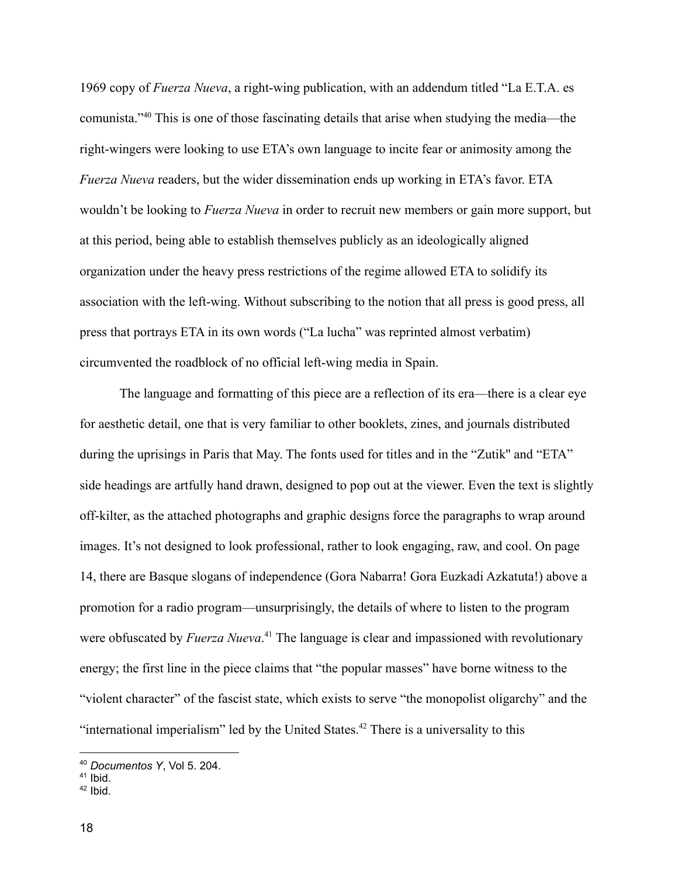1969 copy of *Fuerza Nueva*, a right-wing publication, with an addendum titled "La E.T.A. es comunista."[40] This is one of those fascinating details that arise when studying the media—the right-wingers were looking to use ETA's own language to incite fear or animosity among the *Fuerza Nueva* readers, but the wider dissemination ends up working in ETA's favor. ETA wouldn't be looking to *Fuerza Nueva* in order to recruit new members or gain more support, but at this period, being able to establish themselves publicly as an ideologically aligned organization under the heavy press restrictions of the regime allowed ETA to solidify its association with the left-wing. Without subscribing to the notion that all press is good press, all press that portrays ETA in its own words ("La lucha" was reprinted almost verbatim) circumvented the roadblock of no official left-wing media in Spain.

The language and formatting of this piece are a reflection of its era—there is a clear eye for aesthetic detail, one that is very familiar to other booklets, zines, and journals distributed during the uprisings in Paris that May. The fonts used for titles and in the "Zutik" and "ETA" side headings are artfully hand drawn, designed to pop out at the viewer. Even the text is slightly off-kilter, as the attached photographs and graphic designs force the paragraphs to wrap around images. It's not designed to look professional, rather to look engaging, raw, and cool. On page 14, there are Basque slogans of independence (Gora Nabarra! Gora Euzkadi Azkatuta!) above a promotion for a radio program—unsurprisingly, the details of where to listen to the program were obfuscated by *Fuerza Nueva*.[41] The language is clear and impassioned with revolutionary energy; the first line in the piece claims that "the popular masses" have borne witness to the "violent character" of the fascist state, which exists to serve "the monopolist oligarchy" and the "international imperialism" led by the United States.[42] There is a universality to this

---

[40] *Documentos Y*, Vol 5. 204.
[41] Ibid.
[42] Ibid.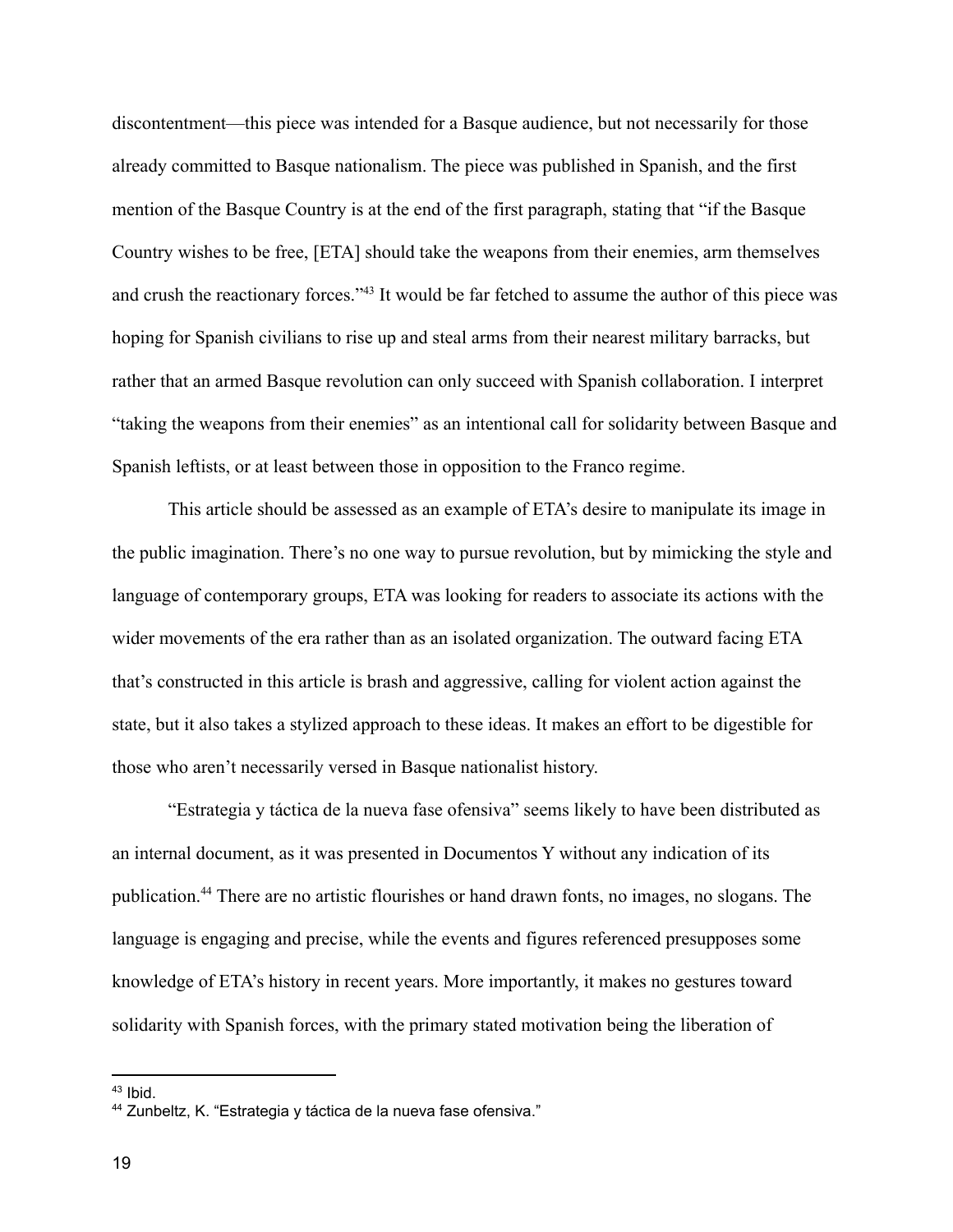discontentment—this piece was intended for a Basque audience, but not necessarily for those already committed to Basque nationalism. The piece was published in Spanish, and the first mention of the Basque Country is at the end of the first paragraph, stating that "if the Basque Country wishes to be free, [ETA] should take the weapons from their enemies, arm themselves and crush the reactionary forces."[43] It would be far fetched to assume the author of this piece was hoping for Spanish civilians to rise up and steal arms from their nearest military barracks, but rather that an armed Basque revolution can only succeed with Spanish collaboration. I interpret "taking the weapons from their enemies" as an intentional call for solidarity between Basque and Spanish leftists, or at least between those in opposition to the Franco regime.

This article should be assessed as an example of ETA's desire to manipulate its image in the public imagination. There's no one way to pursue revolution, but by mimicking the style and language of contemporary groups, ETA was looking for readers to associate its actions with the wider movements of the era rather than as an isolated organization. The outward facing ETA that's constructed in this article is brash and aggressive, calling for violent action against the state, but it also takes a stylized approach to these ideas. It makes an effort to be digestible for those who aren't necessarily versed in Basque nationalist history.

"Estrategia y táctica de la nueva fase ofensiva" seems likely to have been distributed as an internal document, as it was presented in Documentos Y without any indication of its publication.[44] There are no artistic flourishes or hand drawn fonts, no images, no slogans. The language is engaging and precise, while the events and figures referenced presupposes some knowledge of ETA's history in recent years. More importantly, it makes no gestures toward solidarity with Spanish forces, with the primary stated motivation being the liberation of

---

[43] Ibid.

[44] Zunbeltz, K. "Estrategia y táctica de la nueva fase ofensiva."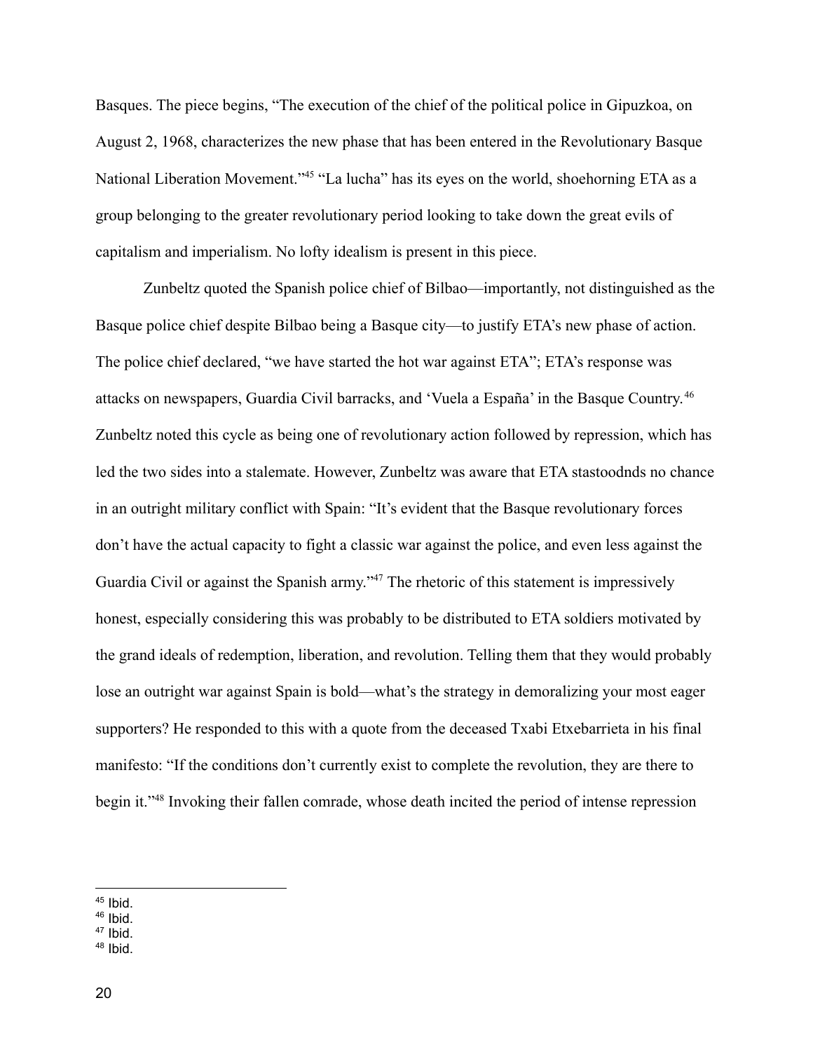Basques. The piece begins, "The execution of the chief of the political police in Gipuzkoa, on August 2, 1968, characterizes the new phase that has been entered in the Revolutionary Basque National Liberation Movement."[45] "La lucha" has its eyes on the world, shoehorning ETA as a group belonging to the greater revolutionary period looking to take down the great evils of capitalism and imperialism. No lofty idealism is present in this piece.

Zunbeltz quoted the Spanish police chief of Bilbao—importantly, not distinguished as the Basque police chief despite Bilbao being a Basque city—to justify ETA's new phase of action. The police chief declared, "we have started the hot war against ETA"; ETA's response was attacks on newspapers, Guardia Civil barracks, and 'Vuela a España' in the Basque Country.[46] Zunbeltz noted this cycle as being one of revolutionary action followed by repression, which has led the two sides into a stalemate. However, Zunbeltz was aware that ETA stastoodnds no chance in an outright military conflict with Spain: "It's evident that the Basque revolutionary forces don't have the actual capacity to fight a classic war against the police, and even less against the Guardia Civil or against the Spanish army."[47] The rhetoric of this statement is impressively honest, especially considering this was probably to be distributed to ETA soldiers motivated by the grand ideals of redemption, liberation, and revolution. Telling them that they would probably lose an outright war against Spain is bold—what's the strategy in demoralizing your most eager supporters? He responded to this with a quote from the deceased Txabi Etxebarrieta in his final manifesto: "If the conditions don't currently exist to complete the revolution, they are there to begin it."[48] Invoking their fallen comrade, whose death incited the period of intense repression

[45] Ibid.
[46] Ibid.
[47] Ibid.
[48] Ibid.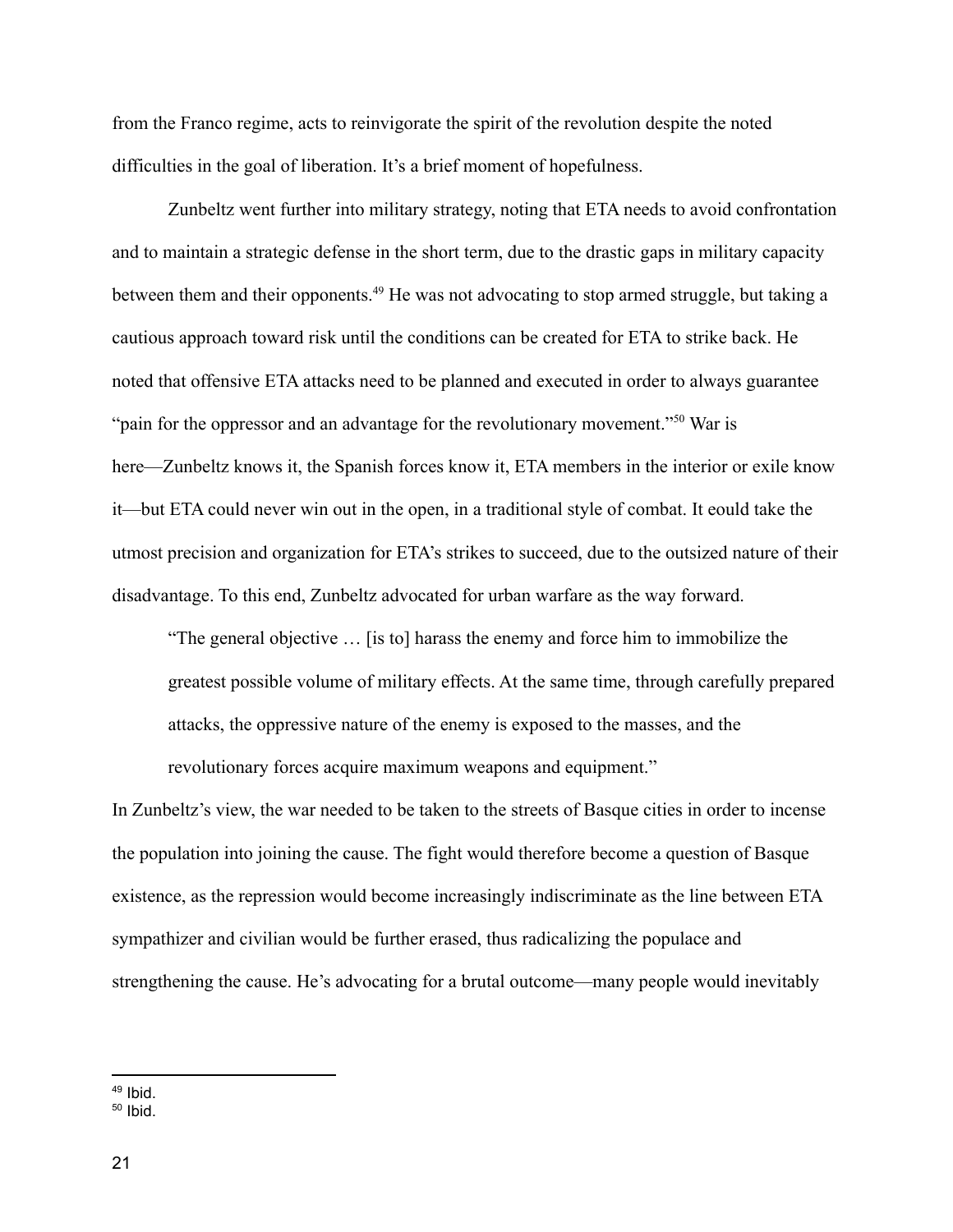from the Franco regime, acts to reinvigorate the spirit of the revolution despite the noted difficulties in the goal of liberation. It's a brief moment of hopefulness.

Zunbeltz went further into military strategy, noting that ETA needs to avoid confrontation and to maintain a strategic defense in the short term, due to the drastic gaps in military capacity between them and their opponents.[49] He was not advocating to stop armed struggle, but taking a cautious approach toward risk until the conditions can be created for ETA to strike back. He noted that offensive ETA attacks need to be planned and executed in order to always guarantee "pain for the oppressor and an advantage for the revolutionary movement."[50] War is here—Zunbeltz knows it, the Spanish forces know it, ETA members in the interior or exile know it—but ETA could never win out in the open, in a traditional style of combat. It eould take the utmost precision and organization for ETA's strikes to succeed, due to the outsized nature of their disadvantage. To this end, Zunbeltz advocated for urban warfare as the way forward.

> "The general objective … [is to] harass the enemy and force him to immobilize the greatest possible volume of military effects. At the same time, through carefully prepared attacks, the oppressive nature of the enemy is exposed to the masses, and the revolutionary forces acquire maximum weapons and equipment."

In Zunbeltz's view, the war needed to be taken to the streets of Basque cities in order to incense the population into joining the cause. The fight would therefore become a question of Basque existence, as the repression would become increasingly indiscriminate as the line between ETA sympathizer and civilian would be further erased, thus radicalizing the populace and strengthening the cause. He's advocating for a brutal outcome—many people would inevitably

[49] Ibid.
[50] Ibid.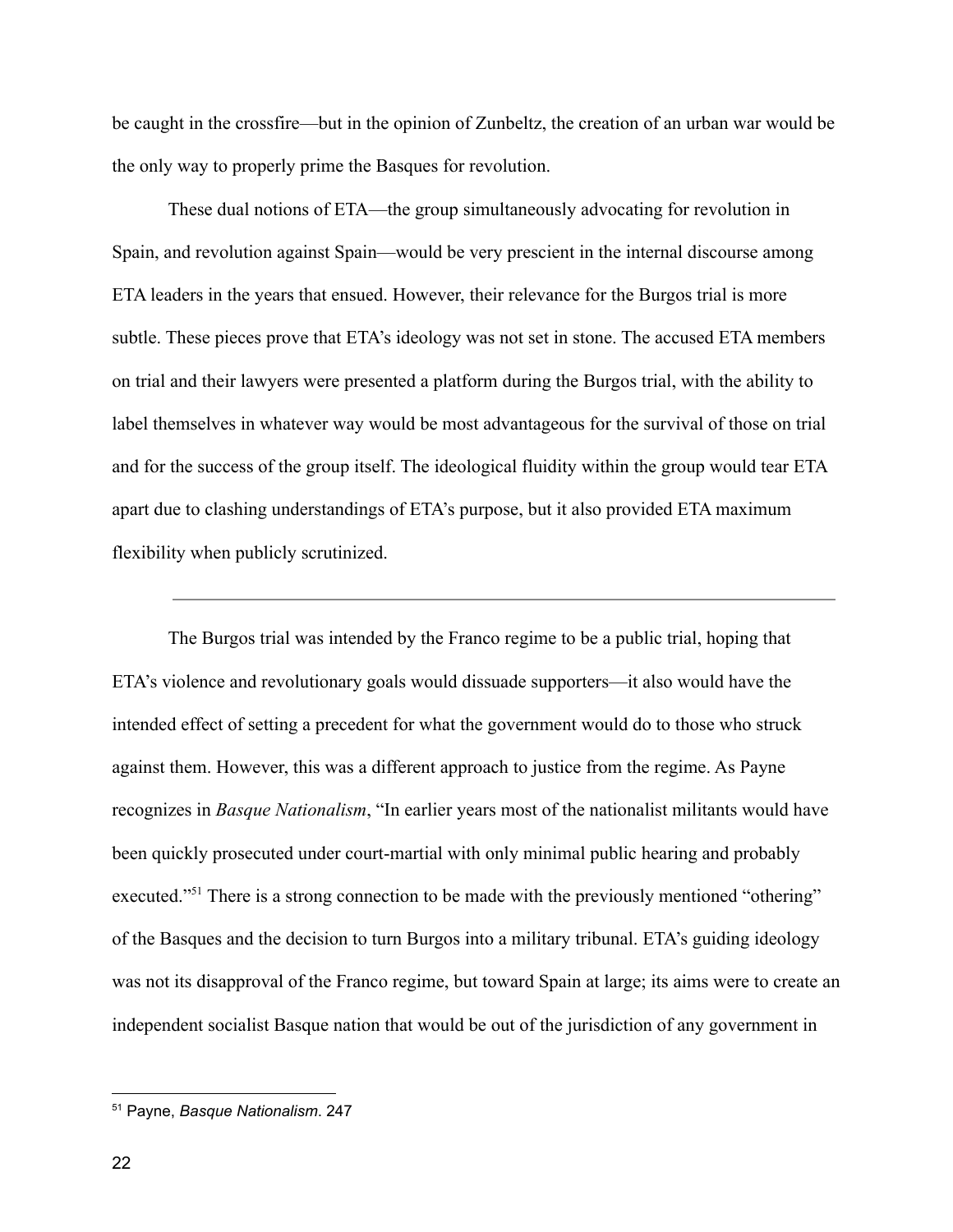be caught in the crossfire—but in the opinion of Zunbeltz, the creation of an urban war would be the only way to properly prime the Basques for revolution.

These dual notions of ETA—the group simultaneously advocating for revolution in Spain, and revolution against Spain—would be very prescient in the internal discourse among ETA leaders in the years that ensued. However, their relevance for the Burgos trial is more subtle. These pieces prove that ETA's ideology was not set in stone. The accused ETA members on trial and their lawyers were presented a platform during the Burgos trial, with the ability to label themselves in whatever way would be most advantageous for the survival of those on trial and for the success of the group itself. The ideological fluidity within the group would tear ETA apart due to clashing understandings of ETA's purpose, but it also provided ETA maximum flexibility when publicly scrutinized.

---

The Burgos trial was intended by the Franco regime to be a public trial, hoping that ETA's violence and revolutionary goals would dissuade supporters—it also would have the intended effect of setting a precedent for what the government would do to those who struck against them. However, this was a different approach to justice from the regime. As Payne recognizes in *Basque Nationalism*, "In earlier years most of the nationalist militants would have been quickly prosecuted under court-martial with only minimal public hearing and probably executed."[51] There is a strong connection to be made with the previously mentioned "othering" of the Basques and the decision to turn Burgos into a military tribunal. ETA's guiding ideology was not its disapproval of the Franco regime, but toward Spain at large; its aims were to create an independent socialist Basque nation that would be out of the jurisdiction of any government in

[51] Payne, *Basque Nationalism*. 247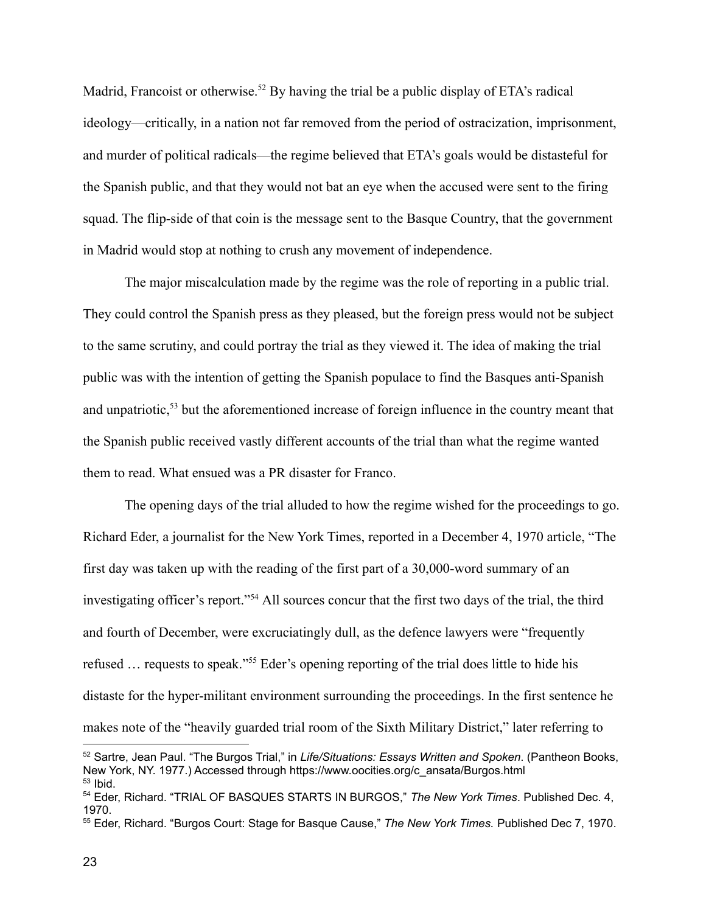Madrid, Francoist or otherwise.[52] By having the trial be a public display of ETA's radical ideology—critically, in a nation not far removed from the period of ostracization, imprisonment, and murder of political radicals—the regime believed that ETA's goals would be distasteful for the Spanish public, and that they would not bat an eye when the accused were sent to the firing squad. The flip-side of that coin is the message sent to the Basque Country, that the government in Madrid would stop at nothing to crush any movement of independence.

The major miscalculation made by the regime was the role of reporting in a public trial. They could control the Spanish press as they pleased, but the foreign press would not be subject to the same scrutiny, and could portray the trial as they viewed it. The idea of making the trial public was with the intention of getting the Spanish populace to find the Basques anti-Spanish and unpatriotic,[53] but the aforementioned increase of foreign influence in the country meant that the Spanish public received vastly different accounts of the trial than what the regime wanted them to read. What ensued was a PR disaster for Franco.

The opening days of the trial alluded to how the regime wished for the proceedings to go. Richard Eder, a journalist for the New York Times, reported in a December 4, 1970 article, "The first day was taken up with the reading of the first part of a 30,000-word summary of an investigating officer's report."[54] All sources concur that the first two days of the trial, the third and fourth of December, were excruciatingly dull, as the defence lawyers were "frequently refused … requests to speak."[55] Eder's opening reporting of the trial does little to hide his distaste for the hyper-militant environment surrounding the proceedings. In the first sentence he makes note of the "heavily guarded trial room of the Sixth Military District," later referring to

---

[52] Sartre, Jean Paul. "The Burgos Trial," in *Life/Situations: Essays Written and Spoken*. (Pantheon Books, New York, NY. 1977.) Accessed through https://www.oocities.org/c_ansata/Burgos.html

[53] Ibid.

[54] Eder, Richard. "TRIAL OF BASQUES STARTS IN BURGOS," *The New York Times*. Published Dec. 4, 1970.

[55] Eder, Richard. "Burgos Court: Stage for Basque Cause," *The New York Times.* Published Dec 7, 1970.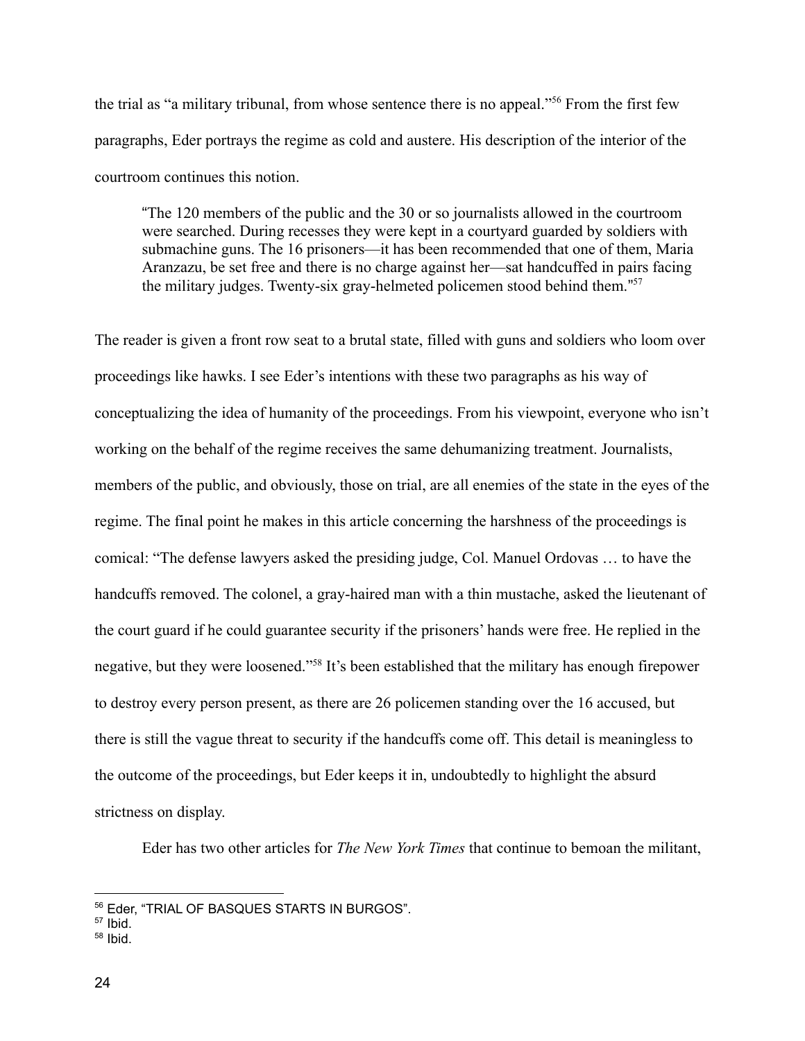the trial as "a military tribunal, from whose sentence there is no appeal."[56] From the first few paragraphs, Eder portrays the regime as cold and austere. His description of the interior of the courtroom continues this notion.

> "The 120 members of the public and the 30 or so journalists allowed in the courtroom were searched. During recesses they were kept in a courtyard guarded by soldiers with submachine guns. The 16 prisoners—it has been recommended that one of them, Maria Aranzazu, be set free and there is no charge against her—sat handcuffed in pairs facing the military judges. Twenty-six gray-helmeted policemen stood behind them."[57]

The reader is given a front row seat to a brutal state, filled with guns and soldiers who loom over proceedings like hawks. I see Eder's intentions with these two paragraphs as his way of conceptualizing the idea of humanity of the proceedings. From his viewpoint, everyone who isn't working on the behalf of the regime receives the same dehumanizing treatment. Journalists, members of the public, and obviously, those on trial, are all enemies of the state in the eyes of the regime. The final point he makes in this article concerning the harshness of the proceedings is comical: "The defense lawyers asked the presiding judge, Col. Manuel Ordovas … to have the handcuffs removed. The colonel, a gray-haired man with a thin mustache, asked the lieutenant of the court guard if he could guarantee security if the prisoners' hands were free. He replied in the negative, but they were loosened."[58] It's been established that the military has enough firepower to destroy every person present, as there are 26 policemen standing over the 16 accused, but there is still the vague threat to security if the handcuffs come off. This detail is meaningless to the outcome of the proceedings, but Eder keeps it in, undoubtedly to highlight the absurd strictness on display.

Eder has two other articles for *The New York Times* that continue to bemoan the militant,

---

[56] Eder, "TRIAL OF BASQUES STARTS IN BURGOS".

[57] Ibid.

[58] Ibid.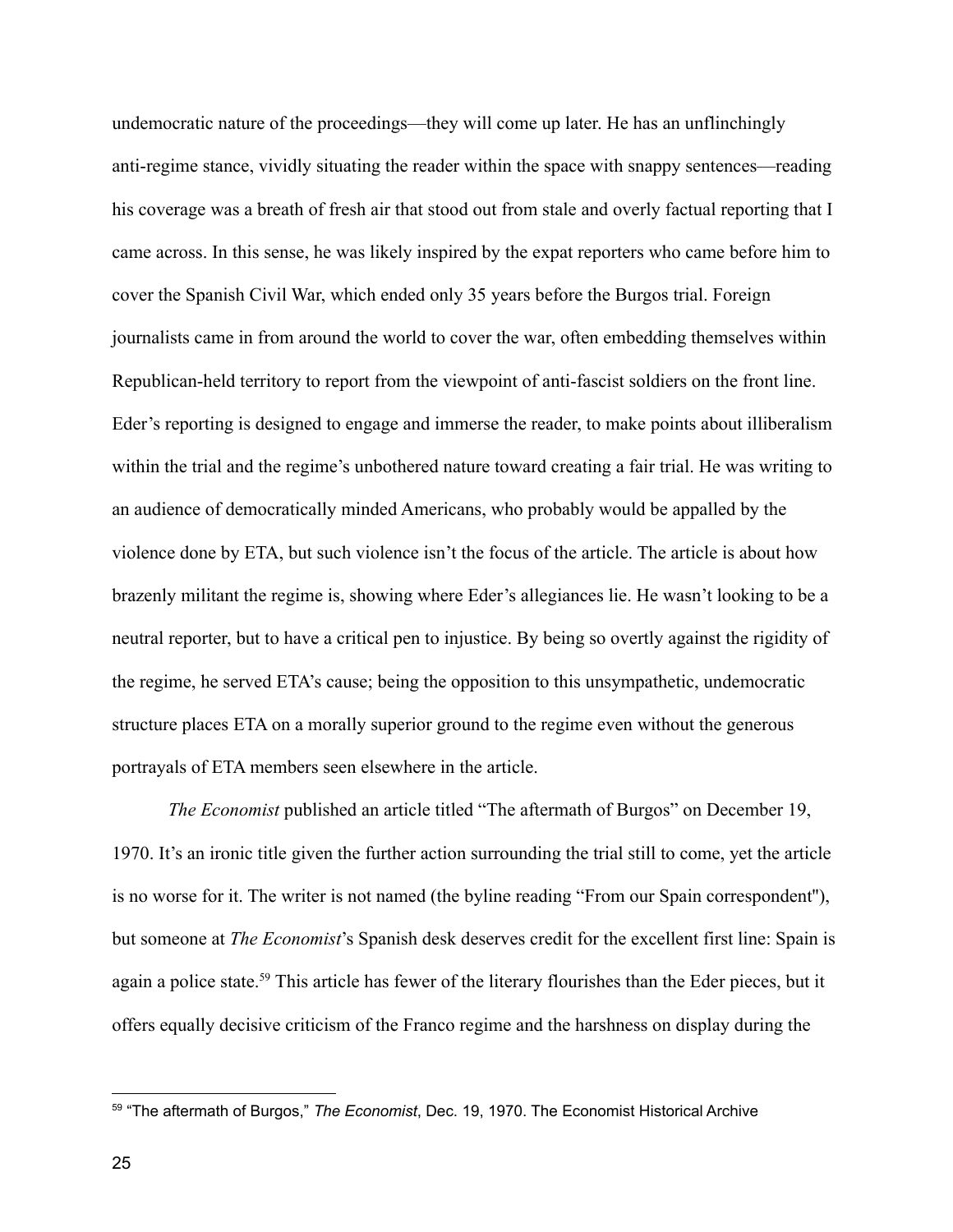undemocratic nature of the proceedings—they will come up later. He has an unflinchingly anti-regime stance, vividly situating the reader within the space with snappy sentences—reading his coverage was a breath of fresh air that stood out from stale and overly factual reporting that I came across. In this sense, he was likely inspired by the expat reporters who came before him to cover the Spanish Civil War, which ended only 35 years before the Burgos trial. Foreign journalists came in from around the world to cover the war, often embedding themselves within Republican-held territory to report from the viewpoint of anti-fascist soldiers on the front line. Eder's reporting is designed to engage and immerse the reader, to make points about illiberalism within the trial and the regime's unbothered nature toward creating a fair trial. He was writing to an audience of democratically minded Americans, who probably would be appalled by the violence done by ETA, but such violence isn't the focus of the article. The article is about how brazenly militant the regime is, showing where Eder's allegiances lie. He wasn't looking to be a neutral reporter, but to have a critical pen to injustice. By being so overtly against the rigidity of the regime, he served ETA's cause; being the opposition to this unsympathetic, undemocratic structure places ETA on a morally superior ground to the regime even without the generous portrayals of ETA members seen elsewhere in the article.

*The Economist* published an article titled "The aftermath of Burgos" on December 19, 1970. It's an ironic title given the further action surrounding the trial still to come, yet the article is no worse for it. The writer is not named (the byline reading "From our Spain correspondent"), but someone at *The Economist*'s Spanish desk deserves credit for the excellent first line: Spain is again a police state.[59] This article has fewer of the literary flourishes than the Eder pieces, but it offers equally decisive criticism of the Franco regime and the harshness on display during the

---

[59] "The aftermath of Burgos," *The Economist*, Dec. 19, 1970. The Economist Historical Archive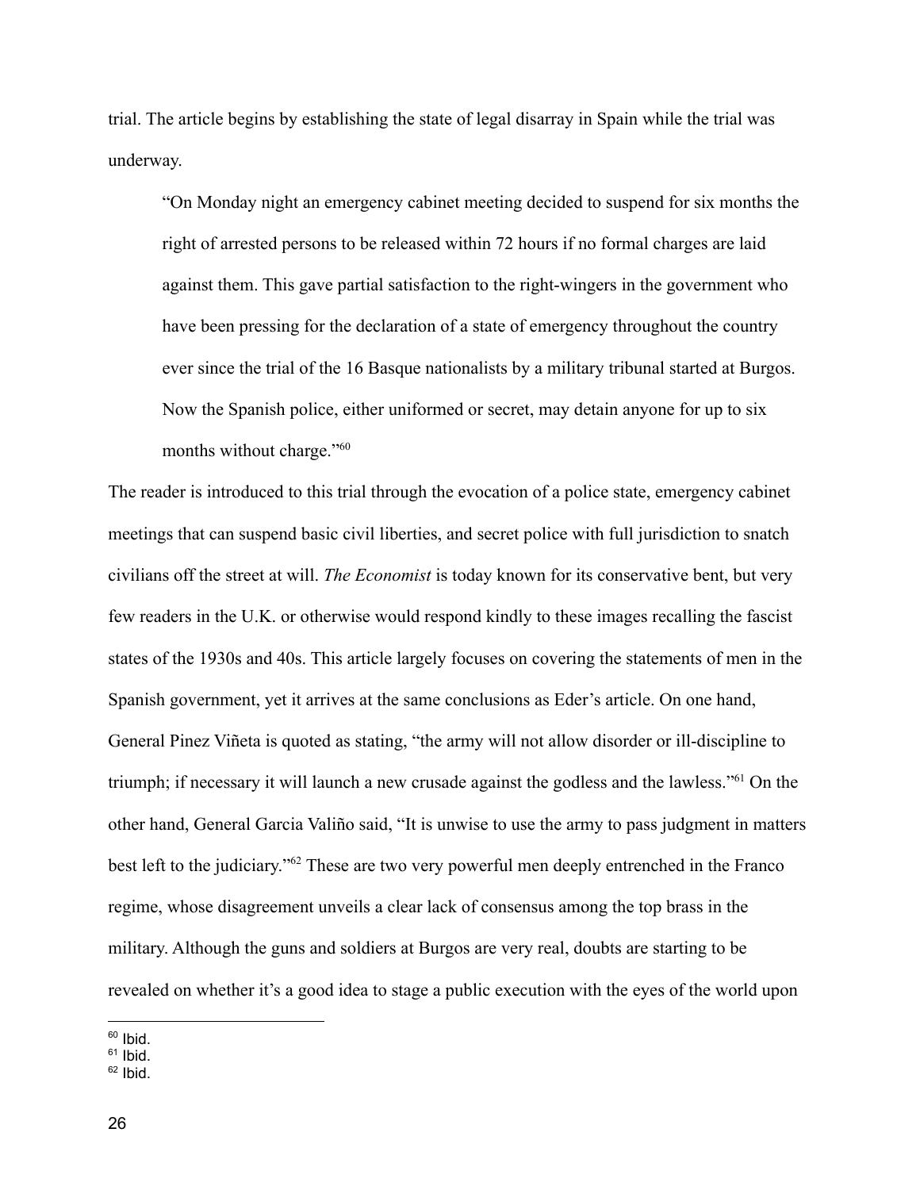trial. The article begins by establishing the state of legal disarray in Spain while the trial was underway.

> "On Monday night an emergency cabinet meeting decided to suspend for six months the right of arrested persons to be released within 72 hours if no formal charges are laid against them. This gave partial satisfaction to the right-wingers in the government who have been pressing for the declaration of a state of emergency throughout the country ever since the trial of the 16 Basque nationalists by a military tribunal started at Burgos. Now the Spanish police, either uniformed or secret, may detain anyone for up to six months without charge."[60]

The reader is introduced to this trial through the evocation of a police state, emergency cabinet meetings that can suspend basic civil liberties, and secret police with full jurisdiction to snatch civilians off the street at will. *The Economist* is today known for its conservative bent, but very few readers in the U.K. or otherwise would respond kindly to these images recalling the fascist states of the 1930s and 40s. This article largely focuses on covering the statements of men in the Spanish government, yet it arrives at the same conclusions as Eder's article. On one hand, General Pinez Viñeta is quoted as stating, "the army will not allow disorder or ill-discipline to triumph; if necessary it will launch a new crusade against the godless and the lawless."[61] On the other hand, General Garcia Valiño said, "It is unwise to use the army to pass judgment in matters best left to the judiciary."[62] These are two very powerful men deeply entrenched in the Franco regime, whose disagreement unveils a clear lack of consensus among the top brass in the military. Although the guns and soldiers at Burgos are very real, doubts are starting to be revealed on whether it's a good idea to stage a public execution with the eyes of the world upon

---

[60] Ibid.
[61] Ibid.
[62] Ibid.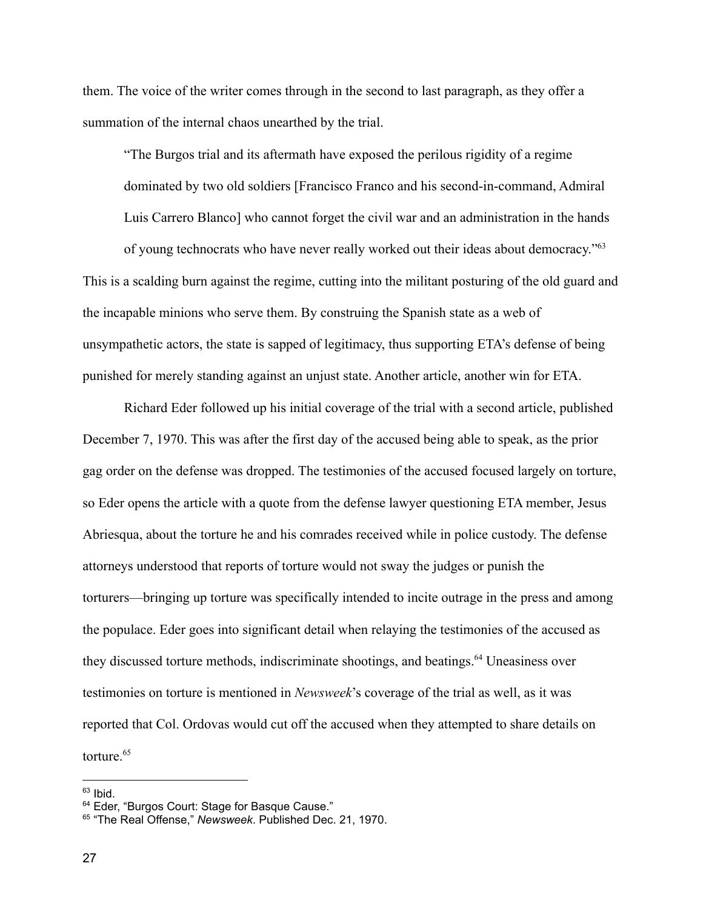them. The voice of the writer comes through in the second to last paragraph, as they offer a summation of the internal chaos unearthed by the trial.

> "The Burgos trial and its aftermath have exposed the perilous rigidity of a regime dominated by two old soldiers [Francisco Franco and his second-in-command, Admiral Luis Carrero Blanco] who cannot forget the civil war and an administration in the hands of young technocrats who have never really worked out their ideas about democracy."[63]

This is a scalding burn against the regime, cutting into the militant posturing of the old guard and the incapable minions who serve them. By construing the Spanish state as a web of unsympathetic actors, the state is sapped of legitimacy, thus supporting ETA's defense of being punished for merely standing against an unjust state. Another article, another win for ETA.

Richard Eder followed up his initial coverage of the trial with a second article, published December 7, 1970. This was after the first day of the accused being able to speak, as the prior gag order on the defense was dropped. The testimonies of the accused focused largely on torture, so Eder opens the article with a quote from the defense lawyer questioning ETA member, Jesus Abriesqua, about the torture he and his comrades received while in police custody. The defense attorneys understood that reports of torture would not sway the judges or punish the torturers—bringing up torture was specifically intended to incite outrage in the press and among the populace. Eder goes into significant detail when relaying the testimonies of the accused as they discussed torture methods, indiscriminate shootings, and beatings.[64] Uneasiness over testimonies on torture is mentioned in *Newsweek*'s coverage of the trial as well, as it was reported that Col. Ordovas would cut off the accused when they attempted to share details on torture.[65]

---

[63] Ibid.

[64] Eder, "Burgos Court: Stage for Basque Cause."

[65] "The Real Offense," *Newsweek*. Published Dec. 21, 1970.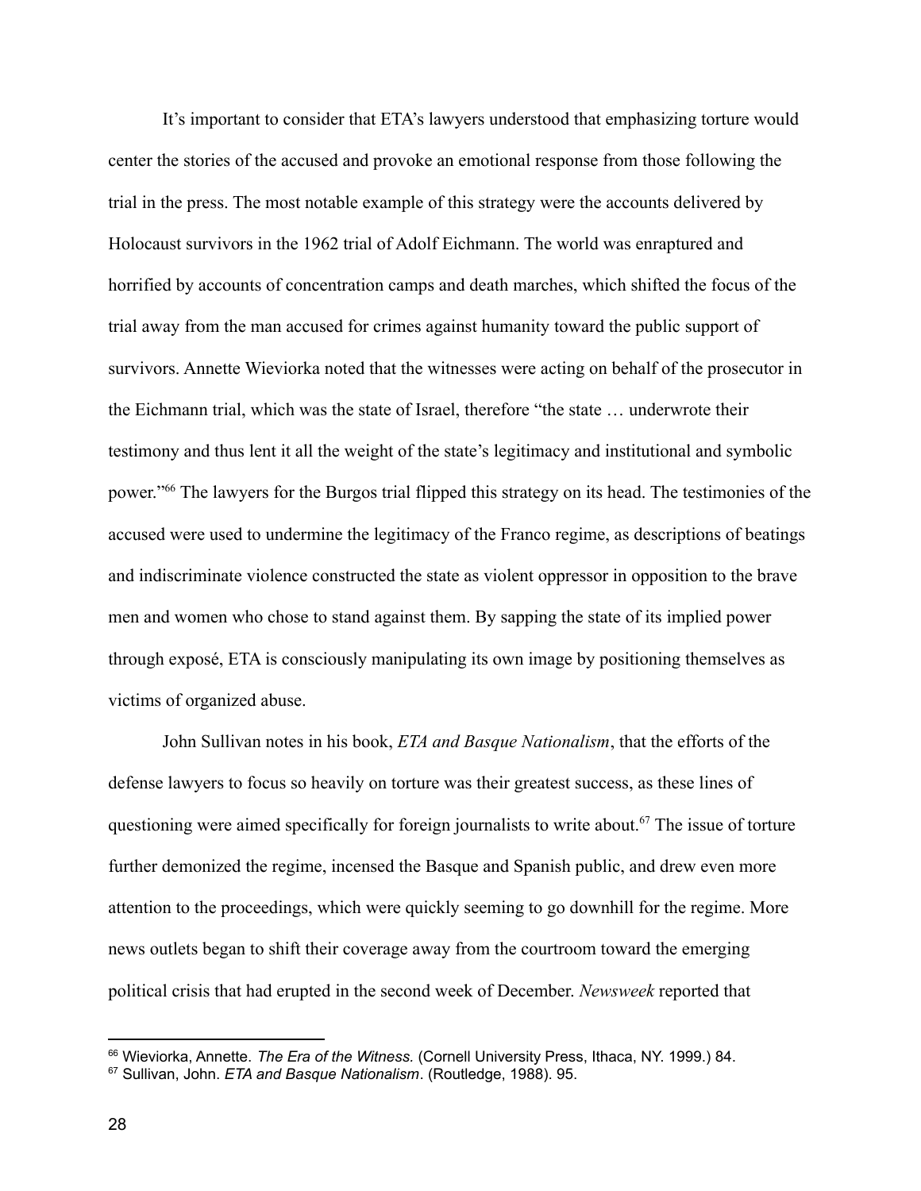It's important to consider that ETA's lawyers understood that emphasizing torture would center the stories of the accused and provoke an emotional response from those following the trial in the press. The most notable example of this strategy were the accounts delivered by Holocaust survivors in the 1962 trial of Adolf Eichmann. The world was enraptured and horrified by accounts of concentration camps and death marches, which shifted the focus of the trial away from the man accused for crimes against humanity toward the public support of survivors. Annette Wieviorka noted that the witnesses were acting on behalf of the prosecutor in the Eichmann trial, which was the state of Israel, therefore "the state … underwrote their testimony and thus lent it all the weight of the state's legitimacy and institutional and symbolic power."[66] The lawyers for the Burgos trial flipped this strategy on its head. The testimonies of the accused were used to undermine the legitimacy of the Franco regime, as descriptions of beatings and indiscriminate violence constructed the state as violent oppressor in opposition to the brave men and women who chose to stand against them. By sapping the state of its implied power through exposé, ETA is consciously manipulating its own image by positioning themselves as victims of organized abuse.

John Sullivan notes in his book, *ETA and Basque Nationalism*, that the efforts of the defense lawyers to focus so heavily on torture was their greatest success, as these lines of questioning were aimed specifically for foreign journalists to write about.[67] The issue of torture further demonized the regime, incensed the Basque and Spanish public, and drew even more attention to the proceedings, which were quickly seeming to go downhill for the regime. More news outlets began to shift their coverage away from the courtroom toward the emerging political crisis that had erupted in the second week of December. *Newsweek* reported that

---

[66] Wieviorka, Annette. *The Era of the Witness.* (Cornell University Press, Ithaca, NY. 1999.) 84.

[67] Sullivan, John. *ETA and Basque Nationalism*. (Routledge, 1988). 95.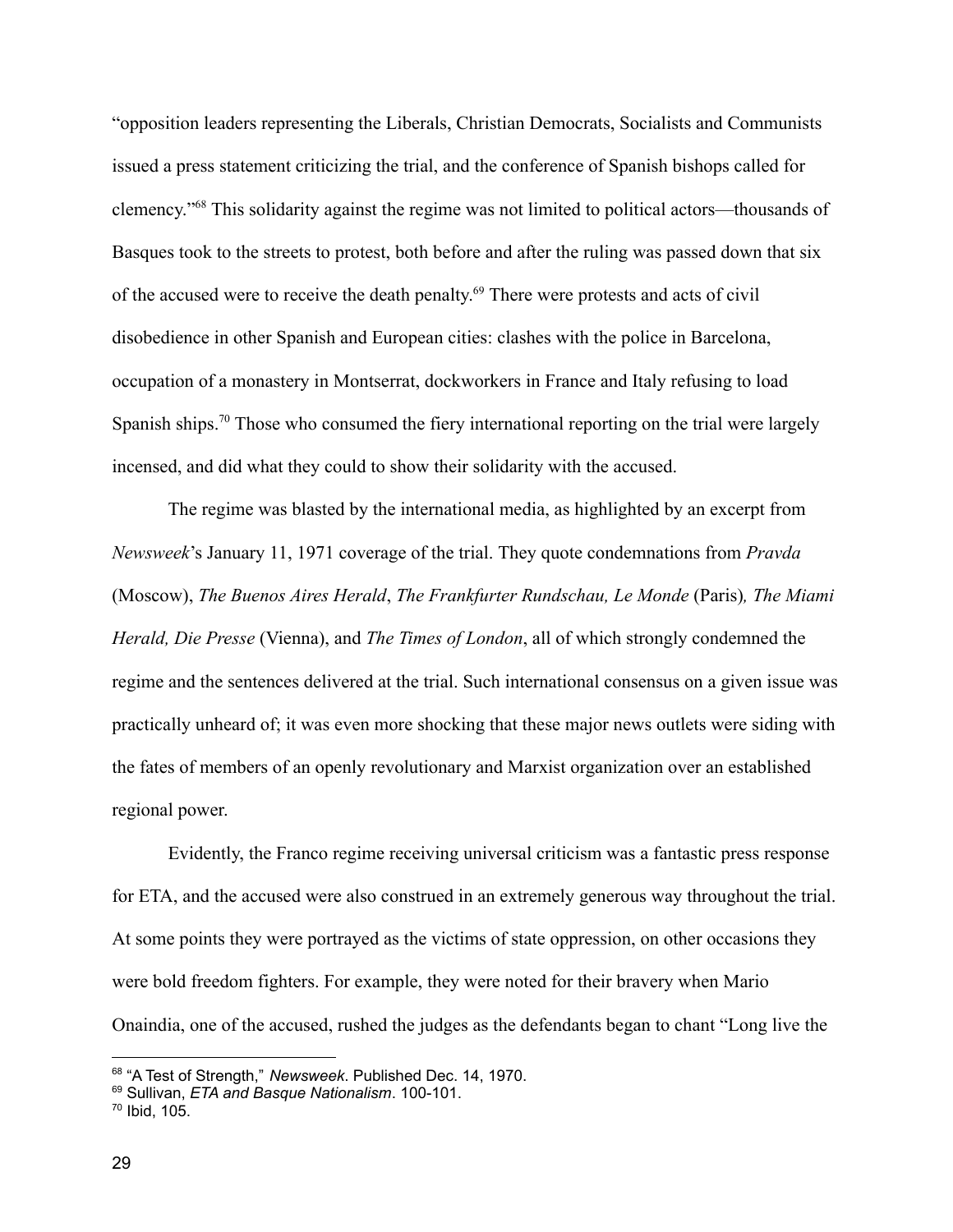"opposition leaders representing the Liberals, Christian Democrats, Socialists and Communists issued a press statement criticizing the trial, and the conference of Spanish bishops called for clemency."[68] This solidarity against the regime was not limited to political actors—thousands of Basques took to the streets to protest, both before and after the ruling was passed down that six of the accused were to receive the death penalty.[69] There were protests and acts of civil disobedience in other Spanish and European cities: clashes with the police in Barcelona, occupation of a monastery in Montserrat, dockworkers in France and Italy refusing to load Spanish ships.[70] Those who consumed the fiery international reporting on the trial were largely incensed, and did what they could to show their solidarity with the accused.

The regime was blasted by the international media, as highlighted by an excerpt from *Newsweek*'s January 11, 1971 coverage of the trial. They quote condemnations from *Pravda* (Moscow), *The Buenos Aires Herald*, *The Frankfurter Rundschau, Le Monde* (Paris)*, The Miami Herald, Die Presse* (Vienna), and *The Times of London*, all of which strongly condemned the regime and the sentences delivered at the trial. Such international consensus on a given issue was practically unheard of; it was even more shocking that these major news outlets were siding with the fates of members of an openly revolutionary and Marxist organization over an established regional power.

Evidently, the Franco regime receiving universal criticism was a fantastic press response for ETA, and the accused were also construed in an extremely generous way throughout the trial. At some points they were portrayed as the victims of state oppression, on other occasions they were bold freedom fighters. For example, they were noted for their bravery when Mario Onaindia, one of the accused, rushed the judges as the defendants began to chant "Long live the

---

[68] "A Test of Strength," *Newsweek*. Published Dec. 14, 1970.

[69] Sullivan, *ETA and Basque Nationalism*. 100-101.

[70] Ibid, 105.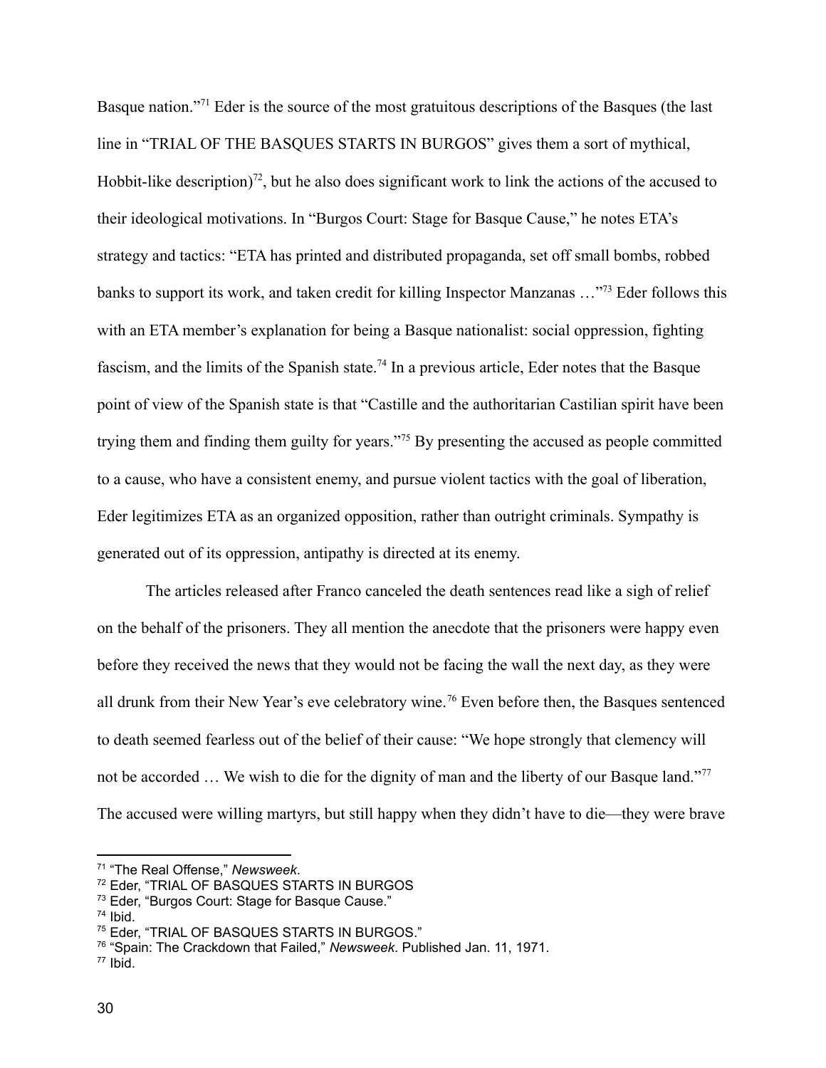Basque nation."[71] Eder is the source of the most gratuitous descriptions of the Basques (the last line in "TRIAL OF THE BASQUES STARTS IN BURGOS" gives them a sort of mythical, Hobbit-like description)[72], but he also does significant work to link the actions of the accused to their ideological motivations. In "Burgos Court: Stage for Basque Cause," he notes ETA's strategy and tactics: "ETA has printed and distributed propaganda, set off small bombs, robbed banks to support its work, and taken credit for killing Inspector Manzanas …"[73] Eder follows this with an ETA member's explanation for being a Basque nationalist: social oppression, fighting fascism, and the limits of the Spanish state.[74] In a previous article, Eder notes that the Basque point of view of the Spanish state is that "Castille and the authoritarian Castilian spirit have been trying them and finding them guilty for years."[75] By presenting the accused as people committed to a cause, who have a consistent enemy, and pursue violent tactics with the goal of liberation, Eder legitimizes ETA as an organized opposition, rather than outright criminals. Sympathy is generated out of its oppression, antipathy is directed at its enemy.

The articles released after Franco canceled the death sentences read like a sigh of relief on the behalf of the prisoners. They all mention the anecdote that the prisoners were happy even before they received the news that they would not be facing the wall the next day, as they were all drunk from their New Year's eve celebratory wine.[76] Even before then, the Basques sentenced to death seemed fearless out of the belief of their cause: "We hope strongly that clemency will not be accorded … We wish to die for the dignity of man and the liberty of our Basque land."[77] The accused were willing martyrs, but still happy when they didn't have to die—they were brave

[71] "The Real Offense," *Newsweek*.
[72] Eder, "TRIAL OF BASQUES STARTS IN BURGOS
[73] Eder, "Burgos Court: Stage for Basque Cause."
[74] Ibid.
[75] Eder, "TRIAL OF BASQUES STARTS IN BURGOS."
[76] "Spain: The Crackdown that Failed," *Newsweek*. Published Jan. 11, 1971.
[77] Ibid.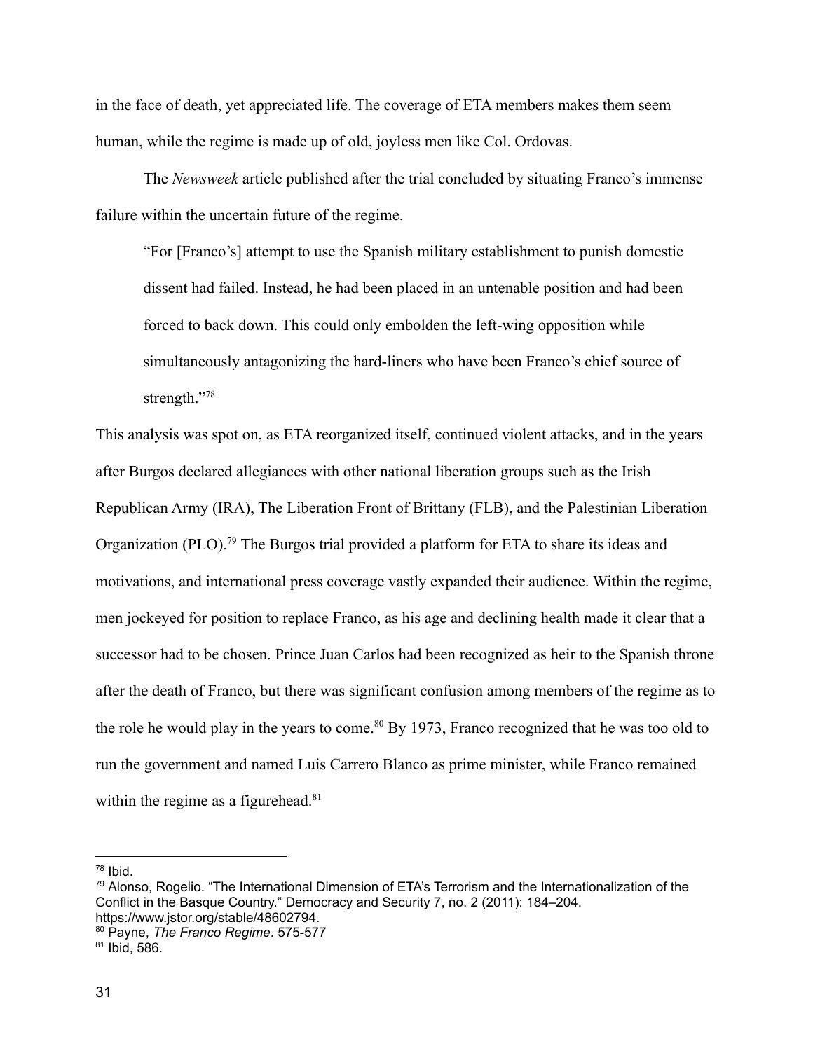in the face of death, yet appreciated life. The coverage of ETA members makes them seem human, while the regime is made up of old, joyless men like Col. Ordovas.

The *Newsweek* article published after the trial concluded by situating Franco's immense failure within the uncertain future of the regime.

> "For [Franco's] attempt to use the Spanish military establishment to punish domestic dissent had failed. Instead, he had been placed in an untenable position and had been forced to back down. This could only embolden the left-wing opposition while simultaneously antagonizing the hard-liners who have been Franco's chief source of strength."[78]

This analysis was spot on, as ETA reorganized itself, continued violent attacks, and in the years after Burgos declared allegiances with other national liberation groups such as the Irish Republican Army (IRA), The Liberation Front of Brittany (FLB), and the Palestinian Liberation Organization (PLO).[79] The Burgos trial provided a platform for ETA to share its ideas and motivations, and international press coverage vastly expanded their audience. Within the regime, men jockeyed for position to replace Franco, as his age and declining health made it clear that a successor had to be chosen. Prince Juan Carlos had been recognized as heir to the Spanish throne after the death of Franco, but there was significant confusion among members of the regime as to the role he would play in the years to come.[80] By 1973, Franco recognized that he was too old to run the government and named Luis Carrero Blanco as prime minister, while Franco remained within the regime as a figurehead.[81]

---

[78] Ibid.

[79] Alonso, Rogelio. "The International Dimension of ETA's Terrorism and the Internationalization of the Conflict in the Basque Country." Democracy and Security 7, no. 2 (2011): 184–204. https://www.jstor.org/stable/48602794.

[80] Payne, *The Franco Regime*. 575-577

[81] Ibid, 586.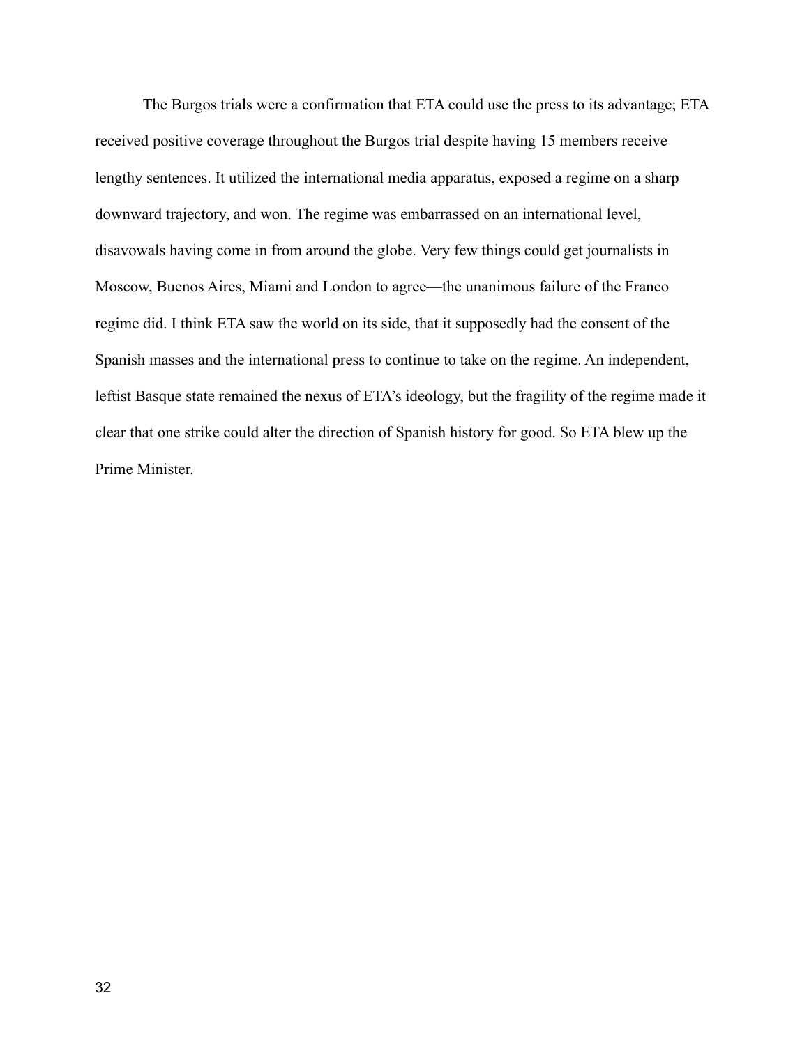The Burgos trials were a confirmation that ETA could use the press to its advantage; ETA received positive coverage throughout the Burgos trial despite having 15 members receive lengthy sentences. It utilized the international media apparatus, exposed a regime on a sharp downward trajectory, and won. The regime was embarrassed on an international level, disavowals having come in from around the globe. Very few things could get journalists in Moscow, Buenos Aires, Miami and London to agree—the unanimous failure of the Franco regime did. I think ETA saw the world on its side, that it supposedly had the consent of the Spanish masses and the international press to continue to take on the regime. An independent, leftist Basque state remained the nexus of ETA's ideology, but the fragility of the regime made it clear that one strike could alter the direction of Spanish history for good. So ETA blew up the Prime Minister.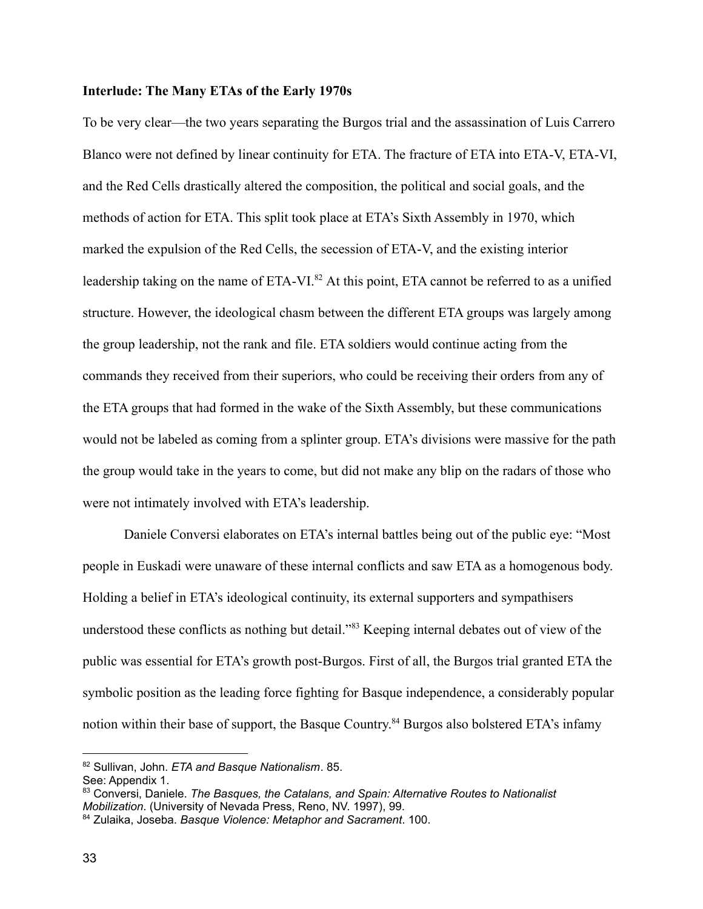**Interlude: The Many ETAs of the Early 1970s**

To be very clear—the two years separating the Burgos trial and the assassination of Luis Carrero Blanco were not defined by linear continuity for ETA. The fracture of ETA into ETA-V, ETA-VI, and the Red Cells drastically altered the composition, the political and social goals, and the methods of action for ETA. This split took place at ETA's Sixth Assembly in 1970, which marked the expulsion of the Red Cells, the secession of ETA-V, and the existing interior leadership taking on the name of ETA-VI.[82] At this point, ETA cannot be referred to as a unified structure. However, the ideological chasm between the different ETA groups was largely among the group leadership, not the rank and file. ETA soldiers would continue acting from the commands they received from their superiors, who could be receiving their orders from any of the ETA groups that had formed in the wake of the Sixth Assembly, but these communications would not be labeled as coming from a splinter group. ETA's divisions were massive for the path the group would take in the years to come, but did not make any blip on the radars of those who were not intimately involved with ETA's leadership.

Daniele Conversi elaborates on ETA's internal battles being out of the public eye: "Most people in Euskadi were unaware of these internal conflicts and saw ETA as a homogenous body. Holding a belief in ETA's ideological continuity, its external supporters and sympathisers understood these conflicts as nothing but detail."[83] Keeping internal debates out of view of the public was essential for ETA's growth post-Burgos. First of all, the Burgos trial granted ETA the symbolic position as the leading force fighting for Basque independence, a considerably popular notion within their base of support, the Basque Country.[84] Burgos also bolstered ETA's infamy

---

[82] Sullivan, John. *ETA and Basque Nationalism*. 85.
See: Appendix 1.

[83] Conversi, Daniele. *The Basques, the Catalans, and Spain: Alternative Routes to Nationalist Mobilization*. (University of Nevada Press, Reno, NV. 1997), 99.

[84] Zulaika, Joseba. *Basque Violence: Metaphor and Sacrament*. 100.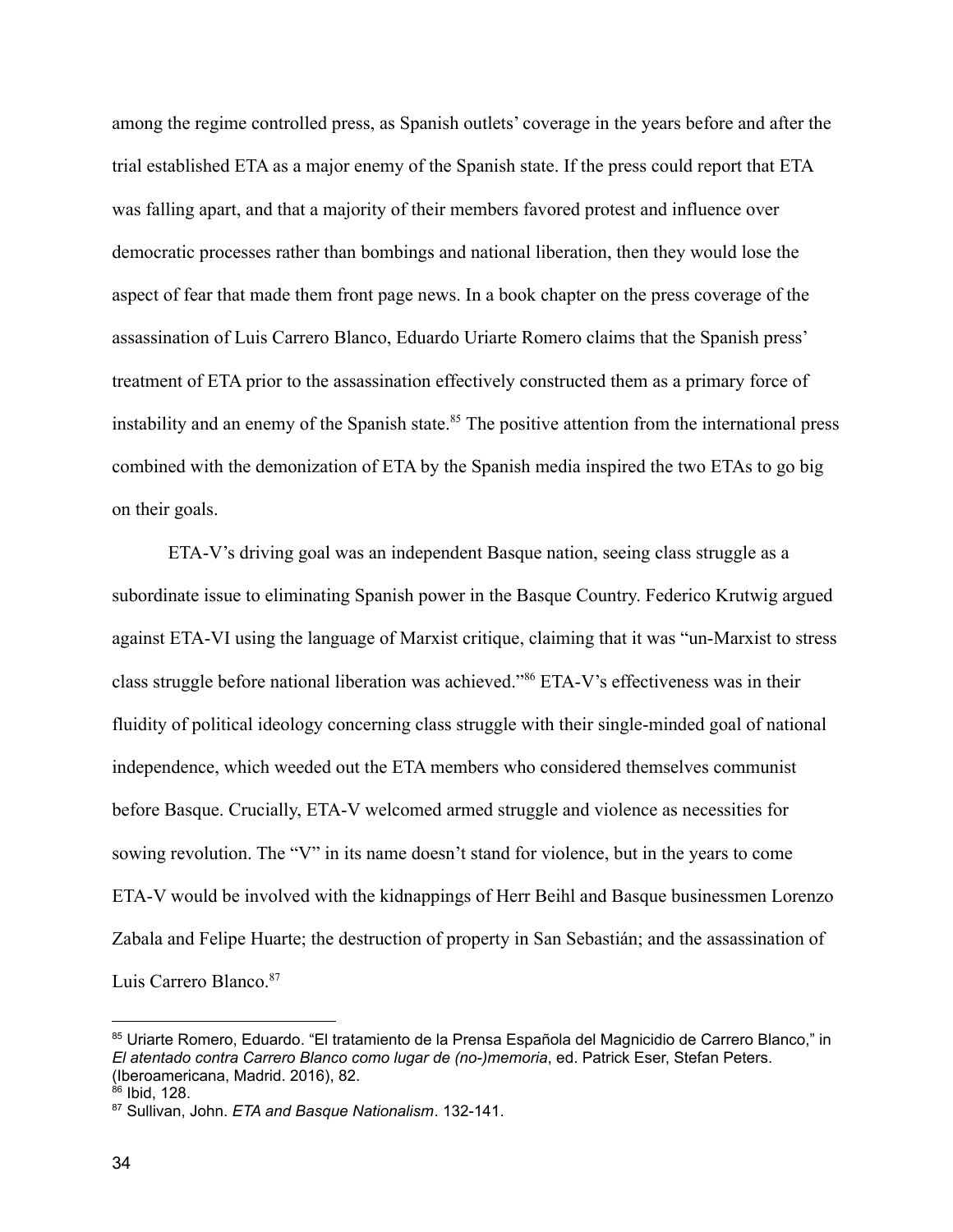among the regime controlled press, as Spanish outlets' coverage in the years before and after the trial established ETA as a major enemy of the Spanish state. If the press could report that ETA was falling apart, and that a majority of their members favored protest and influence over democratic processes rather than bombings and national liberation, then they would lose the aspect of fear that made them front page news. In a book chapter on the press coverage of the assassination of Luis Carrero Blanco, Eduardo Uriarte Romero claims that the Spanish press' treatment of ETA prior to the assassination effectively constructed them as a primary force of instability and an enemy of the Spanish state.[85] The positive attention from the international press combined with the demonization of ETA by the Spanish media inspired the two ETAs to go big on their goals.

ETA-V's driving goal was an independent Basque nation, seeing class struggle as a subordinate issue to eliminating Spanish power in the Basque Country. Federico Krutwig argued against ETA-VI using the language of Marxist critique, claiming that it was "un-Marxist to stress class struggle before national liberation was achieved."[86] ETA-V's effectiveness was in their fluidity of political ideology concerning class struggle with their single-minded goal of national independence, which weeded out the ETA members who considered themselves communist before Basque. Crucially, ETA-V welcomed armed struggle and violence as necessities for sowing revolution. The "V" in its name doesn't stand for violence, but in the years to come ETA-V would be involved with the kidnappings of Herr Beihl and Basque businessmen Lorenzo Zabala and Felipe Huarte; the destruction of property in San Sebastián; and the assassination of Luis Carrero Blanco.[87]

---

[85] Uriarte Romero, Eduardo. "El tratamiento de la Prensa Española del Magnicidio de Carrero Blanco," in *El atentado contra Carrero Blanco como lugar de (no-)memoria*, ed. Patrick Eser, Stefan Peters. (Iberoamericana, Madrid. 2016), 82.

[86] Ibid, 128.

[87] Sullivan, John. *ETA and Basque Nationalism*. 132-141.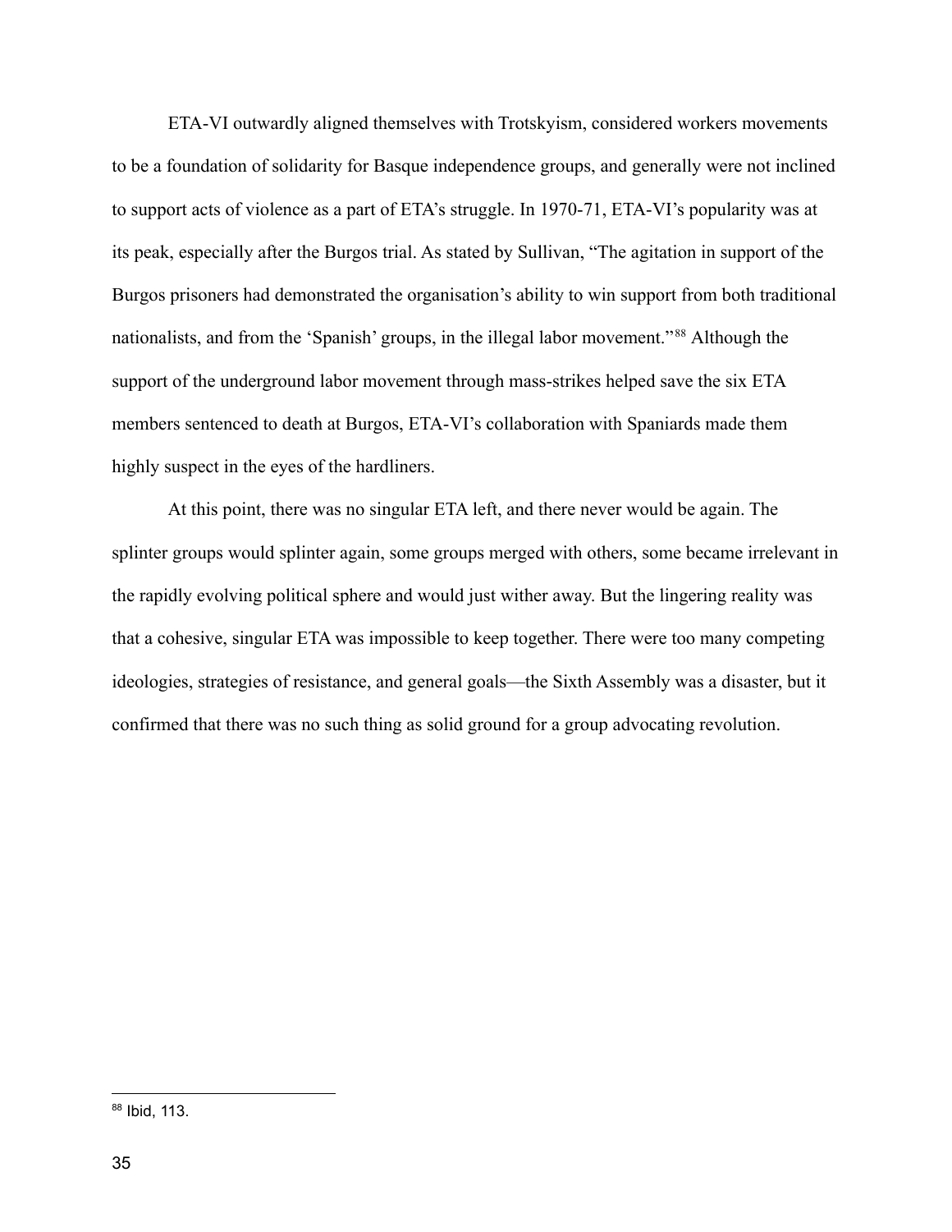ETA-VI outwardly aligned themselves with Trotskyism, considered workers movements to be a foundation of solidarity for Basque independence groups, and generally were not inclined to support acts of violence as a part of ETA's struggle. In 1970-71, ETA-VI's popularity was at its peak, especially after the Burgos trial. As stated by Sullivan, "The agitation in support of the Burgos prisoners had demonstrated the organisation's ability to win support from both traditional nationalists, and from the 'Spanish' groups, in the illegal labor movement."[88] Although the support of the underground labor movement through mass-strikes helped save the six ETA members sentenced to death at Burgos, ETA-VI's collaboration with Spaniards made them highly suspect in the eyes of the hardliners.

At this point, there was no singular ETA left, and there never would be again. The splinter groups would splinter again, some groups merged with others, some became irrelevant in the rapidly evolving political sphere and would just wither away. But the lingering reality was that a cohesive, singular ETA was impossible to keep together. There were too many competing ideologies, strategies of resistance, and general goals—the Sixth Assembly was a disaster, but it confirmed that there was no such thing as solid ground for a group advocating revolution.

---

[88] Ibid, 113.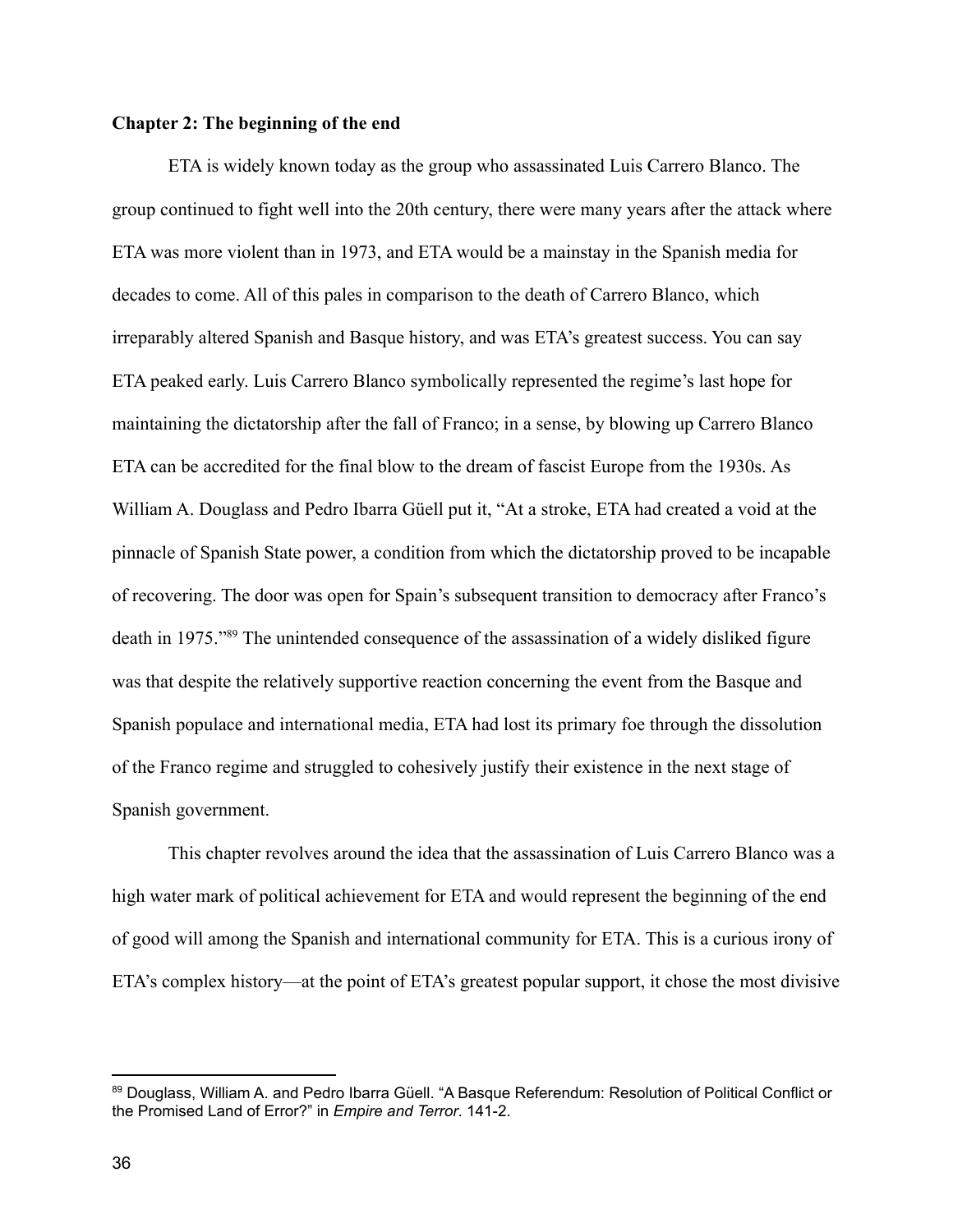**Chapter 2: The beginning of the end**

ETA is widely known today as the group who assassinated Luis Carrero Blanco. The group continued to fight well into the 20th century, there were many years after the attack where ETA was more violent than in 1973, and ETA would be a mainstay in the Spanish media for decades to come. All of this pales in comparison to the death of Carrero Blanco, which irreparably altered Spanish and Basque history, and was ETA's greatest success. You can say ETA peaked early. Luis Carrero Blanco symbolically represented the regime's last hope for maintaining the dictatorship after the fall of Franco; in a sense, by blowing up Carrero Blanco ETA can be accredited for the final blow to the dream of fascist Europe from the 1930s. As William A. Douglass and Pedro Ibarra Güell put it, "At a stroke, ETA had created a void at the pinnacle of Spanish State power, a condition from which the dictatorship proved to be incapable of recovering. The door was open for Spain's subsequent transition to democracy after Franco's death in 1975."[89] The unintended consequence of the assassination of a widely disliked figure was that despite the relatively supportive reaction concerning the event from the Basque and Spanish populace and international media, ETA had lost its primary foe through the dissolution of the Franco regime and struggled to cohesively justify their existence in the next stage of Spanish government.

This chapter revolves around the idea that the assassination of Luis Carrero Blanco was a high water mark of political achievement for ETA and would represent the beginning of the end of good will among the Spanish and international community for ETA. This is a curious irony of ETA's complex history—at the point of ETA's greatest popular support, it chose the most divisive

[89] Douglass, William A. and Pedro Ibarra Güell. "A Basque Referendum: Resolution of Political Conflict or the Promised Land of Error?" in *Empire and Terror*. 141-2.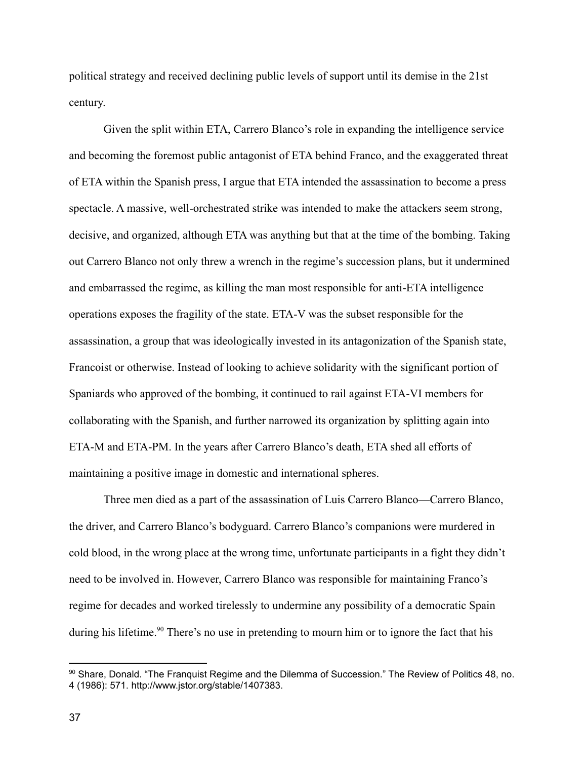political strategy and received declining public levels of support until its demise in the 21st century.

Given the split within ETA, Carrero Blanco's role in expanding the intelligence service and becoming the foremost public antagonist of ETA behind Franco, and the exaggerated threat of ETA within the Spanish press, I argue that ETA intended the assassination to become a press spectacle. A massive, well-orchestrated strike was intended to make the attackers seem strong, decisive, and organized, although ETA was anything but that at the time of the bombing. Taking out Carrero Blanco not only threw a wrench in the regime's succession plans, but it undermined and embarrassed the regime, as killing the man most responsible for anti-ETA intelligence operations exposes the fragility of the state. ETA-V was the subset responsible for the assassination, a group that was ideologically invested in its antagonization of the Spanish state, Francoist or otherwise. Instead of looking to achieve solidarity with the significant portion of Spaniards who approved of the bombing, it continued to rail against ETA-VI members for collaborating with the Spanish, and further narrowed its organization by splitting again into ETA-M and ETA-PM. In the years after Carrero Blanco's death, ETA shed all efforts of maintaining a positive image in domestic and international spheres.

Three men died as a part of the assassination of Luis Carrero Blanco—Carrero Blanco, the driver, and Carrero Blanco's bodyguard. Carrero Blanco's companions were murdered in cold blood, in the wrong place at the wrong time, unfortunate participants in a fight they didn't need to be involved in. However, Carrero Blanco was responsible for maintaining Franco's regime for decades and worked tirelessly to undermine any possibility of a democratic Spain during his lifetime.[90] There's no use in pretending to mourn him or to ignore the fact that his

---

[90] Share, Donald. "The Franquist Regime and the Dilemma of Succession." The Review of Politics 48, no. 4 (1986): 571. http://www.jstor.org/stable/1407383.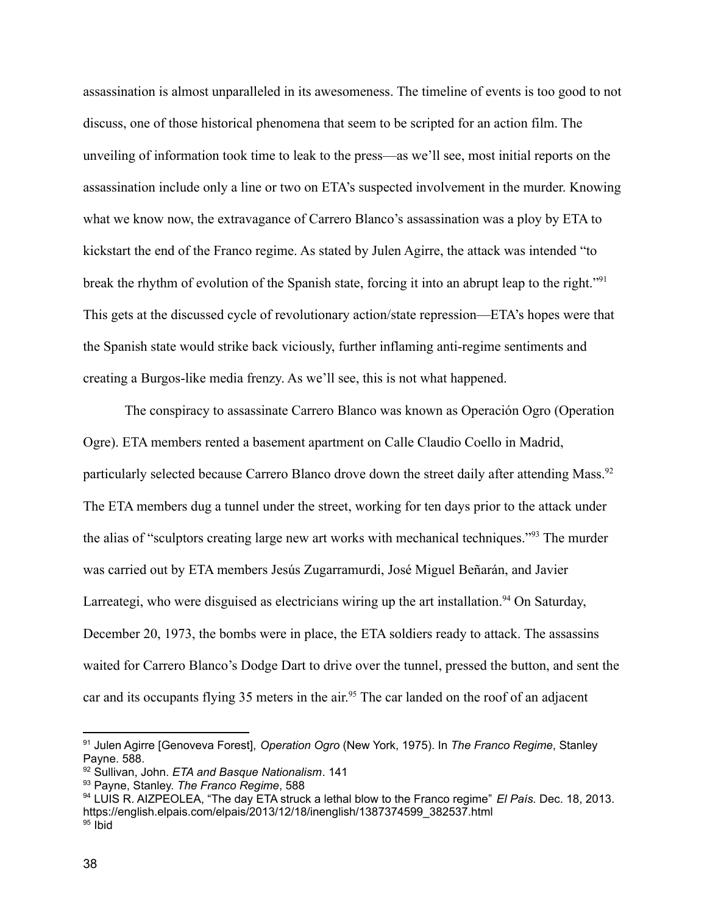assassination is almost unparalleled in its awesomeness. The timeline of events is too good to not discuss, one of those historical phenomena that seem to be scripted for an action film. The unveiling of information took time to leak to the press—as we'll see, most initial reports on the assassination include only a line or two on ETA's suspected involvement in the murder. Knowing what we know now, the extravagance of Carrero Blanco's assassination was a ploy by ETA to kickstart the end of the Franco regime. As stated by Julen Agirre, the attack was intended "to break the rhythm of evolution of the Spanish state, forcing it into an abrupt leap to the right."[91] This gets at the discussed cycle of revolutionary action/state repression—ETA's hopes were that the Spanish state would strike back viciously, further inflaming anti-regime sentiments and creating a Burgos-like media frenzy. As we'll see, this is not what happened.

The conspiracy to assassinate Carrero Blanco was known as Operación Ogro (Operation Ogre). ETA members rented a basement apartment on Calle Claudio Coello in Madrid, particularly selected because Carrero Blanco drove down the street daily after attending Mass.[92] The ETA members dug a tunnel under the street, working for ten days prior to the attack under the alias of "sculptors creating large new art works with mechanical techniques."[93] The murder was carried out by ETA members Jesús Zugarramurdi, José Miguel Beñarán, and Javier Larreategi, who were disguised as electricians wiring up the art installation.[94] On Saturday, December 20, 1973, the bombs were in place, the ETA soldiers ready to attack. The assassins waited for Carrero Blanco's Dodge Dart to drive over the tunnel, pressed the button, and sent the car and its occupants flying 35 meters in the air.[95] The car landed on the roof of an adjacent

---

[91] Julen Agirre [Genoveva Forest], *Operation Ogro* (New York, 1975). In *The Franco Regime*, Stanley Payne. 588.

[92] Sullivan, John. *ETA and Basque Nationalism*. 141

[93] Payne, Stanley. *The Franco Regime*, 588

[94] LUIS R. AIZPEOLEA, "The day ETA struck a lethal blow to the Franco regime" *El País.* Dec. 18, 2013. https://english.elpais.com/elpais/2013/12/18/inenglish/1387374599_382537.html

[95] Ibid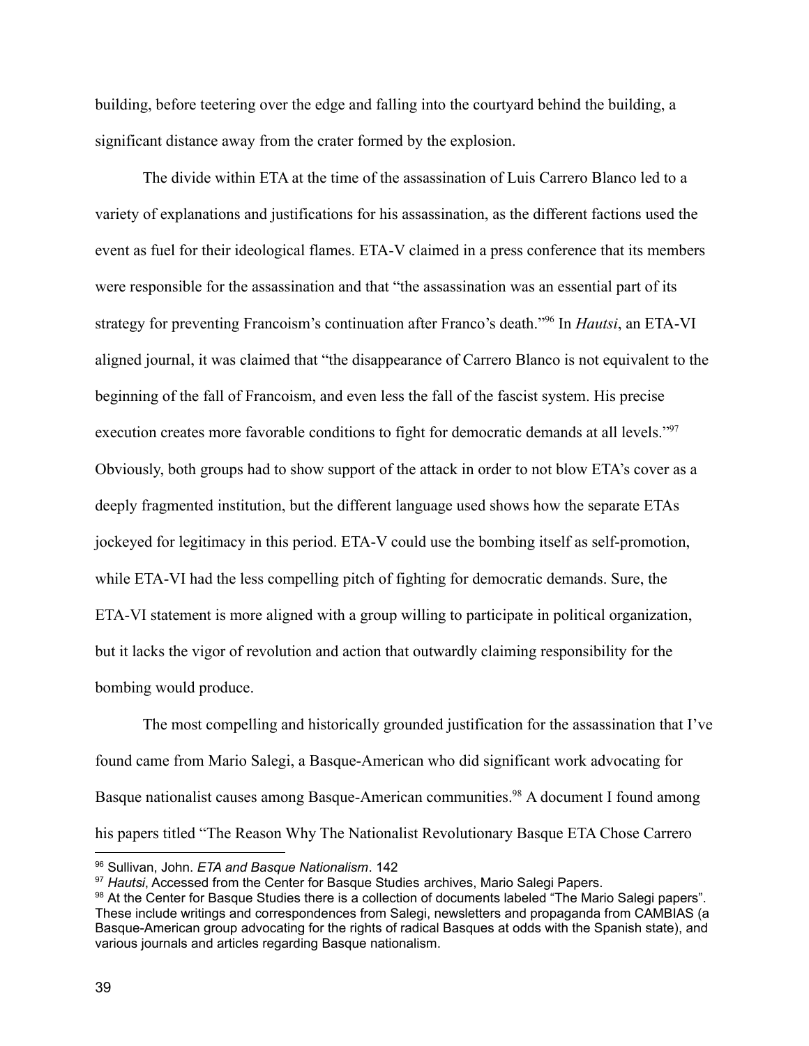building, before teetering over the edge and falling into the courtyard behind the building, a significant distance away from the crater formed by the explosion.

The divide within ETA at the time of the assassination of Luis Carrero Blanco led to a variety of explanations and justifications for his assassination, as the different factions used the event as fuel for their ideological flames. ETA-V claimed in a press conference that its members were responsible for the assassination and that "the assassination was an essential part of its strategy for preventing Francoism's continuation after Franco's death."[96] In *Hautsi*, an ETA-VI aligned journal, it was claimed that "the disappearance of Carrero Blanco is not equivalent to the beginning of the fall of Francoism, and even less the fall of the fascist system. His precise execution creates more favorable conditions to fight for democratic demands at all levels."[97] Obviously, both groups had to show support of the attack in order to not blow ETA's cover as a deeply fragmented institution, but the different language used shows how the separate ETAs jockeyed for legitimacy in this period. ETA-V could use the bombing itself as self-promotion, while ETA-VI had the less compelling pitch of fighting for democratic demands. Sure, the ETA-VI statement is more aligned with a group willing to participate in political organization, but it lacks the vigor of revolution and action that outwardly claiming responsibility for the bombing would produce.

The most compelling and historically grounded justification for the assassination that I've found came from Mario Salegi, a Basque-American who did significant work advocating for Basque nationalist causes among Basque-American communities.[98] A document I found among his papers titled "The Reason Why The Nationalist Revolutionary Basque ETA Chose Carrero

---

[96] Sullivan, John. *ETA and Basque Nationalism*. 142

[97] *Hautsi*, Accessed from the Center for Basque Studies archives, Mario Salegi Papers.

[98] At the Center for Basque Studies there is a collection of documents labeled "The Mario Salegi papers". These include writings and correspondences from Salegi, newsletters and propaganda from CAMBIAS (a Basque-American group advocating for the rights of radical Basques at odds with the Spanish state), and various journals and articles regarding Basque nationalism.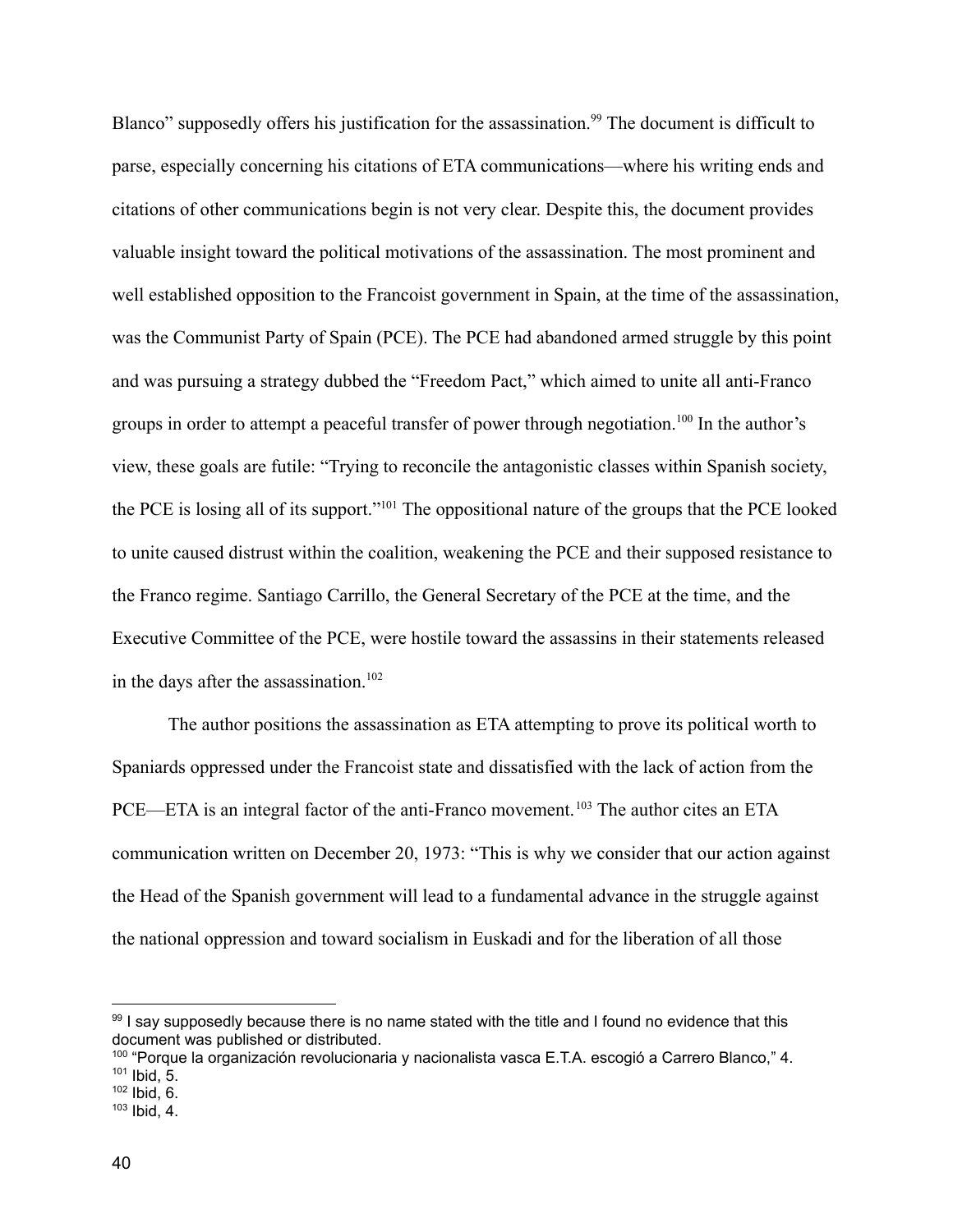Blanco" supposedly offers his justification for the assassination.[99] The document is difficult to parse, especially concerning his citations of ETA communications—where his writing ends and citations of other communications begin is not very clear. Despite this, the document provides valuable insight toward the political motivations of the assassination. The most prominent and well established opposition to the Francoist government in Spain, at the time of the assassination, was the Communist Party of Spain (PCE). The PCE had abandoned armed struggle by this point and was pursuing a strategy dubbed the "Freedom Pact," which aimed to unite all anti-Franco groups in order to attempt a peaceful transfer of power through negotiation.[100] In the author's view, these goals are futile: "Trying to reconcile the antagonistic classes within Spanish society, the PCE is losing all of its support."[101] The oppositional nature of the groups that the PCE looked to unite caused distrust within the coalition, weakening the PCE and their supposed resistance to the Franco regime. Santiago Carrillo, the General Secretary of the PCE at the time, and the Executive Committee of the PCE, were hostile toward the assassins in their statements released in the days after the assassination.[102]

The author positions the assassination as ETA attempting to prove its political worth to Spaniards oppressed under the Francoist state and dissatisfied with the lack of action from the PCE—ETA is an integral factor of the anti-Franco movement.[103] The author cites an ETA communication written on December 20, 1973: "This is why we consider that our action against the Head of the Spanish government will lead to a fundamental advance in the struggle against the national oppression and toward socialism in Euskadi and for the liberation of all those

---

[99] I say supposedly because there is no name stated with the title and I found no evidence that this document was published or distributed.

[100] "Porque la organización revolucionaria y nacionalista vasca E.T.A. escogió a Carrero Blanco," 4.

[101] Ibid, 5.

[102] Ibid, 6.

[103] Ibid, 4.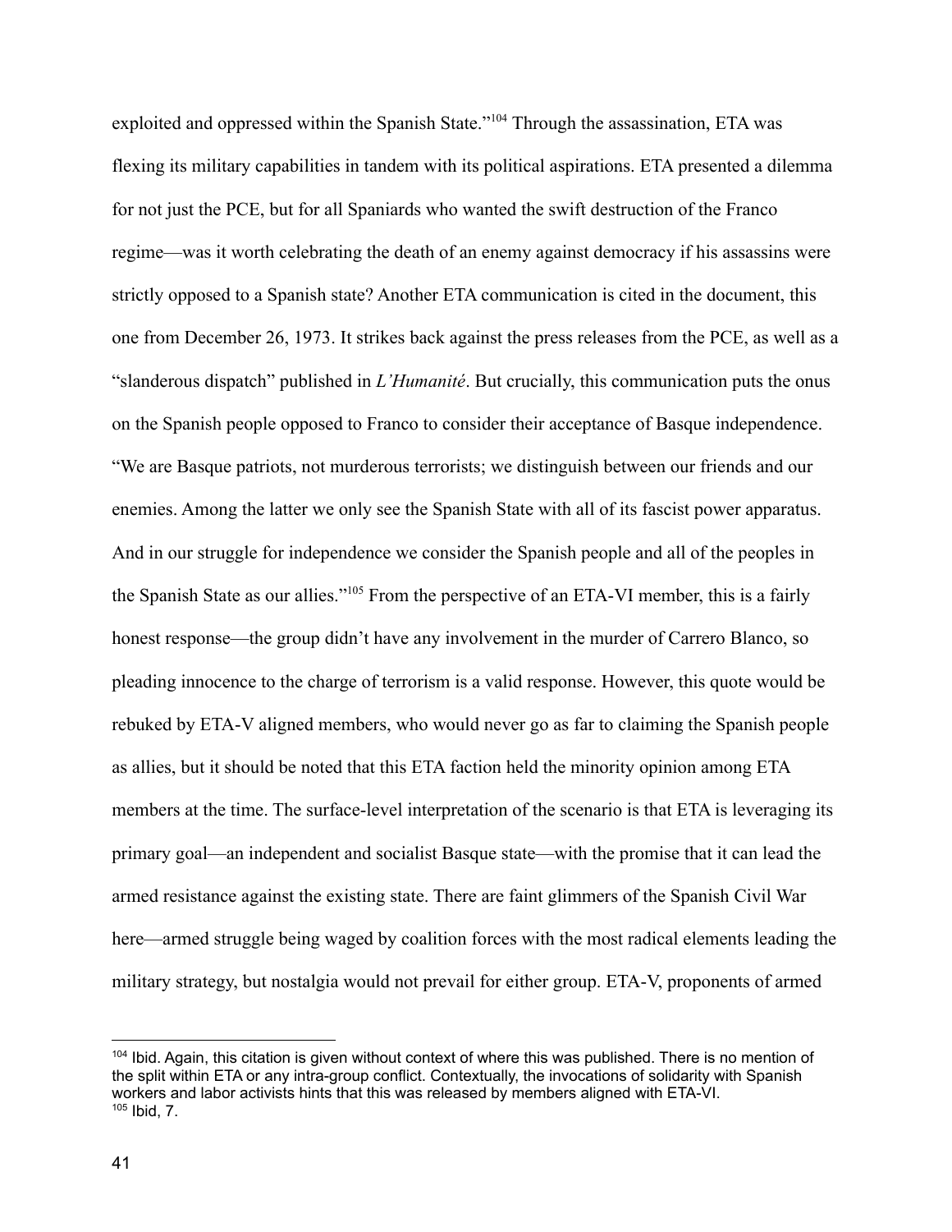exploited and oppressed within the Spanish State."[104] Through the assassination, ETA was flexing its military capabilities in tandem with its political aspirations. ETA presented a dilemma for not just the PCE, but for all Spaniards who wanted the swift destruction of the Franco regime—was it worth celebrating the death of an enemy against democracy if his assassins were strictly opposed to a Spanish state? Another ETA communication is cited in the document, this one from December 26, 1973. It strikes back against the press releases from the PCE, as well as a "slanderous dispatch" published in *L'Humanité*. But crucially, this communication puts the onus on the Spanish people opposed to Franco to consider their acceptance of Basque independence. "We are Basque patriots, not murderous terrorists; we distinguish between our friends and our enemies. Among the latter we only see the Spanish State with all of its fascist power apparatus. And in our struggle for independence we consider the Spanish people and all of the peoples in the Spanish State as our allies."[105] From the perspective of an ETA-VI member, this is a fairly honest response—the group didn't have any involvement in the murder of Carrero Blanco, so pleading innocence to the charge of terrorism is a valid response. However, this quote would be rebuked by ETA-V aligned members, who would never go as far to claiming the Spanish people as allies, but it should be noted that this ETA faction held the minority opinion among ETA members at the time. The surface-level interpretation of the scenario is that ETA is leveraging its primary goal—an independent and socialist Basque state—with the promise that it can lead the armed resistance against the existing state. There are faint glimmers of the Spanish Civil War here—armed struggle being waged by coalition forces with the most radical elements leading the military strategy, but nostalgia would not prevail for either group. ETA-V, proponents of armed

---

[104] Ibid. Again, this citation is given without context of where this was published. There is no mention of the split within ETA or any intra-group conflict. Contextually, the invocations of solidarity with Spanish workers and labor activists hints that this was released by members aligned with ETA-VI.

[105] Ibid, 7.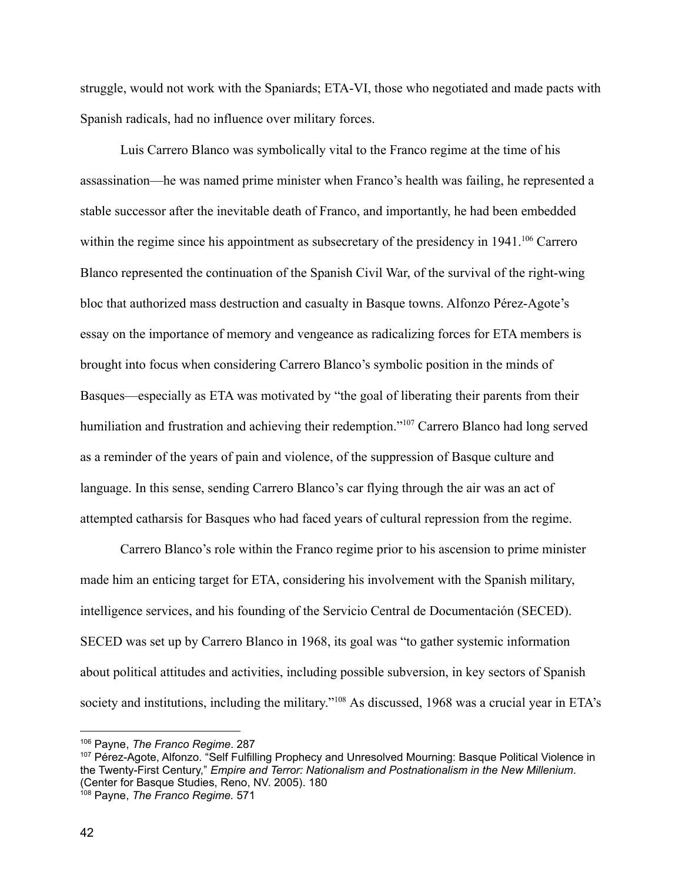struggle, would not work with the Spaniards; ETA-VI, those who negotiated and made pacts with Spanish radicals, had no influence over military forces.

Luis Carrero Blanco was symbolically vital to the Franco regime at the time of his assassination—he was named prime minister when Franco's health was failing, he represented a stable successor after the inevitable death of Franco, and importantly, he had been embedded within the regime since his appointment as subsecretary of the presidency in 1941.[106] Carrero Blanco represented the continuation of the Spanish Civil War, of the survival of the right-wing bloc that authorized mass destruction and casualty in Basque towns. Alfonzo Pérez-Agote's essay on the importance of memory and vengeance as radicalizing forces for ETA members is brought into focus when considering Carrero Blanco's symbolic position in the minds of Basques—especially as ETA was motivated by "the goal of liberating their parents from their humiliation and frustration and achieving their redemption."[107] Carrero Blanco had long served as a reminder of the years of pain and violence, of the suppression of Basque culture and language. In this sense, sending Carrero Blanco's car flying through the air was an act of attempted catharsis for Basques who had faced years of cultural repression from the regime.

Carrero Blanco's role within the Franco regime prior to his ascension to prime minister made him an enticing target for ETA, considering his involvement with the Spanish military, intelligence services, and his founding of the Servicio Central de Documentación (SECED). SECED was set up by Carrero Blanco in 1968, its goal was "to gather systemic information about political attitudes and activities, including possible subversion, in key sectors of Spanish society and institutions, including the military."[108] As discussed, 1968 was a crucial year in ETA's

---

[106] Payne, *The Franco Regime*. 287

[107] Pérez-Agote, Alfonzo. "Self Fulfilling Prophecy and Unresolved Mourning: Basque Political Violence in the Twenty-First Century," *Empire and Terror: Nationalism and Postnationalism in the New Millenium*. (Center for Basque Studies, Reno, NV. 2005). 180

[108] Payne, *The Franco Regime.* 571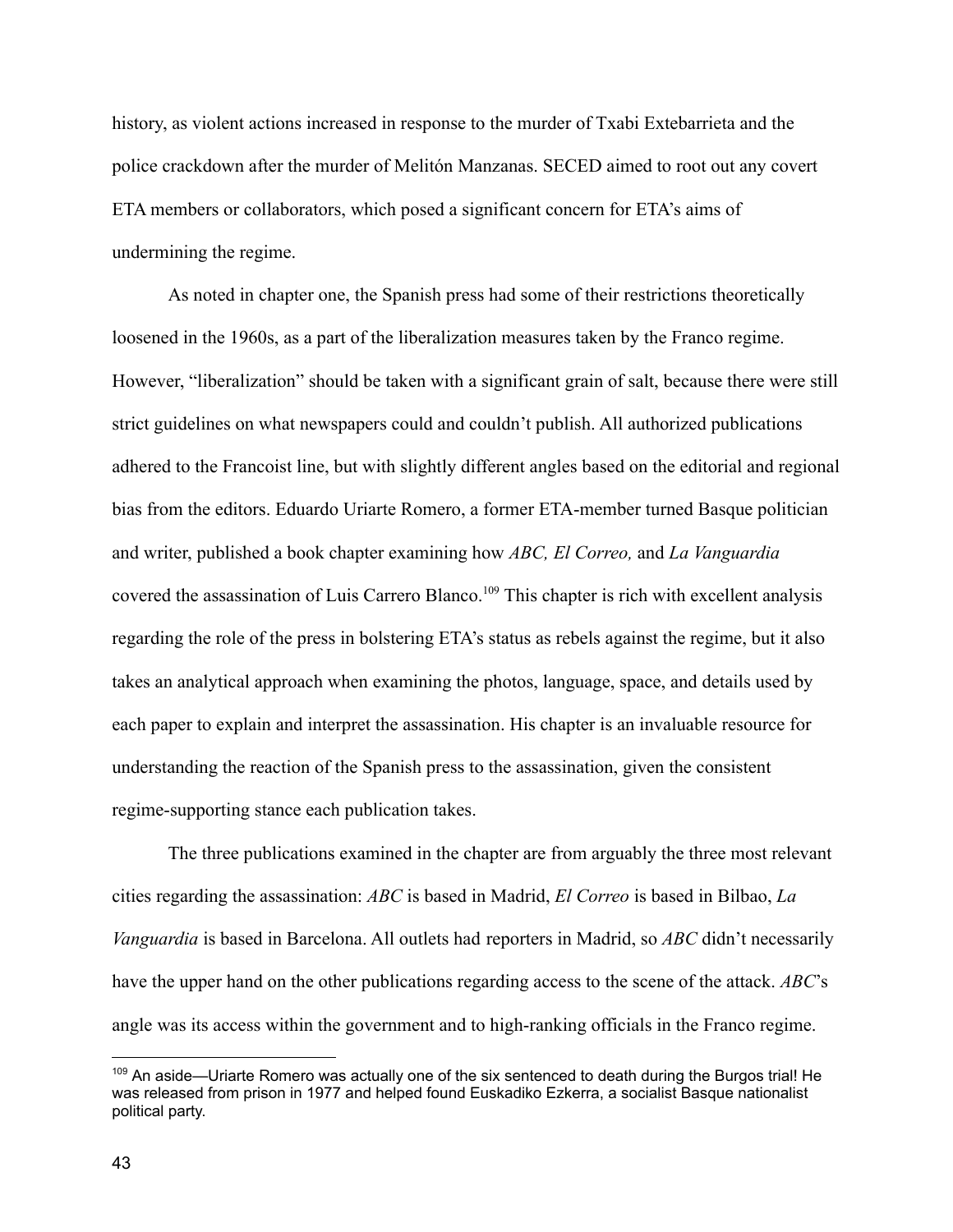history, as violent actions increased in response to the murder of Txabi Extebarrieta and the police crackdown after the murder of Melitón Manzanas. SECED aimed to root out any covert ETA members or collaborators, which posed a significant concern for ETA's aims of undermining the regime.

As noted in chapter one, the Spanish press had some of their restrictions theoretically loosened in the 1960s, as a part of the liberalization measures taken by the Franco regime. However, "liberalization" should be taken with a significant grain of salt, because there were still strict guidelines on what newspapers could and couldn't publish. All authorized publications adhered to the Francoist line, but with slightly different angles based on the editorial and regional bias from the editors. Eduardo Uriarte Romero, a former ETA-member turned Basque politician and writer, published a book chapter examining how *ABC, El Correo,* and *La Vanguardia* covered the assassination of Luis Carrero Blanco.[109] This chapter is rich with excellent analysis regarding the role of the press in bolstering ETA's status as rebels against the regime, but it also takes an analytical approach when examining the photos, language, space, and details used by each paper to explain and interpret the assassination. His chapter is an invaluable resource for understanding the reaction of the Spanish press to the assassination, given the consistent regime-supporting stance each publication takes.

The three publications examined in the chapter are from arguably the three most relevant cities regarding the assassination: *ABC* is based in Madrid, *El Correo* is based in Bilbao, *La Vanguardia* is based in Barcelona. All outlets had reporters in Madrid, so *ABC* didn't necessarily have the upper hand on the other publications regarding access to the scene of the attack. *ABC*'s angle was its access within the government and to high-ranking officials in the Franco regime.

---

[109] An aside—Uriarte Romero was actually one of the six sentenced to death during the Burgos trial! He was released from prison in 1977 and helped found Euskadiko Ezkerra, a socialist Basque nationalist political party.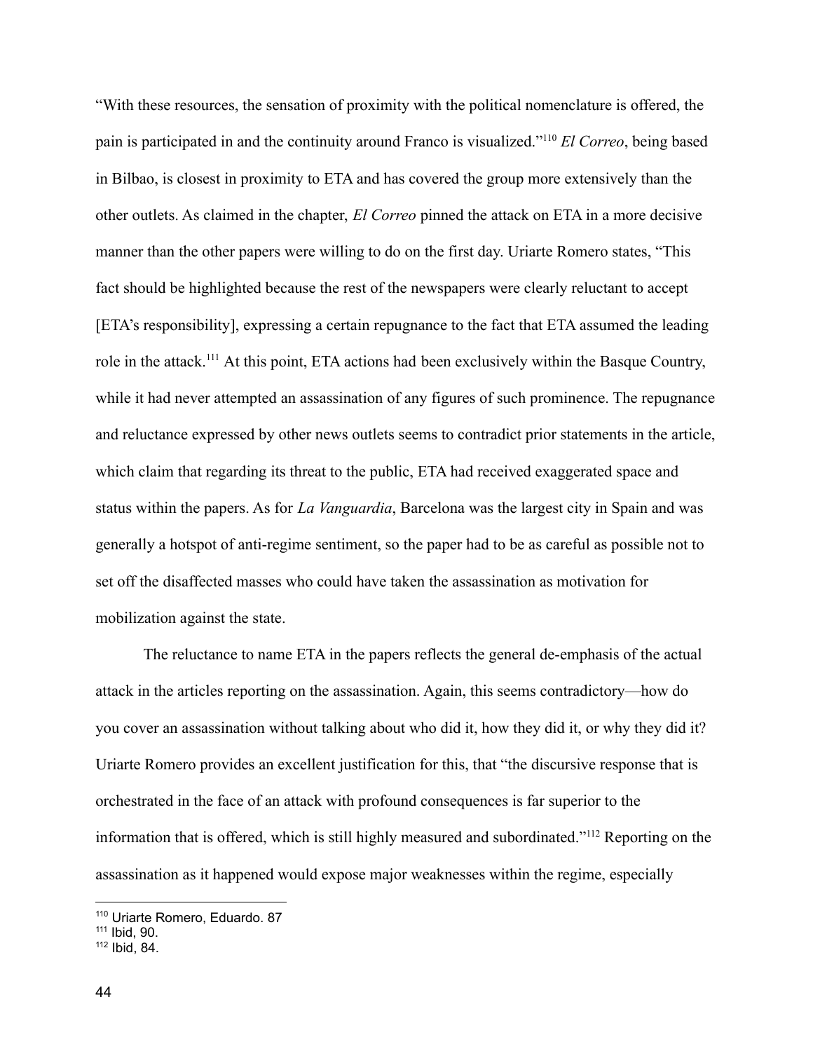"With these resources, the sensation of proximity with the political nomenclature is offered, the pain is participated in and the continuity around Franco is visualized."[110] *El Correo*, being based in Bilbao, is closest in proximity to ETA and has covered the group more extensively than the other outlets. As claimed in the chapter, *El Correo* pinned the attack on ETA in a more decisive manner than the other papers were willing to do on the first day. Uriarte Romero states, "This fact should be highlighted because the rest of the newspapers were clearly reluctant to accept [ETA's responsibility], expressing a certain repugnance to the fact that ETA assumed the leading role in the attack.[111] At this point, ETA actions had been exclusively within the Basque Country, while it had never attempted an assassination of any figures of such prominence. The repugnance and reluctance expressed by other news outlets seems to contradict prior statements in the article, which claim that regarding its threat to the public, ETA had received exaggerated space and status within the papers. As for *La Vanguardia*, Barcelona was the largest city in Spain and was generally a hotspot of anti-regime sentiment, so the paper had to be as careful as possible not to set off the disaffected masses who could have taken the assassination as motivation for mobilization against the state.

The reluctance to name ETA in the papers reflects the general de-emphasis of the actual attack in the articles reporting on the assassination. Again, this seems contradictory—how do you cover an assassination without talking about who did it, how they did it, or why they did it? Uriarte Romero provides an excellent justification for this, that "the discursive response that is orchestrated in the face of an attack with profound consequences is far superior to the information that is offered, which is still highly measured and subordinated."[112] Reporting on the assassination as it happened would expose major weaknesses within the regime, especially

---

[110] Uriarte Romero, Eduardo. 87

[111] Ibid, 90.

[112] Ibid, 84.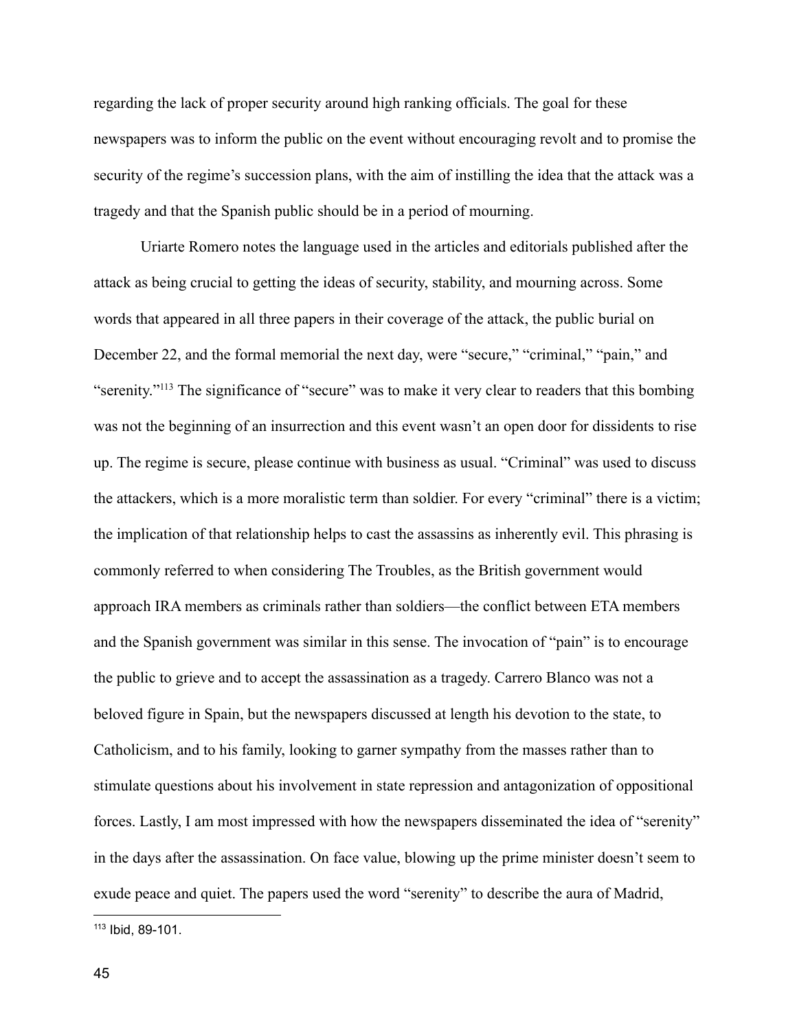regarding the lack of proper security around high ranking officials. The goal for these newspapers was to inform the public on the event without encouraging revolt and to promise the security of the regime's succession plans, with the aim of instilling the idea that the attack was a tragedy and that the Spanish public should be in a period of mourning.

Uriarte Romero notes the language used in the articles and editorials published after the attack as being crucial to getting the ideas of security, stability, and mourning across. Some words that appeared in all three papers in their coverage of the attack, the public burial on December 22, and the formal memorial the next day, were "secure," "criminal," "pain," and "serenity."[113] The significance of "secure" was to make it very clear to readers that this bombing was not the beginning of an insurrection and this event wasn't an open door for dissidents to rise up. The regime is secure, please continue with business as usual. "Criminal" was used to discuss the attackers, which is a more moralistic term than soldier. For every "criminal" there is a victim; the implication of that relationship helps to cast the assassins as inherently evil. This phrasing is commonly referred to when considering The Troubles, as the British government would approach IRA members as criminals rather than soldiers—the conflict between ETA members and the Spanish government was similar in this sense. The invocation of "pain" is to encourage the public to grieve and to accept the assassination as a tragedy. Carrero Blanco was not a beloved figure in Spain, but the newspapers discussed at length his devotion to the state, to Catholicism, and to his family, looking to garner sympathy from the masses rather than to stimulate questions about his involvement in state repression and antagonization of oppositional forces. Lastly, I am most impressed with how the newspapers disseminated the idea of "serenity" in the days after the assassination. On face value, blowing up the prime minister doesn't seem to exude peace and quiet. The papers used the word "serenity" to describe the aura of Madrid,

[113] Ibid, 89-101.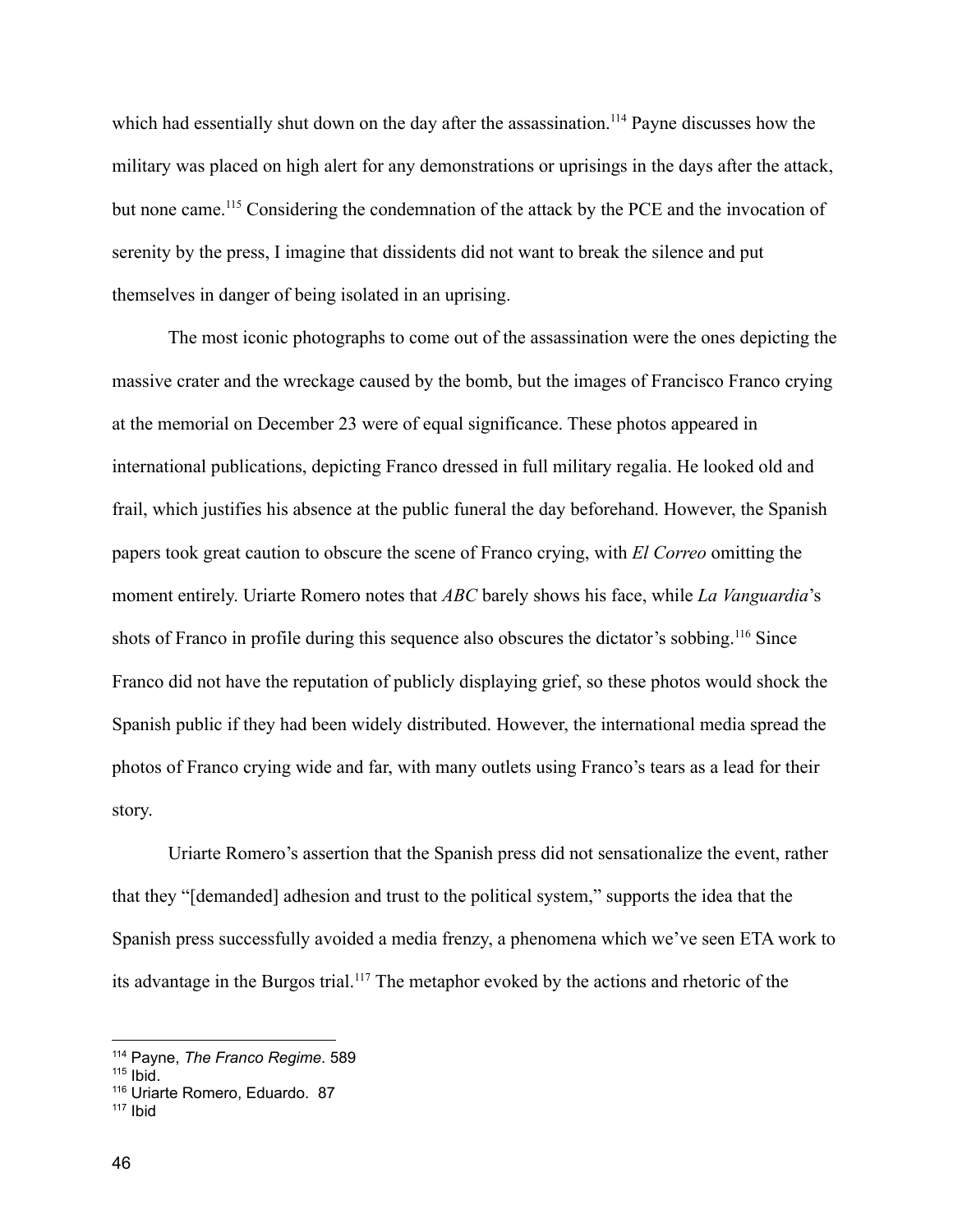which had essentially shut down on the day after the assassination.[114] Payne discusses how the military was placed on high alert for any demonstrations or uprisings in the days after the attack, but none came.[115] Considering the condemnation of the attack by the PCE and the invocation of serenity by the press, I imagine that dissidents did not want to break the silence and put themselves in danger of being isolated in an uprising.

The most iconic photographs to come out of the assassination were the ones depicting the massive crater and the wreckage caused by the bomb, but the images of Francisco Franco crying at the memorial on December 23 were of equal significance. These photos appeared in international publications, depicting Franco dressed in full military regalia. He looked old and frail, which justifies his absence at the public funeral the day beforehand. However, the Spanish papers took great caution to obscure the scene of Franco crying, with *El Correo* omitting the moment entirely. Uriarte Romero notes that *ABC* barely shows his face, while *La Vanguardia*'s shots of Franco in profile during this sequence also obscures the dictator's sobbing.[116] Since Franco did not have the reputation of publicly displaying grief, so these photos would shock the Spanish public if they had been widely distributed. However, the international media spread the photos of Franco crying wide and far, with many outlets using Franco's tears as a lead for their story.

Uriarte Romero's assertion that the Spanish press did not sensationalize the event, rather that they "[demanded] adhesion and trust to the political system," supports the idea that the Spanish press successfully avoided a media frenzy, a phenomena which we've seen ETA work to its advantage in the Burgos trial.[117] The metaphor evoked by the actions and rhetoric of the

---

[114] Payne, *The Franco Regime*. 589

[115] Ibid.

[116] Uriarte Romero, Eduardo. 87

[117] Ibid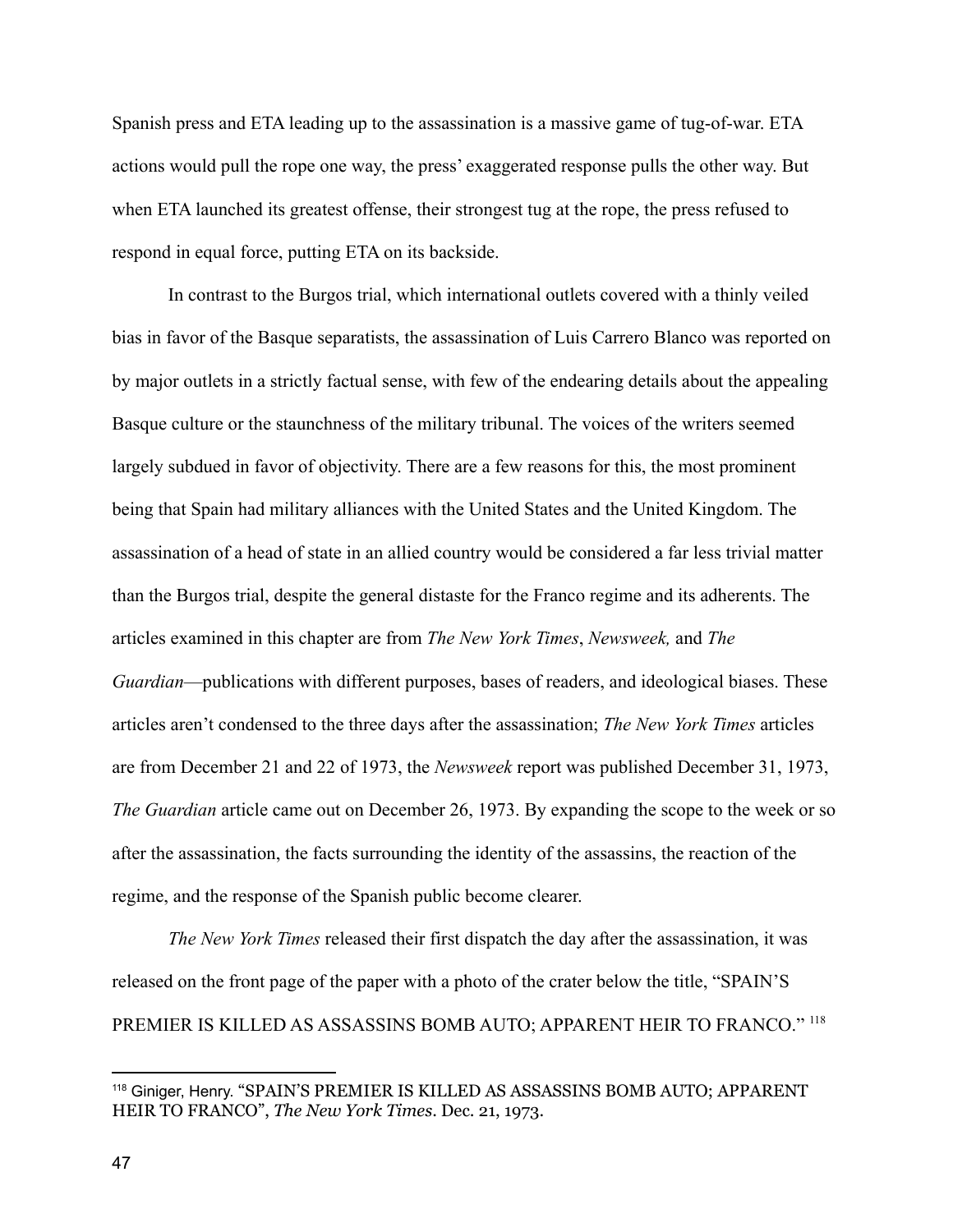Spanish press and ETA leading up to the assassination is a massive game of tug-of-war. ETA actions would pull the rope one way, the press' exaggerated response pulls the other way. But when ETA launched its greatest offense, their strongest tug at the rope, the press refused to respond in equal force, putting ETA on its backside.

In contrast to the Burgos trial, which international outlets covered with a thinly veiled bias in favor of the Basque separatists, the assassination of Luis Carrero Blanco was reported on by major outlets in a strictly factual sense, with few of the endearing details about the appealing Basque culture or the staunchness of the military tribunal. The voices of the writers seemed largely subdued in favor of objectivity. There are a few reasons for this, the most prominent being that Spain had military alliances with the United States and the United Kingdom. The assassination of a head of state in an allied country would be considered a far less trivial matter than the Burgos trial, despite the general distaste for the Franco regime and its adherents. The articles examined in this chapter are from *The New York Times*, *Newsweek,* and *The Guardian*—publications with different purposes, bases of readers, and ideological biases. These articles aren't condensed to the three days after the assassination; *The New York Times* articles are from December 21 and 22 of 1973, the *Newsweek* report was published December 31, 1973, *The Guardian* article came out on December 26, 1973. By expanding the scope to the week or so after the assassination, the facts surrounding the identity of the assassins, the reaction of the regime, and the response of the Spanish public become clearer.

*The New York Times* released their first dispatch the day after the assassination, it was released on the front page of the paper with a photo of the crater below the title, "SPAIN'S PREMIER IS KILLED AS ASSASSINS BOMB AUTO; APPARENT HEIR TO FRANCO." [118]

---

[118] Giniger, Henry. "SPAIN'S PREMIER IS KILLED AS ASSASSINS BOMB AUTO; APPARENT HEIR TO FRANCO", *The New York Times*. Dec. 21, 1973.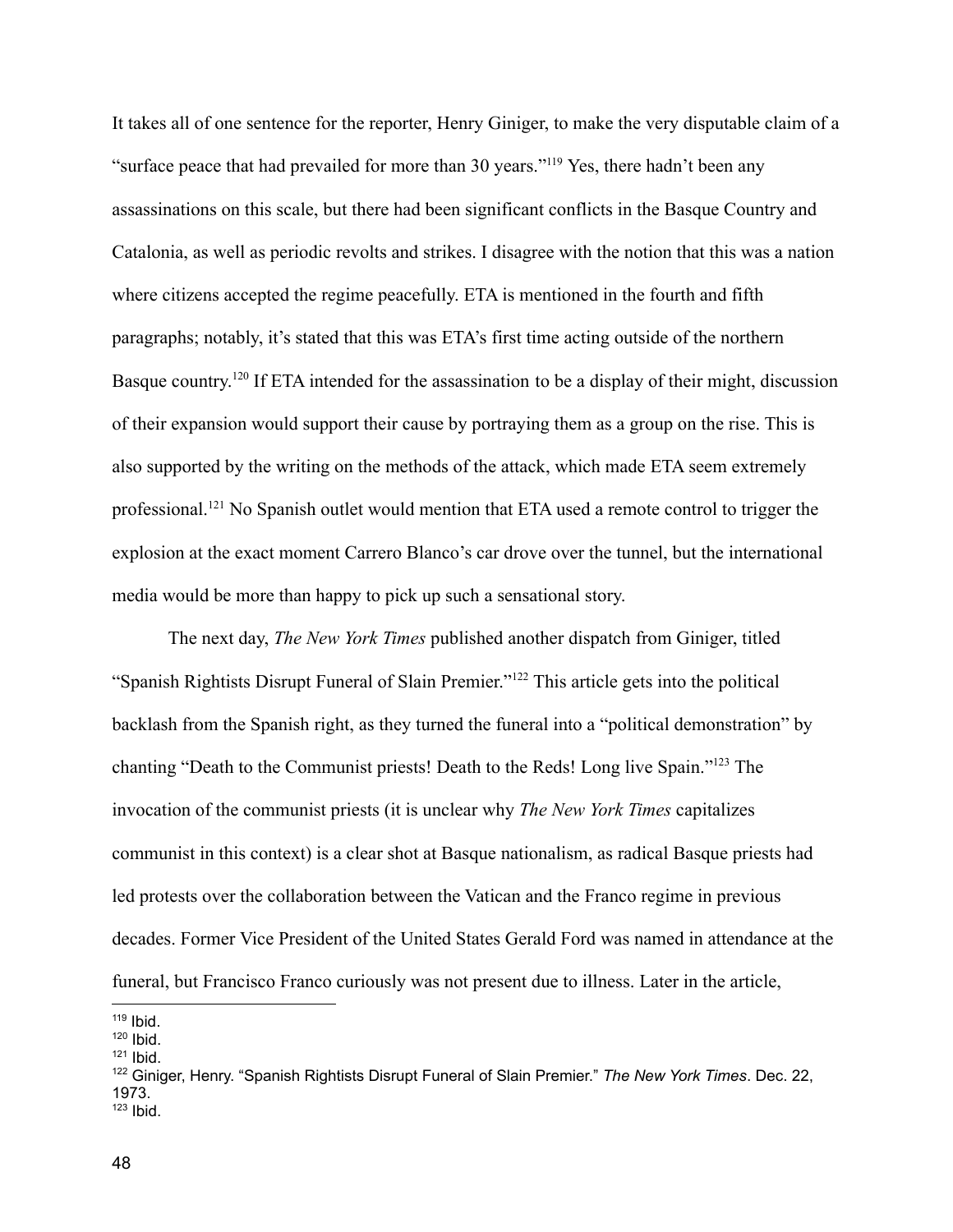It takes all of one sentence for the reporter, Henry Giniger, to make the very disputable claim of a "surface peace that had prevailed for more than 30 years."[119] Yes, there hadn't been any assassinations on this scale, but there had been significant conflicts in the Basque Country and Catalonia, as well as periodic revolts and strikes. I disagree with the notion that this was a nation where citizens accepted the regime peacefully. ETA is mentioned in the fourth and fifth paragraphs; notably, it's stated that this was ETA's first time acting outside of the northern Basque country.[120] If ETA intended for the assassination to be a display of their might, discussion of their expansion would support their cause by portraying them as a group on the rise. This is also supported by the writing on the methods of the attack, which made ETA seem extremely professional.[121] No Spanish outlet would mention that ETA used a remote control to trigger the explosion at the exact moment Carrero Blanco's car drove over the tunnel, but the international media would be more than happy to pick up such a sensational story.

The next day, *The New York Times* published another dispatch from Giniger, titled "Spanish Rightists Disrupt Funeral of Slain Premier."[122] This article gets into the political backlash from the Spanish right, as they turned the funeral into a "political demonstration" by chanting "Death to the Communist priests! Death to the Reds! Long live Spain."[123] The invocation of the communist priests (it is unclear why *The New York Times* capitalizes communist in this context) is a clear shot at Basque nationalism, as radical Basque priests had led protests over the collaboration between the Vatican and the Franco regime in previous decades. Former Vice President of the United States Gerald Ford was named in attendance at the funeral, but Francisco Franco curiously was not present due to illness. Later in the article,

---

[119] Ibid.
[120] Ibid.
[121] Ibid.
[122] Giniger, Henry. "Spanish Rightists Disrupt Funeral of Slain Premier." *The New York Times*. Dec. 22, 1973.
[123] Ibid.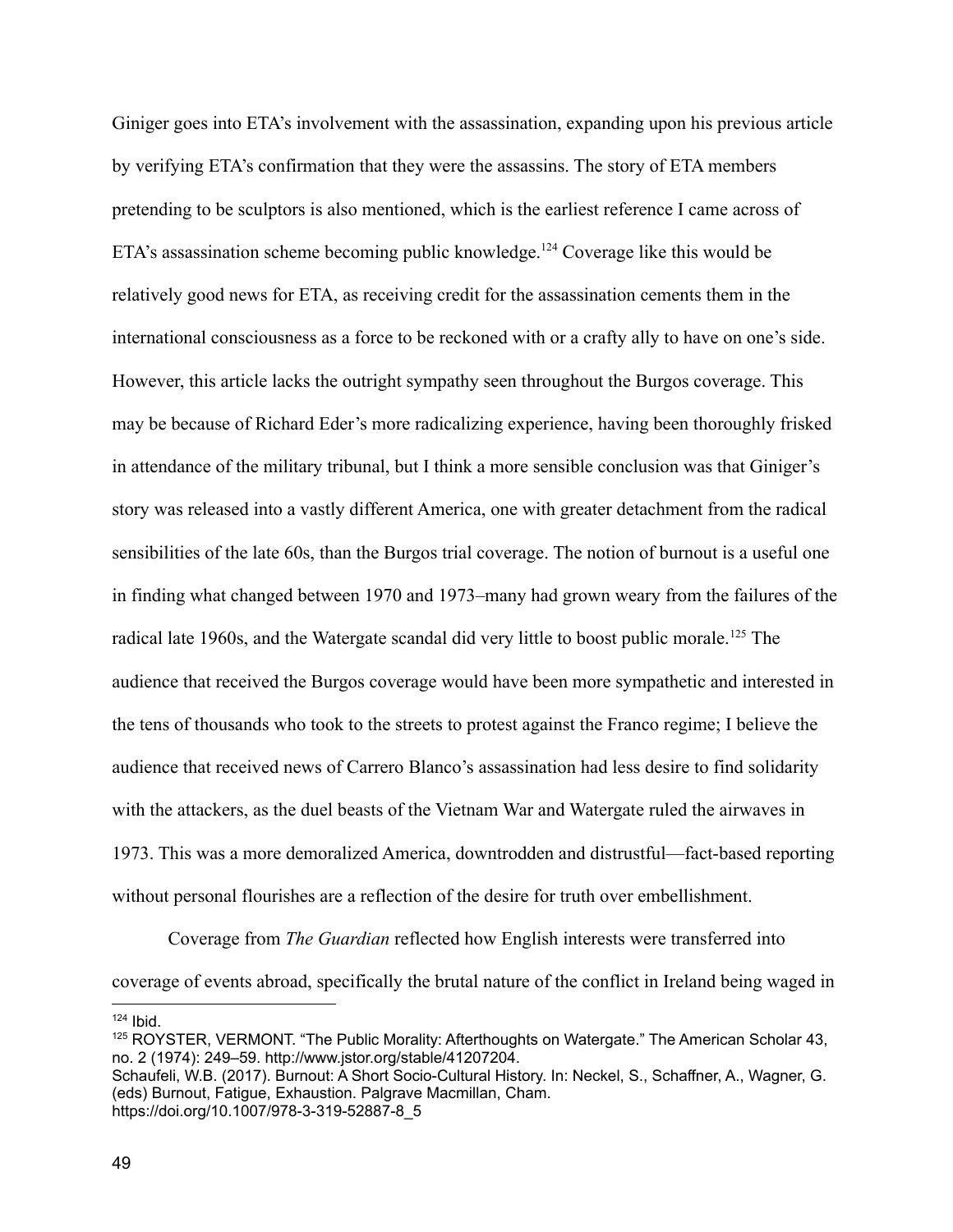Giniger goes into ETA's involvement with the assassination, expanding upon his previous article by verifying ETA's confirmation that they were the assassins. The story of ETA members pretending to be sculptors is also mentioned, which is the earliest reference I came across of ETA's assassination scheme becoming public knowledge.[124] Coverage like this would be relatively good news for ETA, as receiving credit for the assassination cements them in the international consciousness as a force to be reckoned with or a crafty ally to have on one's side. However, this article lacks the outright sympathy seen throughout the Burgos coverage. This may be because of Richard Eder's more radicalizing experience, having been thoroughly frisked in attendance of the military tribunal, but I think a more sensible conclusion was that Giniger's story was released into a vastly different America, one with greater detachment from the radical sensibilities of the late 60s, than the Burgos trial coverage. The notion of burnout is a useful one in finding what changed between 1970 and 1973–many had grown weary from the failures of the radical late 1960s, and the Watergate scandal did very little to boost public morale.[125] The audience that received the Burgos coverage would have been more sympathetic and interested in the tens of thousands who took to the streets to protest against the Franco regime; I believe the audience that received news of Carrero Blanco's assassination had less desire to find solidarity with the attackers, as the duel beasts of the Vietnam War and Watergate ruled the airwaves in 1973. This was a more demoralized America, downtrodden and distrustful—fact-based reporting without personal flourishes are a reflection of the desire for truth over embellishment.

Coverage from *The Guardian* reflected how English interests were transferred into coverage of events abroad, specifically the brutal nature of the conflict in Ireland being waged in

---

[124] Ibid.

[125] ROYSTER, VERMONT. "The Public Morality: Afterthoughts on Watergate." The American Scholar 43, no. 2 (1974): 249–59. http://www.jstor.org/stable/41207204.
Schaufeli, W.B. (2017). Burnout: A Short Socio-Cultural History. In: Neckel, S., Schaffner, A., Wagner, G. (eds) Burnout, Fatigue, Exhaustion. Palgrave Macmillan, Cham. https://doi.org/10.1007/978-3-319-52887-8_5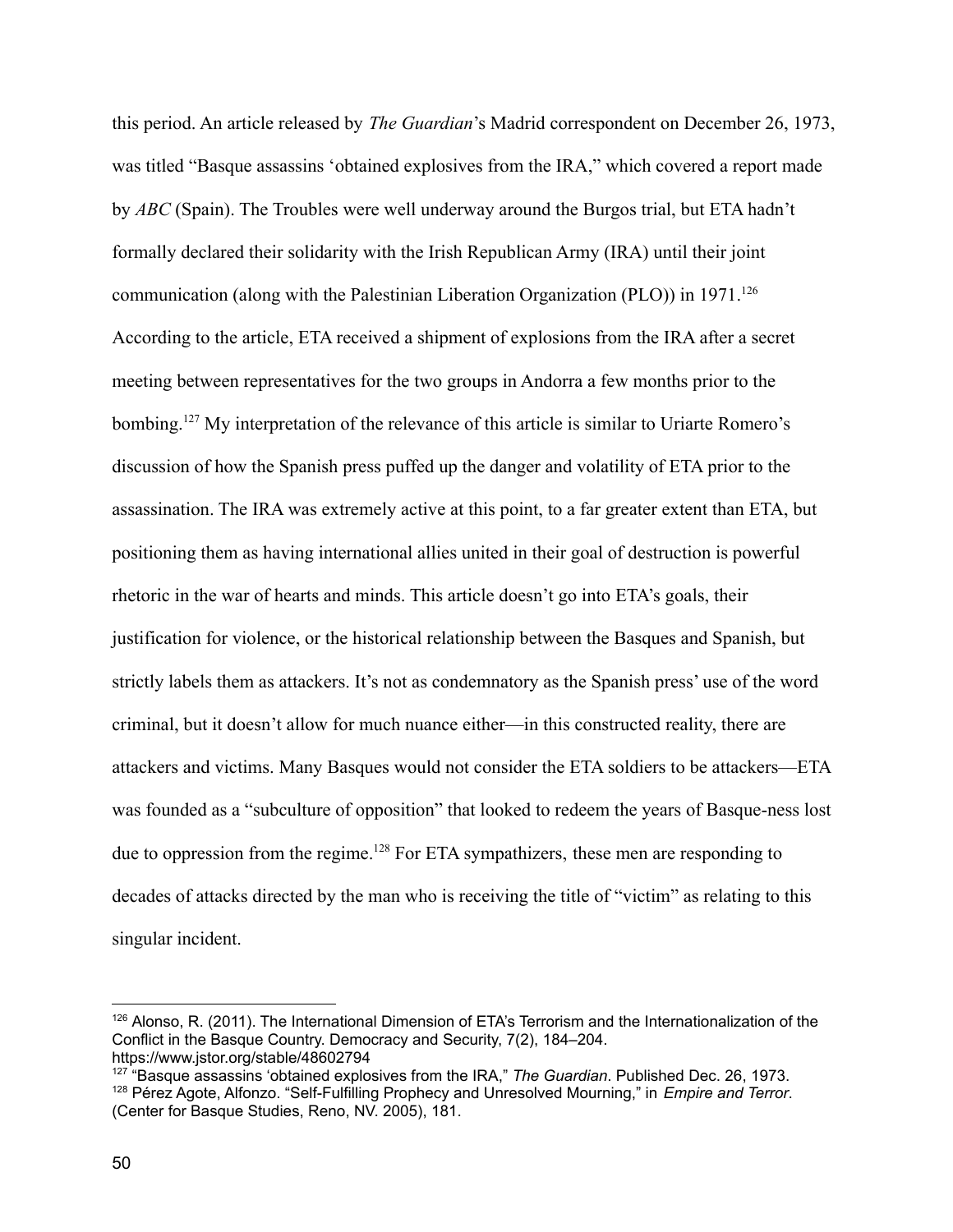this period. An article released by *The Guardian*'s Madrid correspondent on December 26, 1973, was titled "Basque assassins 'obtained explosives from the IRA," which covered a report made by *ABC* (Spain). The Troubles were well underway around the Burgos trial, but ETA hadn't formally declared their solidarity with the Irish Republican Army (IRA) until their joint communication (along with the Palestinian Liberation Organization (PLO)) in 1971.[126] According to the article, ETA received a shipment of explosions from the IRA after a secret meeting between representatives for the two groups in Andorra a few months prior to the bombing.[127] My interpretation of the relevance of this article is similar to Uriarte Romero's discussion of how the Spanish press puffed up the danger and volatility of ETA prior to the assassination. The IRA was extremely active at this point, to a far greater extent than ETA, but positioning them as having international allies united in their goal of destruction is powerful rhetoric in the war of hearts and minds. This article doesn't go into ETA's goals, their justification for violence, or the historical relationship between the Basques and Spanish, but strictly labels them as attackers. It's not as condemnatory as the Spanish press' use of the word criminal, but it doesn't allow for much nuance either—in this constructed reality, there are attackers and victims. Many Basques would not consider the ETA soldiers to be attackers—ETA was founded as a "subculture of opposition" that looked to redeem the years of Basque-ness lost due to oppression from the regime.[128] For ETA sympathizers, these men are responding to decades of attacks directed by the man who is receiving the title of "victim" as relating to this singular incident.

---

[126] Alonso, R. (2011). The International Dimension of ETA's Terrorism and the Internationalization of the Conflict in the Basque Country. Democracy and Security, 7(2), 184–204. https://www.jstor.org/stable/48602794

[127] "Basque assassins 'obtained explosives from the IRA," *The Guardian*. Published Dec. 26, 1973.

[128] Pérez Agote, Alfonzo. "Self-Fulfilling Prophecy and Unresolved Mourning," in *Empire and Terror*. (Center for Basque Studies, Reno, NV. 2005), 181.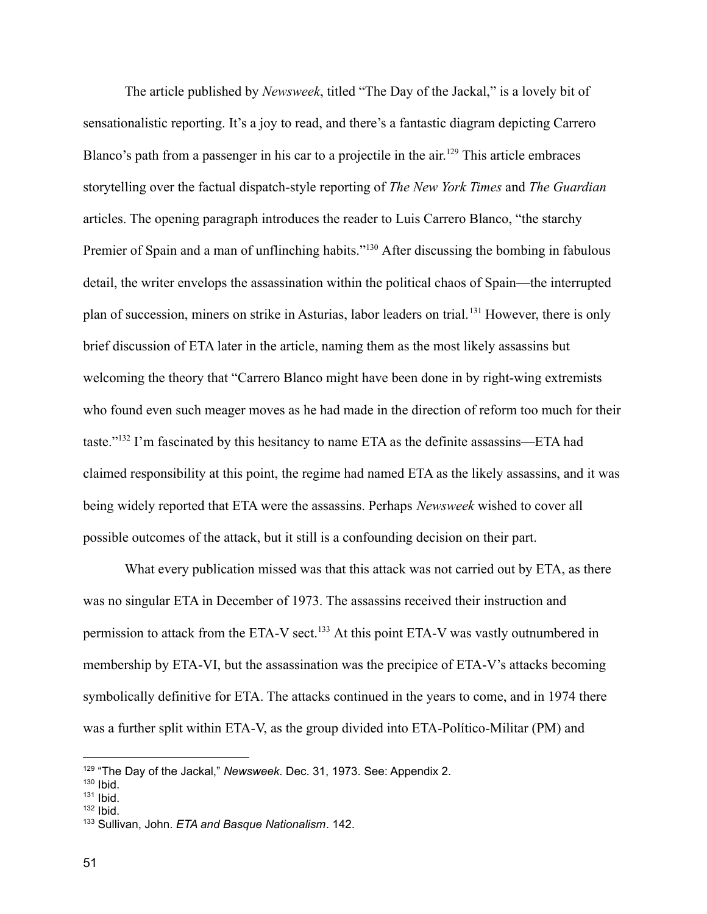The article published by *Newsweek*, titled "The Day of the Jackal," is a lovely bit of sensationalistic reporting. It's a joy to read, and there's a fantastic diagram depicting Carrero Blanco's path from a passenger in his car to a projectile in the air.[129] This article embraces storytelling over the factual dispatch-style reporting of *The New York Times* and *The Guardian* articles. The opening paragraph introduces the reader to Luis Carrero Blanco, "the starchy Premier of Spain and a man of unflinching habits."[130] After discussing the bombing in fabulous detail, the writer envelops the assassination within the political chaos of Spain—the interrupted plan of succession, miners on strike in Asturias, labor leaders on trial.[131] However, there is only brief discussion of ETA later in the article, naming them as the most likely assassins but welcoming the theory that "Carrero Blanco might have been done in by right-wing extremists who found even such meager moves as he had made in the direction of reform too much for their taste."[132] I'm fascinated by this hesitancy to name ETA as the definite assassins—ETA had claimed responsibility at this point, the regime had named ETA as the likely assassins, and it was being widely reported that ETA were the assassins. Perhaps *Newsweek* wished to cover all possible outcomes of the attack, but it still is a confounding decision on their part.

What every publication missed was that this attack was not carried out by ETA, as there was no singular ETA in December of 1973. The assassins received their instruction and permission to attack from the ETA-V sect.[133] At this point ETA-V was vastly outnumbered in membership by ETA-VI, but the assassination was the precipice of ETA-V's attacks becoming symbolically definitive for ETA. The attacks continued in the years to come, and in 1974 there was a further split within ETA-V, as the group divided into ETA-Político-Militar (PM) and

---

[129] "The Day of the Jackal," *Newsweek*. Dec. 31, 1973. See: Appendix 2.
[130] Ibid.
[131] Ibid.
[132] Ibid.
[133] Sullivan, John. *ETA and Basque Nationalism*. 142.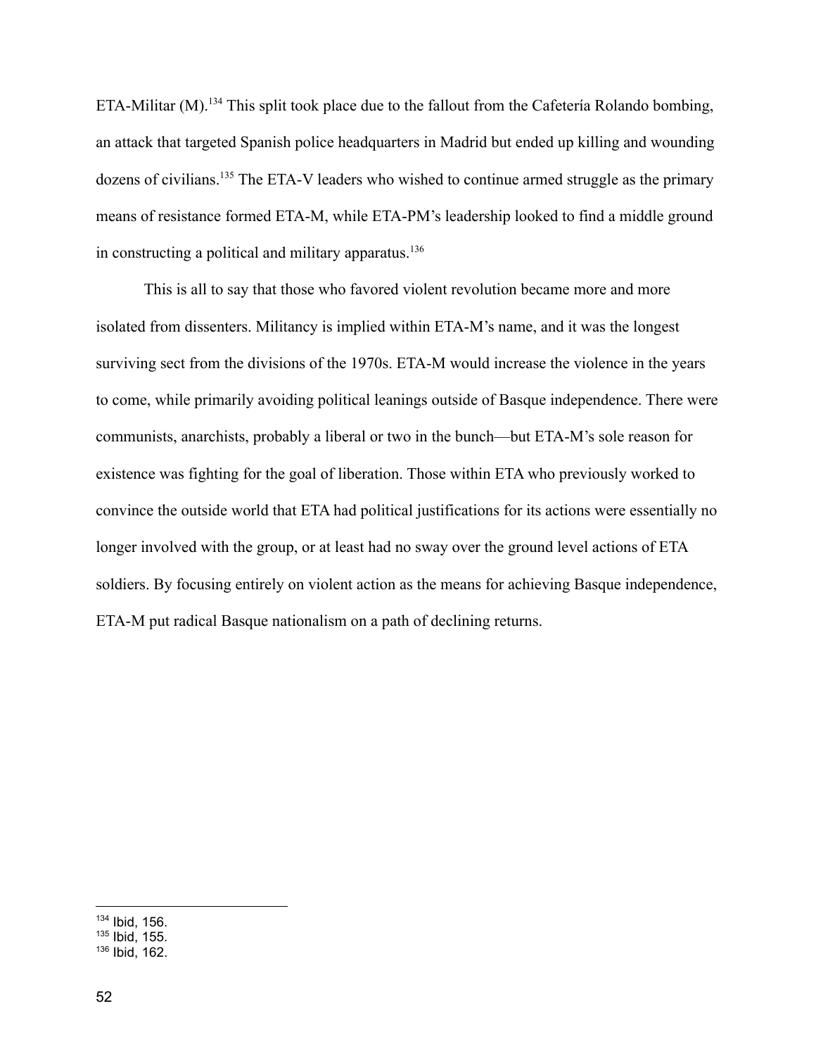ETA-Militar (M).[134] This split took place due to the fallout from the Cafetería Rolando bombing, an attack that targeted Spanish police headquarters in Madrid but ended up killing and wounding dozens of civilians.[135] The ETA-V leaders who wished to continue armed struggle as the primary means of resistance formed ETA-M, while ETA-PM's leadership looked to find a middle ground in constructing a political and military apparatus.[136]

This is all to say that those who favored violent revolution became more and more isolated from dissenters. Militancy is implied within ETA-M's name, and it was the longest surviving sect from the divisions of the 1970s. ETA-M would increase the violence in the years to come, while primarily avoiding political leanings outside of Basque independence. There were communists, anarchists, probably a liberal or two in the bunch—but ETA-M's sole reason for existence was fighting for the goal of liberation. Those within ETA who previously worked to convince the outside world that ETA had political justifications for its actions were essentially no longer involved with the group, or at least had no sway over the ground level actions of ETA soldiers. By focusing entirely on violent action as the means for achieving Basque independence, ETA-M put radical Basque nationalism on a path of declining returns.

---

[134] Ibid, 156.
[135] Ibid, 155.
[136] Ibid, 162.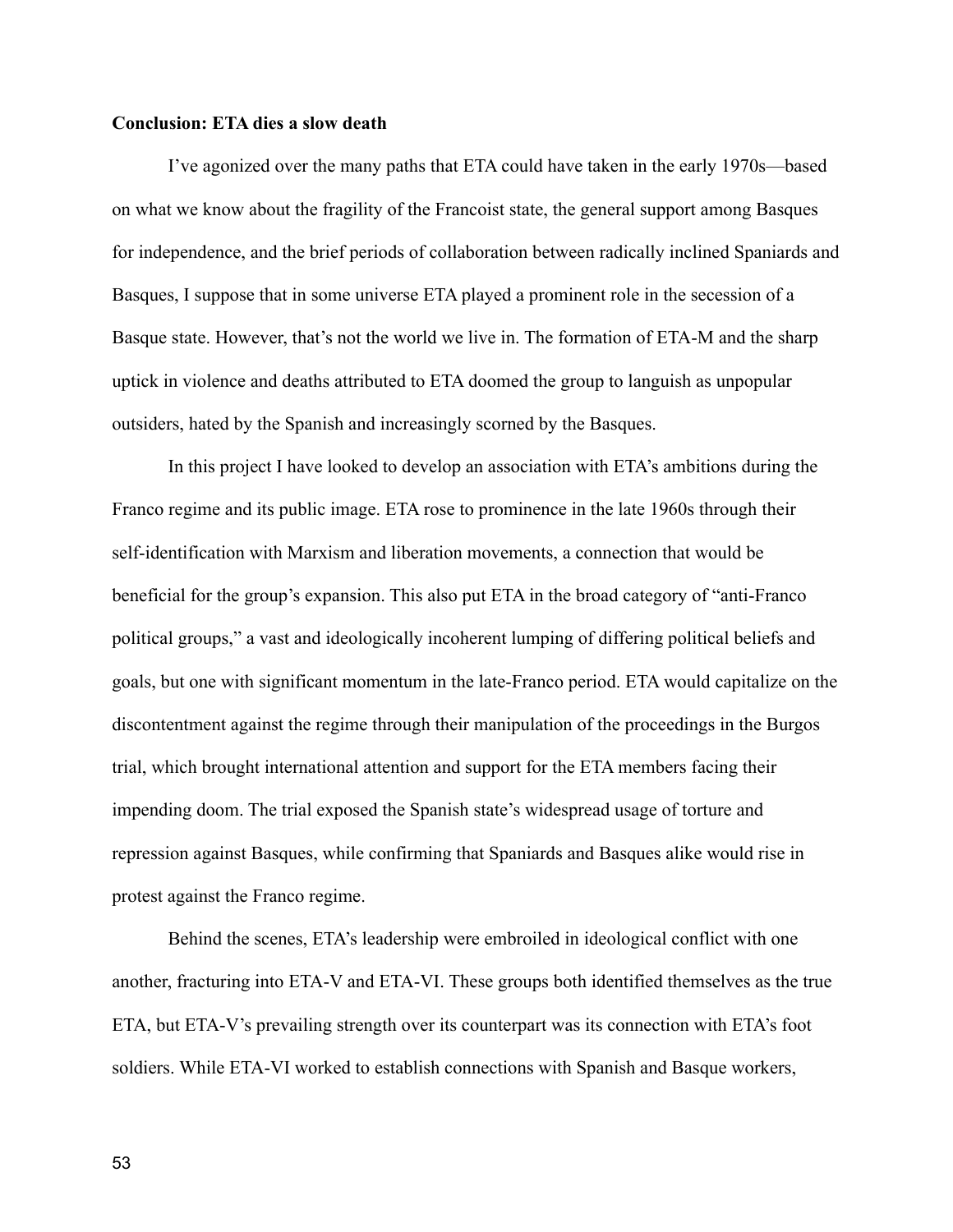**Conclusion: ETA dies a slow death**

I've agonized over the many paths that ETA could have taken in the early 1970s—based on what we know about the fragility of the Francoist state, the general support among Basques for independence, and the brief periods of collaboration between radically inclined Spaniards and Basques, I suppose that in some universe ETA played a prominent role in the secession of a Basque state. However, that's not the world we live in. The formation of ETA-M and the sharp uptick in violence and deaths attributed to ETA doomed the group to languish as unpopular outsiders, hated by the Spanish and increasingly scorned by the Basques.

In this project I have looked to develop an association with ETA's ambitions during the Franco regime and its public image. ETA rose to prominence in the late 1960s through their self-identification with Marxism and liberation movements, a connection that would be beneficial for the group's expansion. This also put ETA in the broad category of "anti-Franco political groups," a vast and ideologically incoherent lumping of differing political beliefs and goals, but one with significant momentum in the late-Franco period. ETA would capitalize on the discontentment against the regime through their manipulation of the proceedings in the Burgos trial, which brought international attention and support for the ETA members facing their impending doom. The trial exposed the Spanish state's widespread usage of torture and repression against Basques, while confirming that Spaniards and Basques alike would rise in protest against the Franco regime.

Behind the scenes, ETA's leadership were embroiled in ideological conflict with one another, fracturing into ETA-V and ETA-VI. These groups both identified themselves as the true ETA, but ETA-V's prevailing strength over its counterpart was its connection with ETA's foot soldiers. While ETA-VI worked to establish connections with Spanish and Basque workers,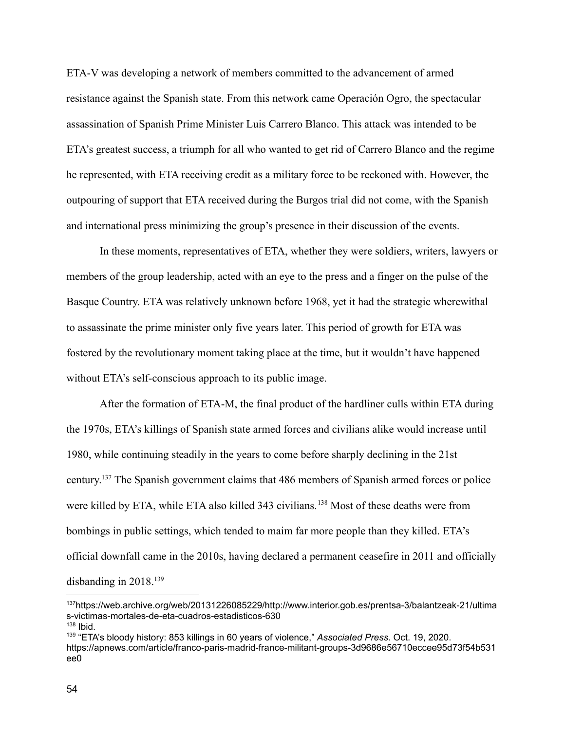ETA-V was developing a network of members committed to the advancement of armed resistance against the Spanish state. From this network came Operación Ogro, the spectacular assassination of Spanish Prime Minister Luis Carrero Blanco. This attack was intended to be ETA's greatest success, a triumph for all who wanted to get rid of Carrero Blanco and the regime he represented, with ETA receiving credit as a military force to be reckoned with. However, the outpouring of support that ETA received during the Burgos trial did not come, with the Spanish and international press minimizing the group's presence in their discussion of the events.

In these moments, representatives of ETA, whether they were soldiers, writers, lawyers or members of the group leadership, acted with an eye to the press and a finger on the pulse of the Basque Country. ETA was relatively unknown before 1968, yet it had the strategic wherewithal to assassinate the prime minister only five years later. This period of growth for ETA was fostered by the revolutionary moment taking place at the time, but it wouldn't have happened without ETA's self-conscious approach to its public image.

After the formation of ETA-M, the final product of the hardliner culls within ETA during the 1970s, ETA's killings of Spanish state armed forces and civilians alike would increase until 1980, while continuing steadily in the years to come before sharply declining in the 21st century.[137] The Spanish government claims that 486 members of Spanish armed forces or police were killed by ETA, while ETA also killed 343 civilians.[138] Most of these deaths were from bombings in public settings, which tended to maim far more people than they killed. ETA's official downfall came in the 2010s, having declared a permanent ceasefire in 2011 and officially disbanding in 2018.[139]

---

[137] https://web.archive.org/web/20131226085229/http://www.interior.gob.es/prentsa-3/balantzeak-21/ultimas-victimas-mortales-de-eta-cuadros-estadisticos-630

[138] Ibid.

[139] "ETA's bloody history: 853 killings in 60 years of violence," *Associated Press*. Oct. 19, 2020. https://apnews.com/article/franco-paris-madrid-france-militant-groups-3d9686e56710eccee95d73f54b531ee0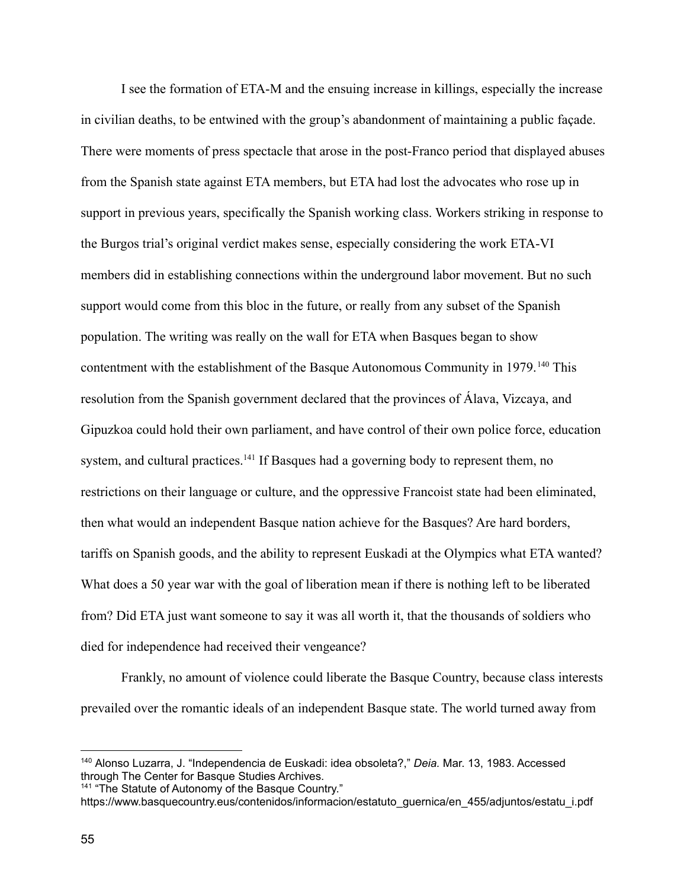I see the formation of ETA-M and the ensuing increase in killings, especially the increase in civilian deaths, to be entwined with the group's abandonment of maintaining a public façade. There were moments of press spectacle that arose in the post-Franco period that displayed abuses from the Spanish state against ETA members, but ETA had lost the advocates who rose up in support in previous years, specifically the Spanish working class. Workers striking in response to the Burgos trial's original verdict makes sense, especially considering the work ETA-VI members did in establishing connections within the underground labor movement. But no such support would come from this bloc in the future, or really from any subset of the Spanish population. The writing was really on the wall for ETA when Basques began to show contentment with the establishment of the Basque Autonomous Community in 1979.[140] This resolution from the Spanish government declared that the provinces of Álava, Vizcaya, and Gipuzkoa could hold their own parliament, and have control of their own police force, education system, and cultural practices.[141] If Basques had a governing body to represent them, no restrictions on their language or culture, and the oppressive Francoist state had been eliminated, then what would an independent Basque nation achieve for the Basques? Are hard borders, tariffs on Spanish goods, and the ability to represent Euskadi at the Olympics what ETA wanted? What does a 50 year war with the goal of liberation mean if there is nothing left to be liberated from? Did ETA just want someone to say it was all worth it, that the thousands of soldiers who died for independence had received their vengeance?

Frankly, no amount of violence could liberate the Basque Country, because class interests prevailed over the romantic ideals of an independent Basque state. The world turned away from

---

[140] Alonso Luzarra, J. "Independencia de Euskadi: idea obsoleta?," *Deia*. Mar. 13, 1983. Accessed through The Center for Basque Studies Archives.

[141] "The Statute of Autonomy of the Basque Country." https://www.basquecountry.eus/contenidos/informacion/estatuto_guernica/en_455/adjuntos/estatu_i.pdf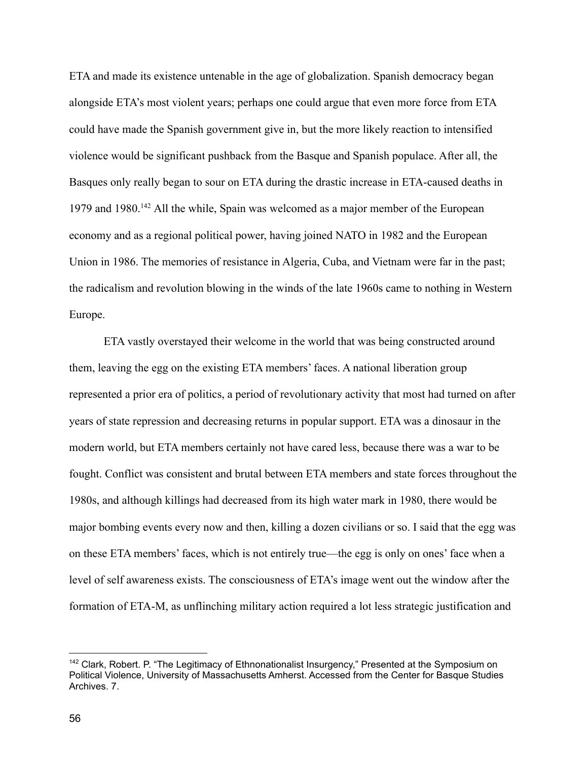ETA and made its existence untenable in the age of globalization. Spanish democracy began alongside ETA's most violent years; perhaps one could argue that even more force from ETA could have made the Spanish government give in, but the more likely reaction to intensified violence would be significant pushback from the Basque and Spanish populace. After all, the Basques only really began to sour on ETA during the drastic increase in ETA-caused deaths in 1979 and 1980.[142] All the while, Spain was welcomed as a major member of the European economy and as a regional political power, having joined NATO in 1982 and the European Union in 1986. The memories of resistance in Algeria, Cuba, and Vietnam were far in the past; the radicalism and revolution blowing in the winds of the late 1960s came to nothing in Western Europe.

ETA vastly overstayed their welcome in the world that was being constructed around them, leaving the egg on the existing ETA members' faces. A national liberation group represented a prior era of politics, a period of revolutionary activity that most had turned on after years of state repression and decreasing returns in popular support. ETA was a dinosaur in the modern world, but ETA members certainly not have cared less, because there was a war to be fought. Conflict was consistent and brutal between ETA members and state forces throughout the 1980s, and although killings had decreased from its high water mark in 1980, there would be major bombing events every now and then, killing a dozen civilians or so. I said that the egg was on these ETA members' faces, which is not entirely true—the egg is only on ones' face when a level of self awareness exists. The consciousness of ETA's image went out the window after the formation of ETA-M, as unflinching military action required a lot less strategic justification and

[142] Clark, Robert. P. "The Legitimacy of Ethnonationalist Insurgency," Presented at the Symposium on Political Violence, University of Massachusetts Amherst. Accessed from the Center for Basque Studies Archives. 7.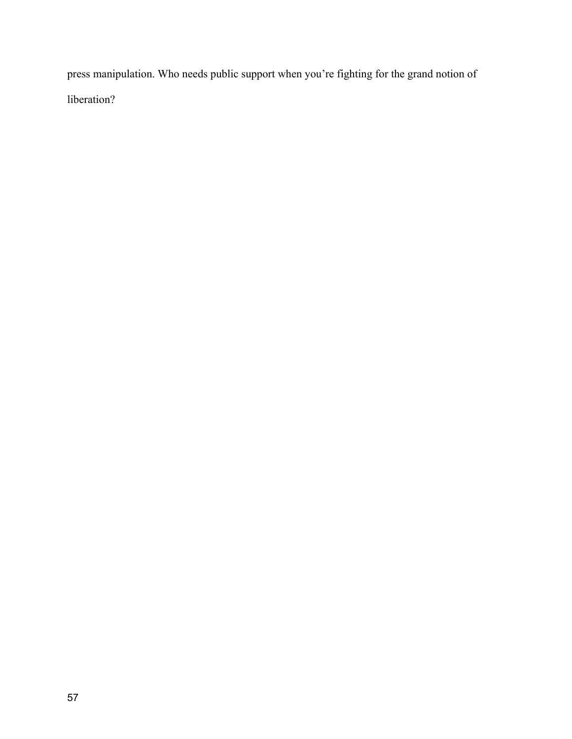press manipulation. Who needs public support when you're fighting for the grand notion of liberation?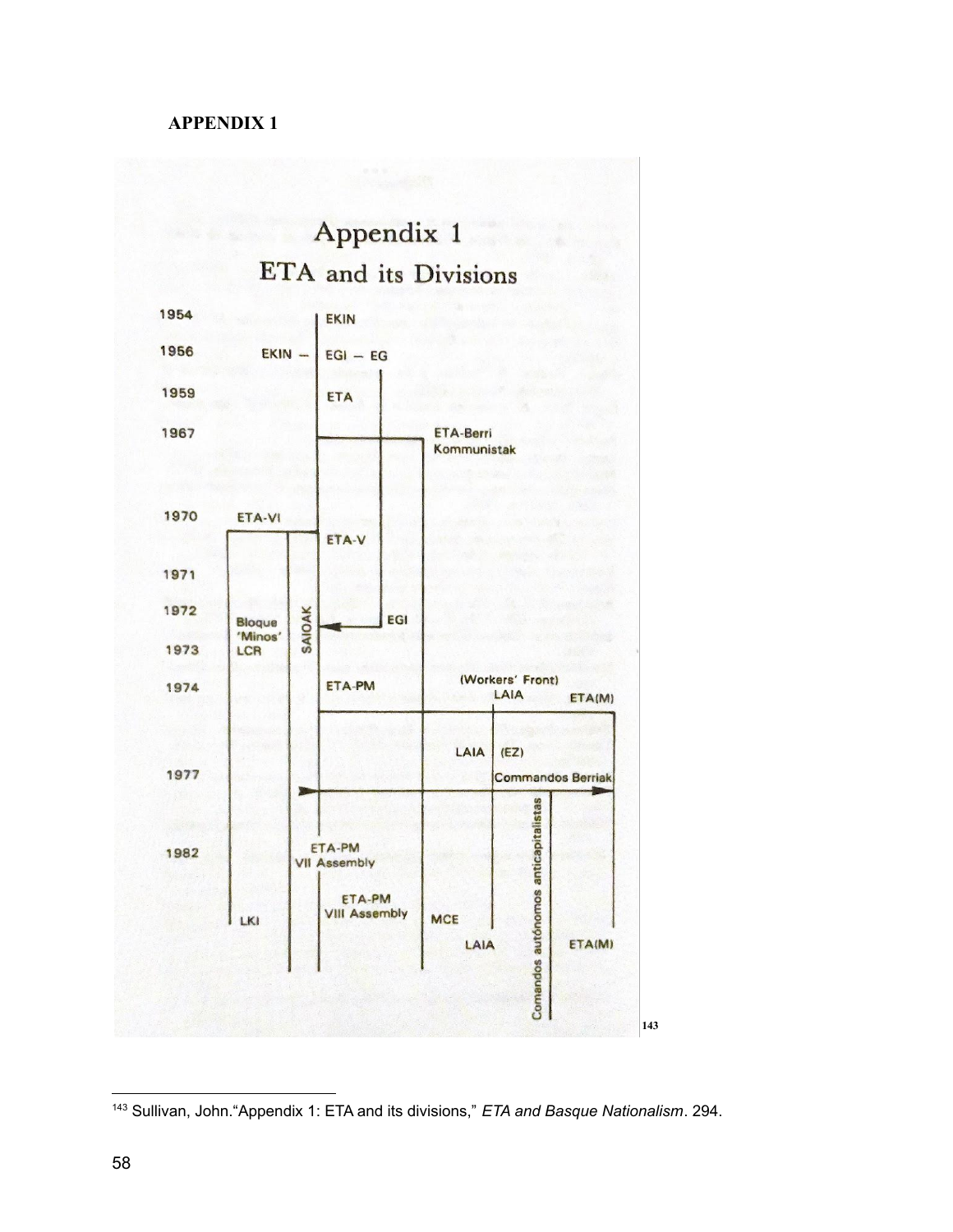**APPENDIX 1**

# Appendix 1

## ETA and its Divisions

1954 EKIN

1956 EKIN – EGI – EG

1959 ETA

1967 ETA-Berri Kommunistak

1970 ETA-VI ETA-V

1971

1972 Bloque 'Minos' SAIOAK EGI

1973 LCR

1974 ETA-PM (Workers' Front) LAIA ETA(M)

LAIA (EZ)

1977 Commandos Berriak

Comandos autónomos anticapitalistas

1982 ETA-PM VII Assembly

ETA-PM VIII Assembly

LKI MCE LAIA ETA(M)

143

---

[143] Sullivan, John."Appendix 1: ETA and its divisions," *ETA and Basque Nationalism*. 294.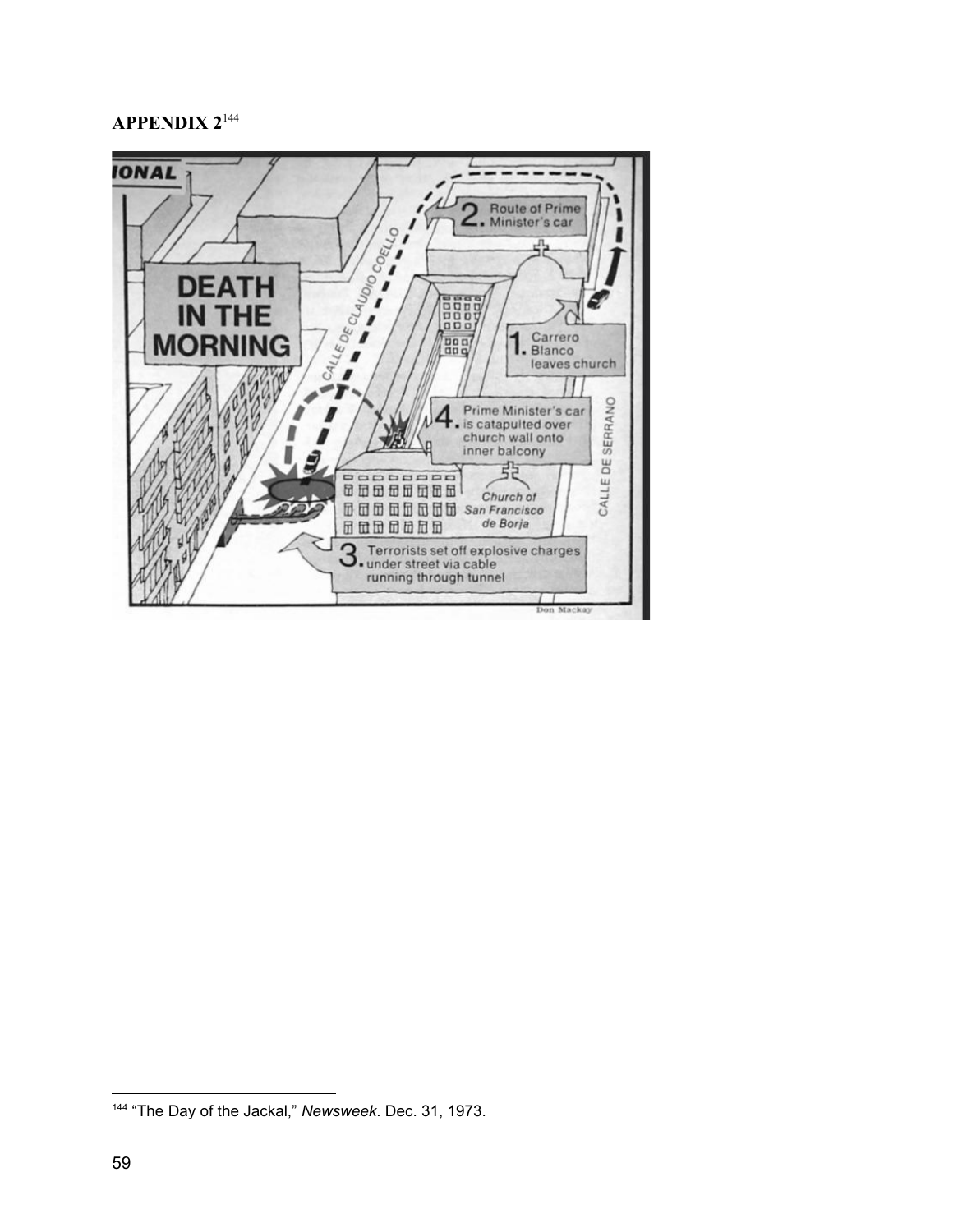**APPENDIX 2**[144]

[144] "The Day of the Jackal," *Newsweek*. Dec. 31, 1973.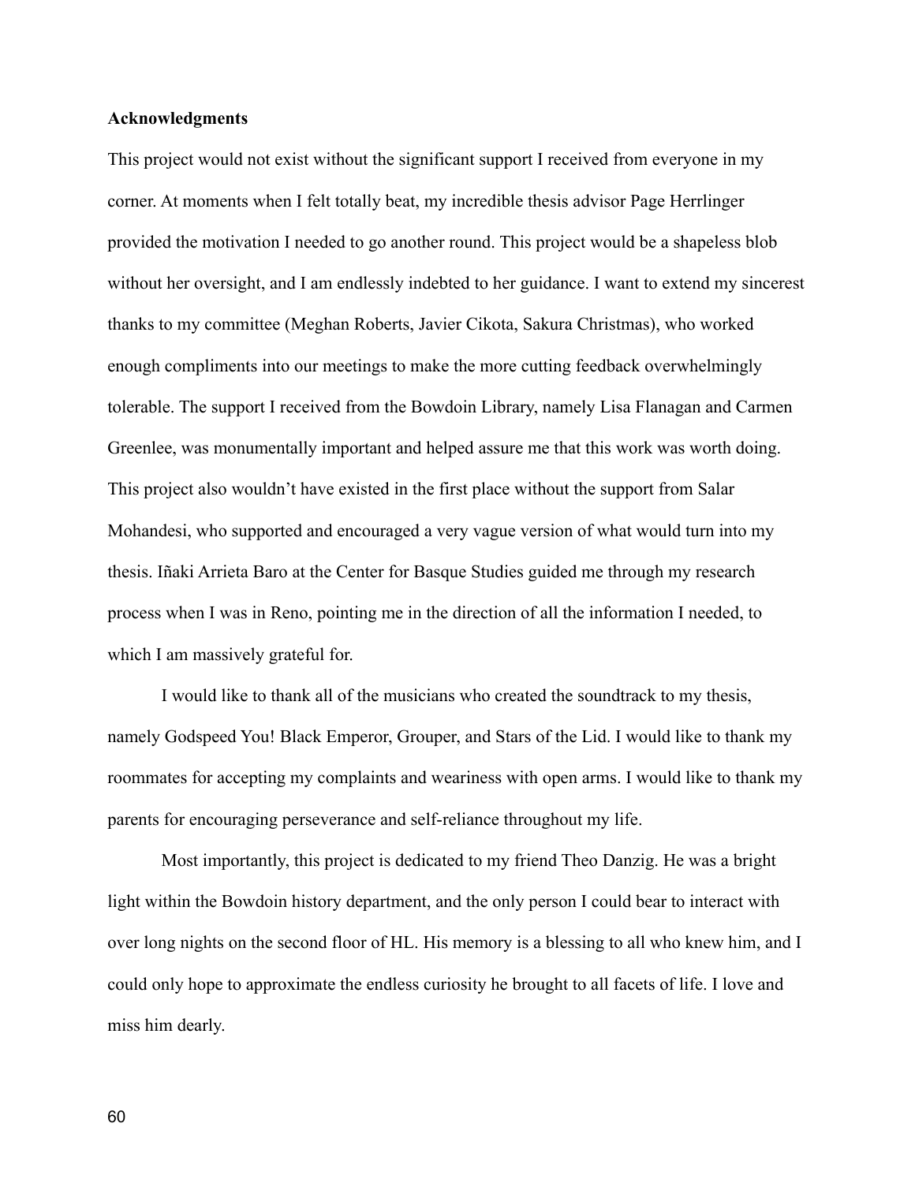**Acknowledgments**

This project would not exist without the significant support I received from everyone in my corner. At moments when I felt totally beat, my incredible thesis advisor Page Herrlinger provided the motivation I needed to go another round. This project would be a shapeless blob without her oversight, and I am endlessly indebted to her guidance. I want to extend my sincerest thanks to my committee (Meghan Roberts, Javier Cikota, Sakura Christmas), who worked enough compliments into our meetings to make the more cutting feedback overwhelmingly tolerable. The support I received from the Bowdoin Library, namely Lisa Flanagan and Carmen Greenlee, was monumentally important and helped assure me that this work was worth doing. This project also wouldn't have existed in the first place without the support from Salar Mohandesi, who supported and encouraged a very vague version of what would turn into my thesis. Iñaki Arrieta Baro at the Center for Basque Studies guided me through my research process when I was in Reno, pointing me in the direction of all the information I needed, to which I am massively grateful for.

I would like to thank all of the musicians who created the soundtrack to my thesis, namely Godspeed You! Black Emperor, Grouper, and Stars of the Lid. I would like to thank my roommates for accepting my complaints and weariness with open arms. I would like to thank my parents for encouraging perseverance and self-reliance throughout my life.

Most importantly, this project is dedicated to my friend Theo Danzig. He was a bright light within the Bowdoin history department, and the only person I could bear to interact with over long nights on the second floor of HL. His memory is a blessing to all who knew him, and I could only hope to approximate the endless curiosity he brought to all facets of life. I love and miss him dearly.